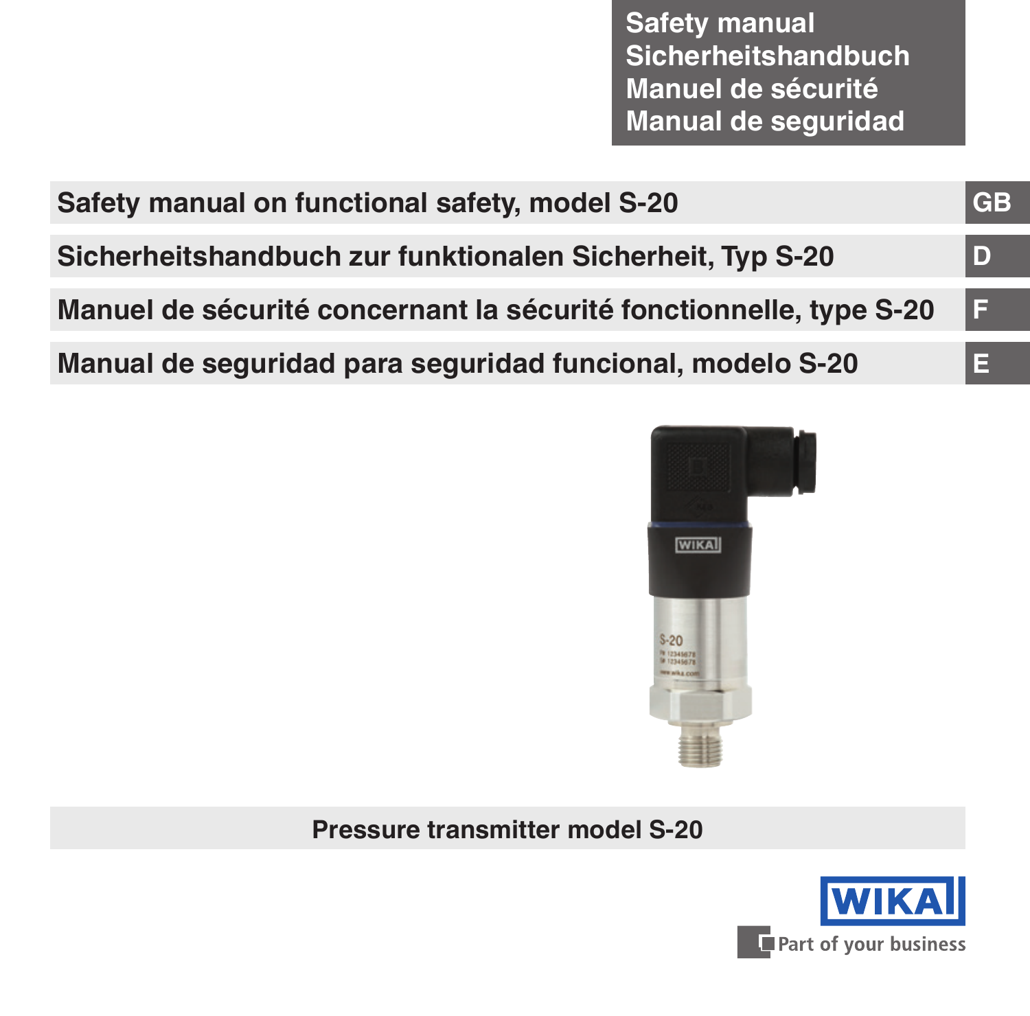**Safety manual**
**Sicherheitshandbuch**
**Manuel de sécurité**
**Manual de seguridad**

# Safety manual on functional safety, model S-20 — GB

# Sicherheitshandbuch zur funktionalen Sicherheit, Typ S-20 — D

# Manuel de sécurité concernant la sécurité fonctionnelle, type S-20 — F

# Manual de seguridad para seguridad funcional, modelo S-20 — E

**Pressure transmitter model S-20**

WIKA

Part of your business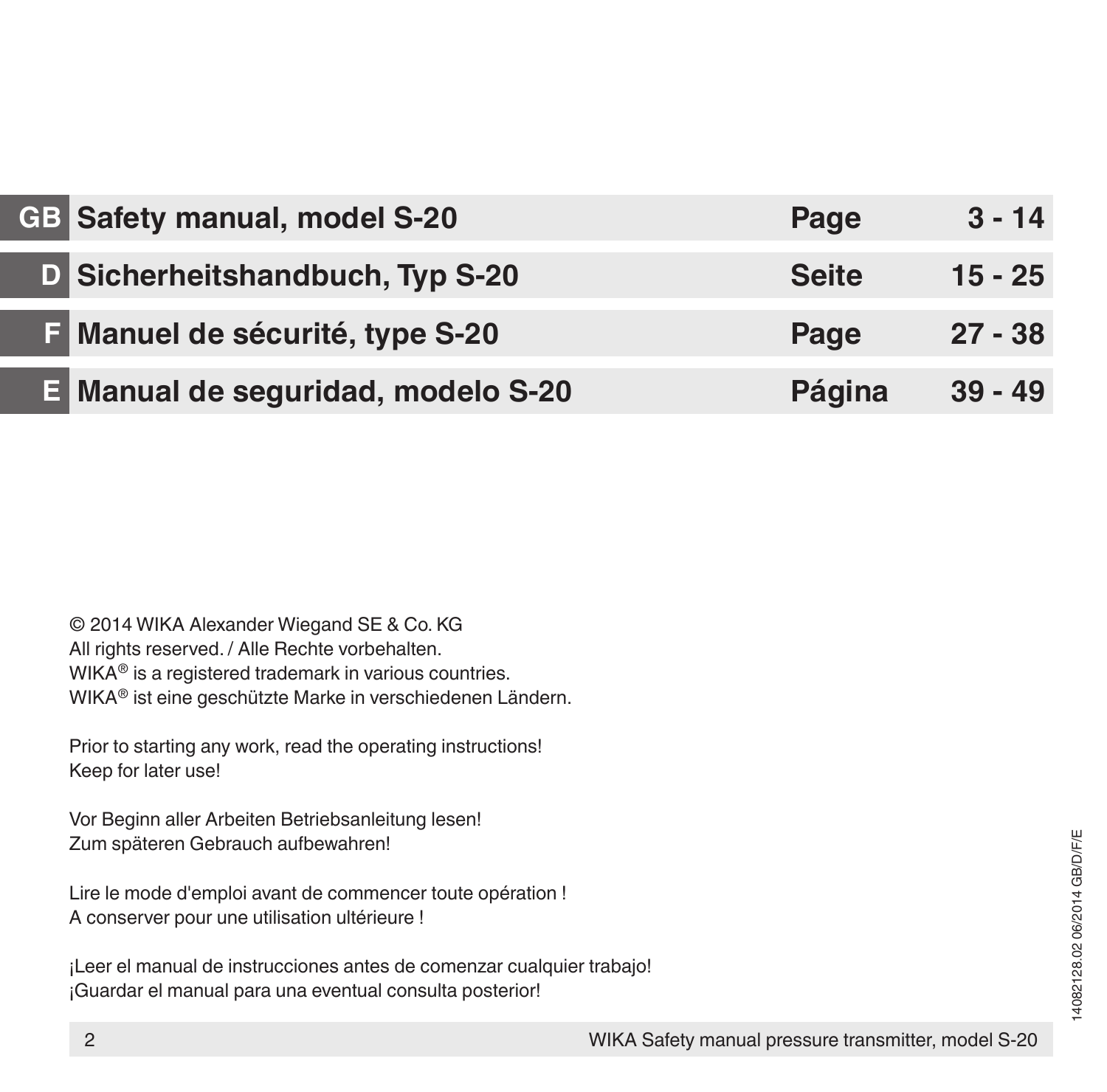| | | | |
|---|---|---|---|
| **GB** | **Safety manual, model S-20** | **Page** | **3 - 14** |
| **D** | **Sicherheitshandbuch, Typ S-20** | **Seite** | **15 - 25** |
| **F** | **Manuel de sécurité, type S-20** | **Page** | **27 - 38** |
| **E** | **Manual de seguridad, modelo S-20** | **Página** | **39 - 49** |

© 2014 WIKA Alexander Wiegand SE & Co. KG
All rights reserved. / Alle Rechte vorbehalten.
WIKA® is a registered trademark in various countries.
WIKA® ist eine geschützte Marke in verschiedenen Ländern.

Prior to starting any work, read the operating instructions!
Keep for later use!

Vor Beginn aller Arbeiten Betriebsanleitung lesen!
Zum späteren Gebrauch aufbewahren!

Lire le mode d'emploi avant de commencer toute opération !
A conserver pour une utilisation ultérieure !

¡Leer el manual de instrucciones antes de comenzar cualquier trabajo!
¡Guardar el manual para una eventual consulta posterior!

14082128.02 06/2014 GB/D/F/E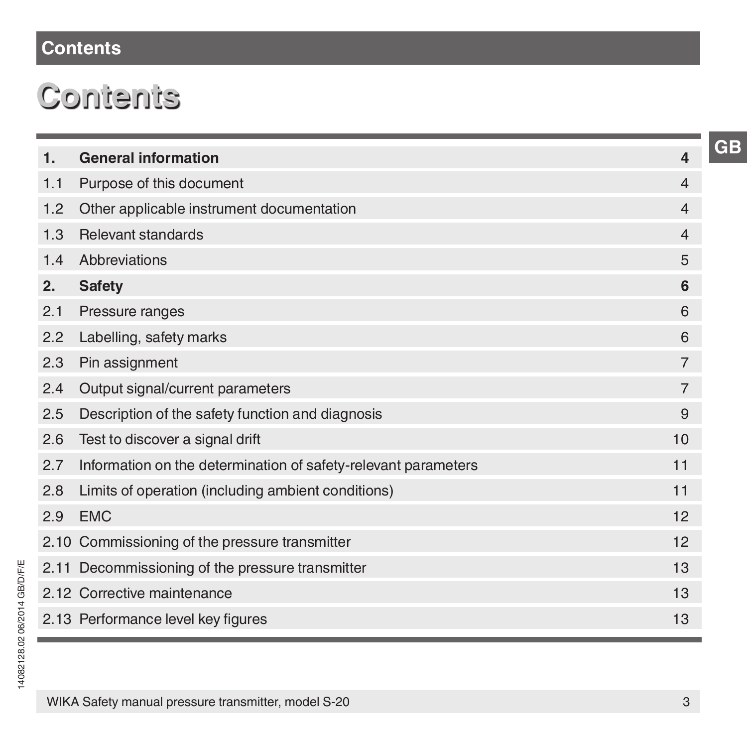# Contents

| | | |
|---|---|---|
| **1.** | **General information** | **4** |
| 1.1 | Purpose of this document | 4 |
| 1.2 | Other applicable instrument documentation | 4 |
| 1.3 | Relevant standards | 4 |
| 1.4 | Abbreviations | 5 |
| **2.** | **Safety** | **6** |
| 2.1 | Pressure ranges | 6 |
| 2.2 | Labelling, safety marks | 6 |
| 2.3 | Pin assignment | 7 |
| 2.4 | Output signal/current parameters | 7 |
| 2.5 | Description of the safety function and diagnosis | 9 |
| 2.6 | Test to discover a signal drift | 10 |
| 2.7 | Information on the determination of safety-relevant parameters | 11 |
| 2.8 | Limits of operation (including ambient conditions) | 11 |
| 2.9 | EMC | 12 |
| 2.10 | Commissioning of the pressure transmitter | 12 |
| 2.11 | Decommissioning of the pressure transmitter | 13 |
| 2.12 | Corrective maintenance | 13 |
| 2.13 | Performance level key figures | 13 |

14082128.02 06/2014 GB/D/F/E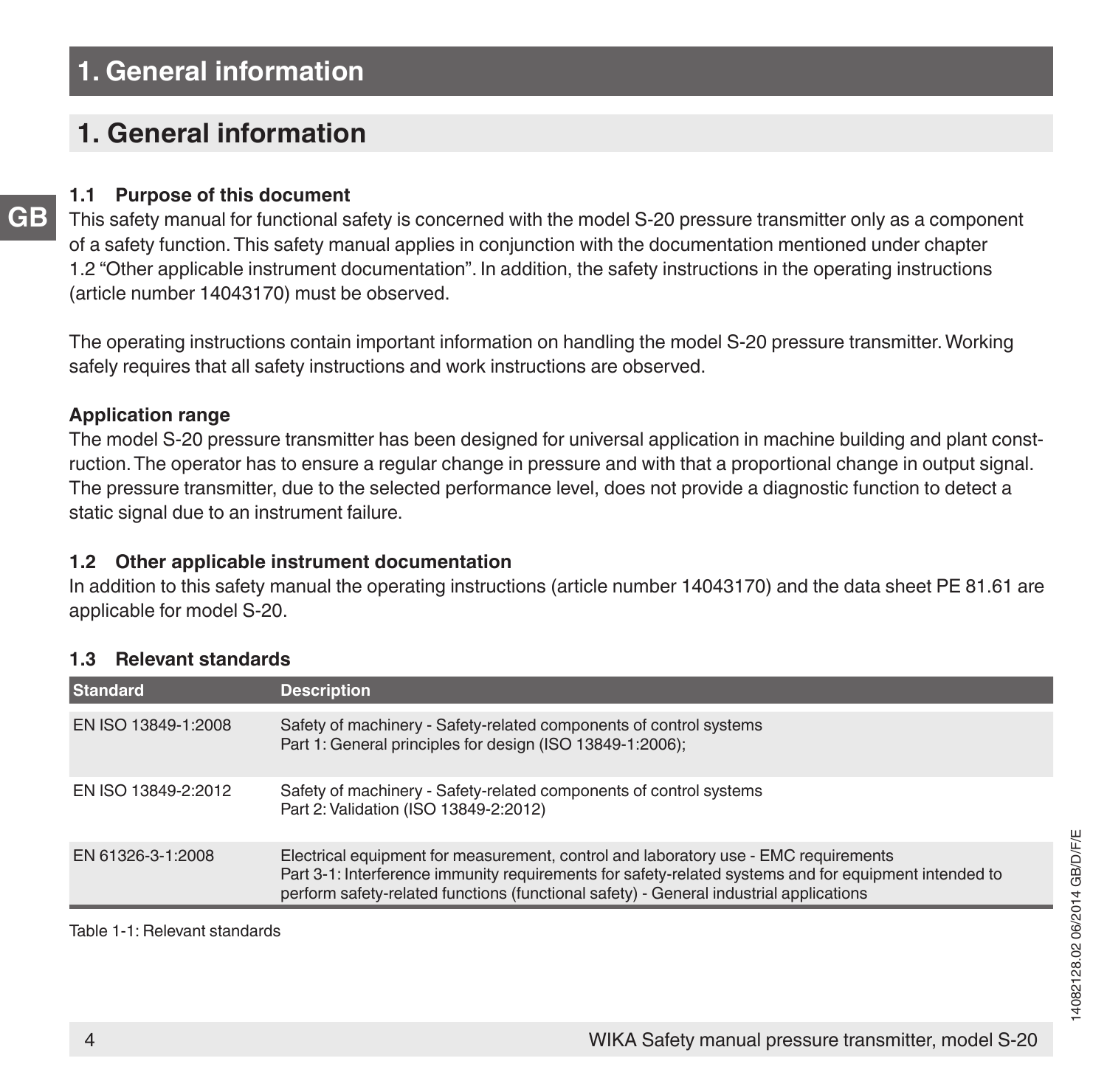# 1. General information

### 1.1 Purpose of this document

This safety manual for functional safety is concerned with the model S-20 pressure transmitter only as a component of a safety function. This safety manual applies in conjunction with the documentation mentioned under chapter 1.2 "Other applicable instrument documentation". In addition, the safety instructions in the operating instructions (article number 14043170) must be observed.

The operating instructions contain important information on handling the model S-20 pressure transmitter. Working safely requires that all safety instructions and work instructions are observed.

**Application range**

The model S-20 pressure transmitter has been designed for universal application in machine building and plant construction. The operator has to ensure a regular change in pressure and with that a proportional change in output signal. The pressure transmitter, due to the selected performance level, does not provide a diagnostic function to detect a static signal due to an instrument failure.

### 1.2 Other applicable instrument documentation

In addition to this safety manual the operating instructions (article number 14043170) and the data sheet PE 81.61 are applicable for model S-20.

### 1.3 Relevant standards

| Standard | Description |
|---|---|
| EN ISO 13849-1:2008 | Safety of machinery - Safety-related components of control systems<br>Part 1: General principles for design (ISO 13849-1:2006); |
| EN ISO 13849-2:2012 | Safety of machinery - Safety-related components of control systems<br>Part 2: Validation (ISO 13849-2:2012) |
| EN 61326-3-1:2008 | Electrical equipment for measurement, control and laboratory use - EMC requirements<br>Part 3-1: Interference immunity requirements for safety-related systems and for equipment intended to perform safety-related functions (functional safety) - General industrial applications |

Table 1-1: Relevant standards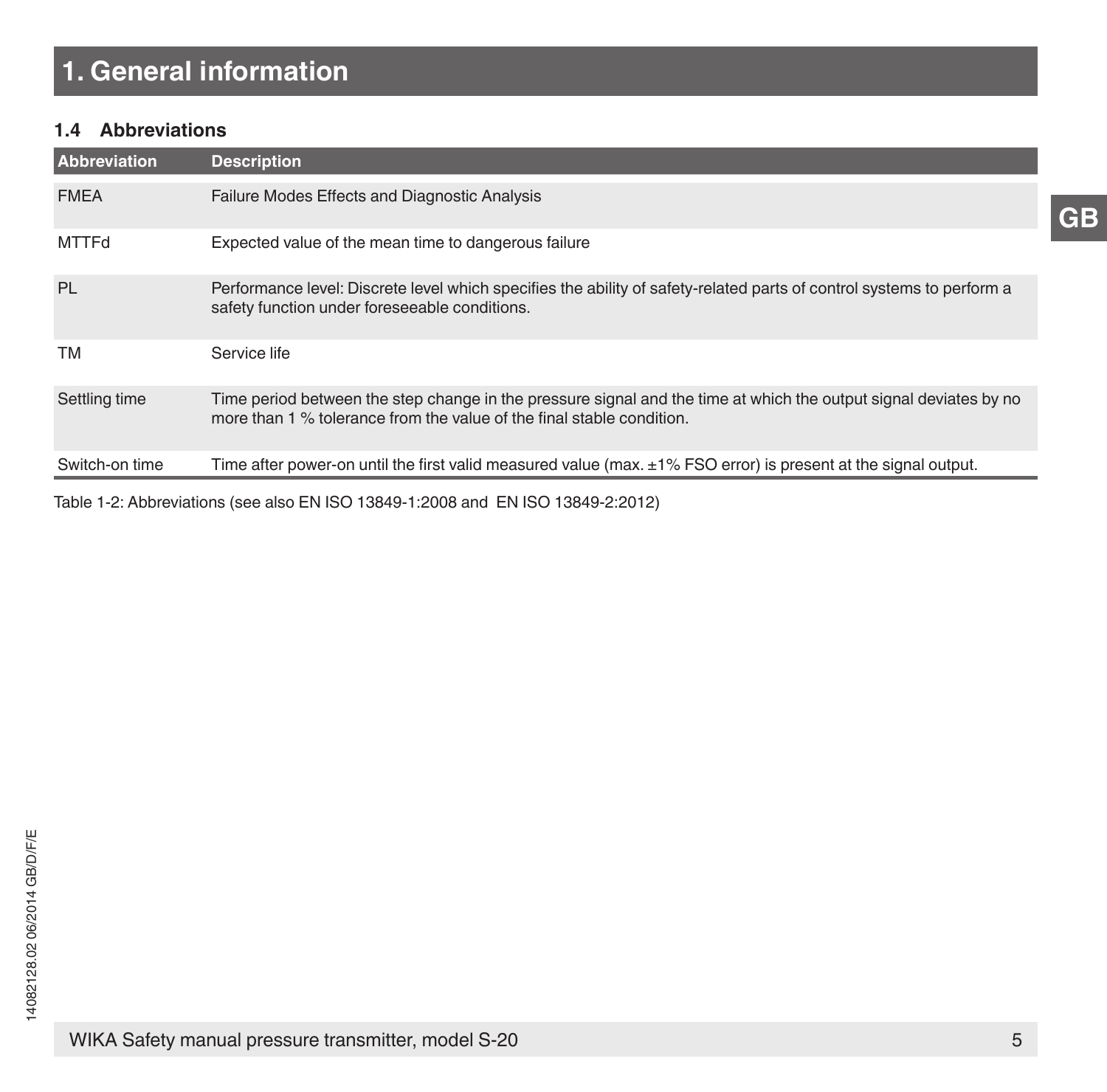# 1. General information

## 1.4 Abbreviations

| Abbreviation | Description |
|---|---|
| FMEA | Failure Modes Effects and Diagnostic Analysis |
| MTTFd | Expected value of the mean time to dangerous failure |
| PL | Performance level: Discrete level which specifies the ability of safety-related parts of control systems to perform a safety function under foreseeable conditions. |
| TM | Service life |
| Settling time | Time period between the step change in the pressure signal and the time at which the output signal deviates by no more than 1 % tolerance from the value of the final stable condition. |
| Switch-on time | Time after power-on until the first valid measured value (max. ±1% FSO error) is present at the signal output. |

Table 1-2: Abbreviations (see also EN ISO 13849-1:2008 and EN ISO 13849-2:2012)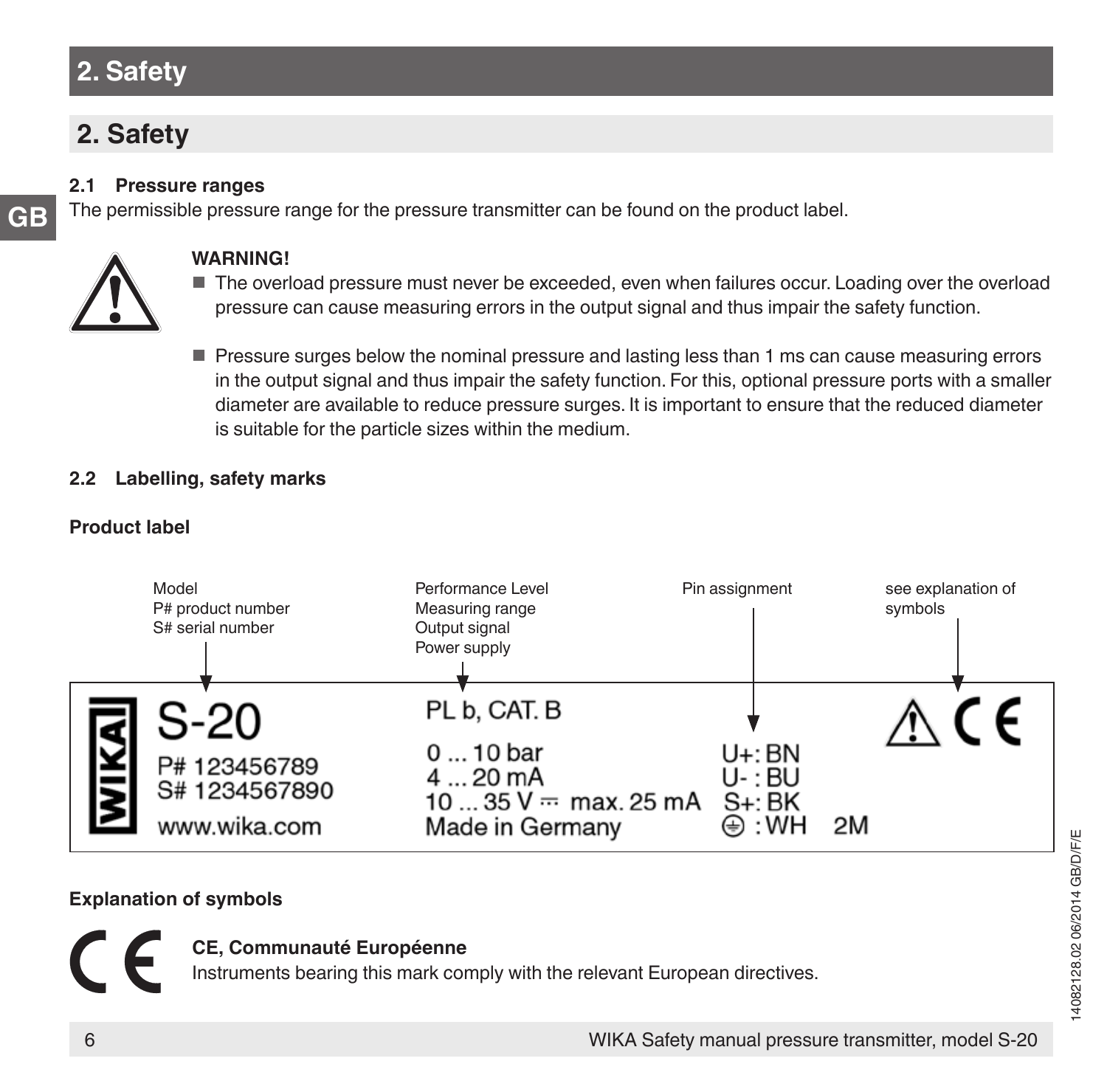# 2. Safety

## 2.1 Pressure ranges

The permissible pressure range for the pressure transmitter can be found on the product label.

**WARNING!**

- The overload pressure must never be exceeded, even when failures occur. Loading over the overload pressure can cause measuring errors in the output signal and thus impair the safety function.
- Pressure surges below the nominal pressure and lasting less than 1 ms can cause measuring errors in the output signal and thus impair the safety function. For this, optional pressure ports with a smaller diameter are available to reduce pressure surges. It is important to ensure that the reduced diameter is suitable for the particle sizes within the medium.

## 2.2 Labelling, safety marks

**Product label**

Model
P# product number
S# serial number

Performance Level
Measuring range
Output signal
Power supply

Pin assignment

see explanation of symbols

WIKA
S-20
P# 123456789
S# 1234567890
www.wika.com

PL b, CAT. B
0 ... 10 bar
4 ... 20 mA
10 ... 35 V ⎓ max. 25 mA
Made in Germany

U+: BN
U- : BU
S+: BK
⏚ : WH 2M

⚠ CE

**Explanation of symbols**

**CE, Communauté Européenne**
Instruments bearing this mark comply with the relevant European directives.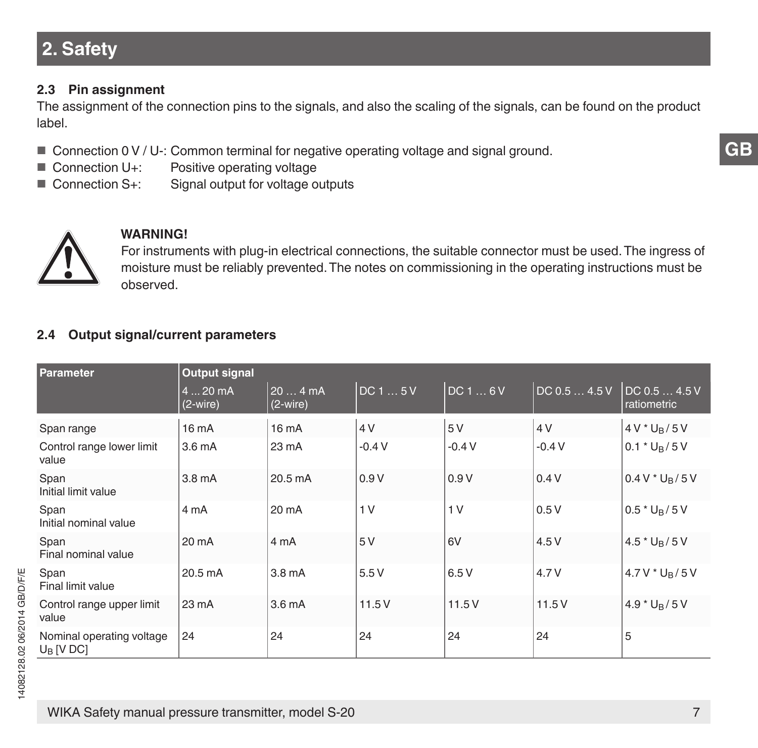# 2. Safety

### 2.3 Pin assignment

The assignment of the connection pins to the signals, and also the scaling of the signals, can be found on the product label.

- Connection 0 V / U-: Common terminal for negative operating voltage and signal ground.
- Connection U+: Positive operating voltage
- Connection S+: Signal output for voltage outputs

**WARNING!**
For instruments with plug-in electrical connections, the suitable connector must be used. The ingress of moisture must be reliably prevented. The notes on commissioning in the operating instructions must be observed.

### 2.4 Output signal/current parameters

| Parameter | Output signal | | | | | |
|---|---|---|---|---|---|---|
| | 4 ... 20 mA (2-wire) | 20 … 4 mA (2-wire) | DC 1 … 5 V | DC 1 … 6 V | DC 0.5 … 4.5 V | DC 0.5 … 4.5 V ratiometric |
| Span range | 16 mA | 16 mA | 4 V | 5 V | 4 V | 4 V * $U_B$ / 5 V |
| Control range lower limit value | 3.6 mA | 23 mA | -0.4 V | -0.4 V | -0.4 V | 0.1 * $U_B$ / 5 V |
| Span Initial limit value | 3.8 mA | 20.5 mA | 0.9 V | 0.9 V | 0.4 V | 0.4 V * $U_B$ / 5 V |
| Span Initial nominal value | 4 mA | 20 mA | 1 V | 1 V | 0.5 V | 0.5 * $U_B$ / 5 V |
| Span Final nominal value | 20 mA | 4 mA | 5 V | 6V | 4.5 V | 4.5 * $U_B$ / 5 V |
| Span Final limit value | 20.5 mA | 3.8 mA | 5.5 V | 6.5 V | 4.7 V | 4.7 V * $U_B$ / 5 V |
| Control range upper limit value | 23 mA | 3.6 mA | 11.5 V | 11.5 V | 11.5 V | 4.9 * $U_B$ / 5 V |
| Nominal operating voltage $U_B$ [V DC] | 24 | 24 | 24 | 24 | 24 | 5 |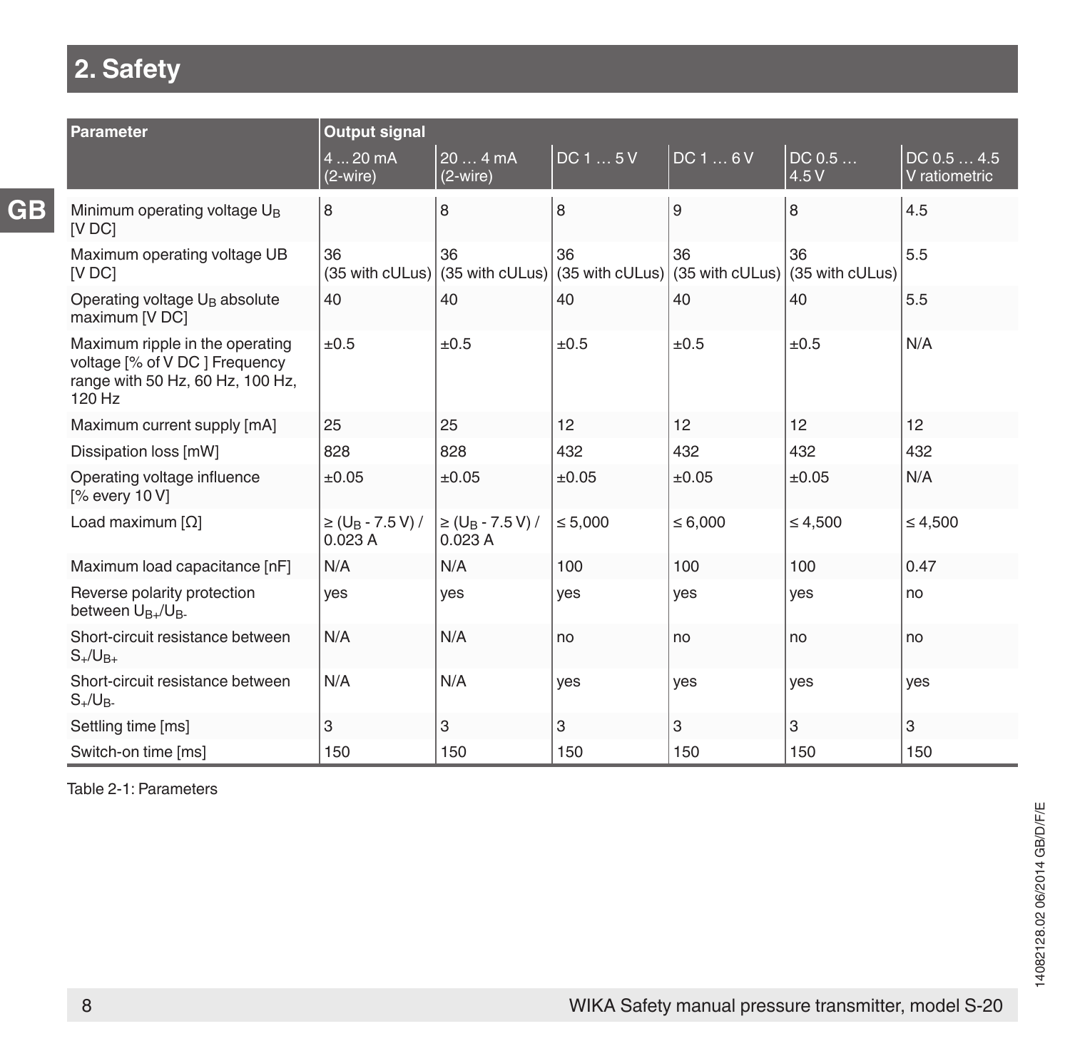## 2. Safety

| Parameter | Output signal | | | | | |
|---|---|---|---|---|---|---|
| | 4 ... 20 mA (2-wire) | 20 … 4 mA (2-wire) | DC 1 … 5 V | DC 1 … 6 V | DC 0.5 … 4.5 V | DC 0.5 … 4.5 V ratiometric |
| Minimum operating voltage $U_B$ [V DC] | 8 | 8 | 8 | 9 | 8 | 4.5 |
| Maximum operating voltage UB [V DC] | 36 (35 with cULus) | 36 (35 with cULus) | 36 (35 with cULus) | 36 (35 with cULus) | 36 (35 with cULus) | 5.5 |
| Operating voltage $U_B$ absolute maximum [V DC] | 40 | 40 | 40 | 40 | 40 | 5.5 |
| Maximum ripple in the operating voltage [% of V DC ] Frequency range with 50 Hz, 60 Hz, 100 Hz, 120 Hz | ±0.5 | ±0.5 | ±0.5 | ±0.5 | ±0.5 | N/A |
| Maximum current supply [mA] | 25 | 25 | 12 | 12 | 12 | 12 |
| Dissipation loss [mW] | 828 | 828 | 432 | 432 | 432 | 432 |
| Operating voltage influence [% every 10 V] | ±0.05 | ±0.05 | ±0.05 | ±0.05 | ±0.05 | N/A |
| Load maximum [Ω] | ≥ ($U_B$ - 7.5 V) / 0.023 A | ≥ ($U_B$ - 7.5 V) / 0.023 A | ≤ 5,000 | ≤ 6,000 | ≤ 4,500 | ≤ 4,500 |
| Maximum load capacitance [nF] | N/A | N/A | 100 | 100 | 100 | 0.47 |
| Reverse polarity protection between $U_{B+}/U_{B-}$ | yes | yes | yes | yes | yes | no |
| Short-circuit resistance between $S_+/U_{B+}$ | N/A | N/A | no | no | no | no |
| Short-circuit resistance between $S_+/U_{B-}$ | N/A | N/A | yes | yes | yes | yes |
| Settling time [ms] | 3 | 3 | 3 | 3 | 3 | 3 |
| Switch-on time [ms] | 150 | 150 | 150 | 150 | 150 | 150 |

Table 2-1: Parameters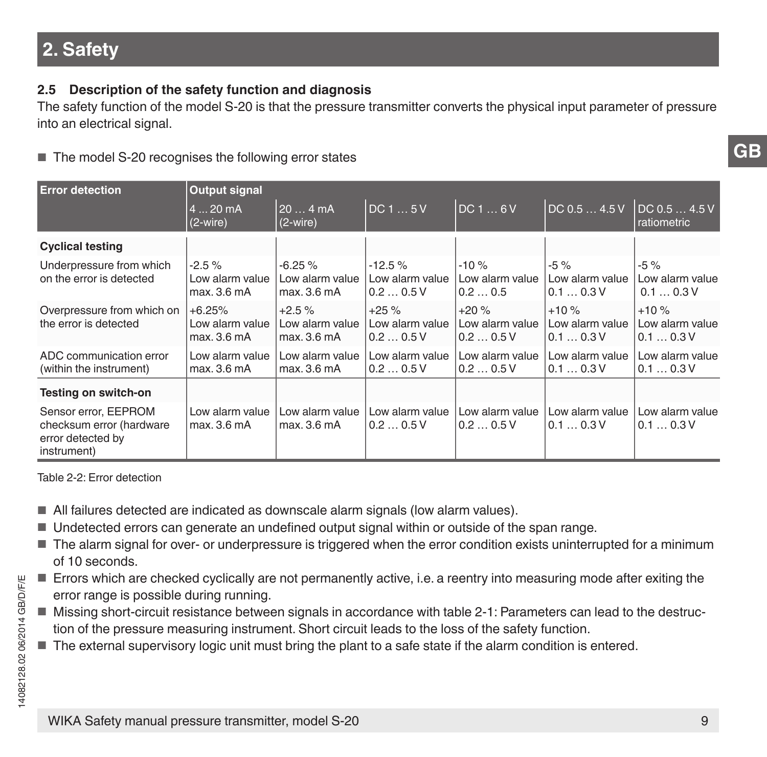# 2. Safety

### 2.5 Description of the safety function and diagnosis

The safety function of the model S-20 is that the pressure transmitter converts the physical input parameter of pressure into an electrical signal.

- The model S-20 recognises the following error states

| Error detection | Output signal | | | | | |
|---|---|---|---|---|---|---|
| | 4 ... 20 mA (2-wire) | 20 … 4 mA (2-wire) | DC 1 … 5 V | DC 1 … 6 V | DC 0.5 … 4.5 V | DC 0.5 … 4.5 V ratiometric |
| **Cyclical testing** | | | | | | |
| Underpressure from which on the error is detected | -2.5 % Low alarm value max. 3.6 mA | -6.25 % Low alarm value max. 3.6 mA | -12.5 % Low alarm value 0.2 … 0.5 V | -10 % Low alarm value 0.2 … 0.5 | -5 % Low alarm value 0.1 … 0.3 V | -5 % Low alarm value 0.1 … 0.3 V |
| Overpressure from which on the error is detected | +6.25% Low alarm value max. 3.6 mA | +2.5 % Low alarm value max. 3.6 mA | +25 % Low alarm value 0.2 … 0.5 V | +20 % Low alarm value 0.2 … 0.5 V | +10 % Low alarm value 0.1 … 0.3 V | +10 % Low alarm value 0.1 … 0.3 V |
| ADC communication error (within the instrument) | Low alarm value max. 3.6 mA | Low alarm value max. 3.6 mA | Low alarm value 0.2 … 0.5 V | Low alarm value 0.2 … 0.5 V | Low alarm value 0.1 … 0.3 V | Low alarm value 0.1 … 0.3 V |
| **Testing on switch-on** | | | | | | |
| Sensor error, EEPROM checksum error (hardware error detected by instrument) | Low alarm value max. 3.6 mA | Low alarm value max. 3.6 mA | Low alarm value 0.2 … 0.5 V | Low alarm value 0.2 … 0.5 V | Low alarm value 0.1 … 0.3 V | Low alarm value 0.1 … 0.3 V |

Table 2-2: Error detection

- All failures detected are indicated as downscale alarm signals (low alarm values).
- Undetected errors can generate an undefined output signal within or outside of the span range.
- The alarm signal for over- or underpressure is triggered when the error condition exists uninterrupted for a minimum of 10 seconds.
- Errors which are checked cyclically are not permanently active, i.e. a reentry into measuring mode after exiting the error range is possible during running.
- Missing short-circuit resistance between signals in accordance with table 2-1: Parameters can lead to the destruction of the pressure measuring instrument. Short circuit leads to the loss of the safety function.
- The external supervisory logic unit must bring the plant to a safe state if the alarm condition is entered.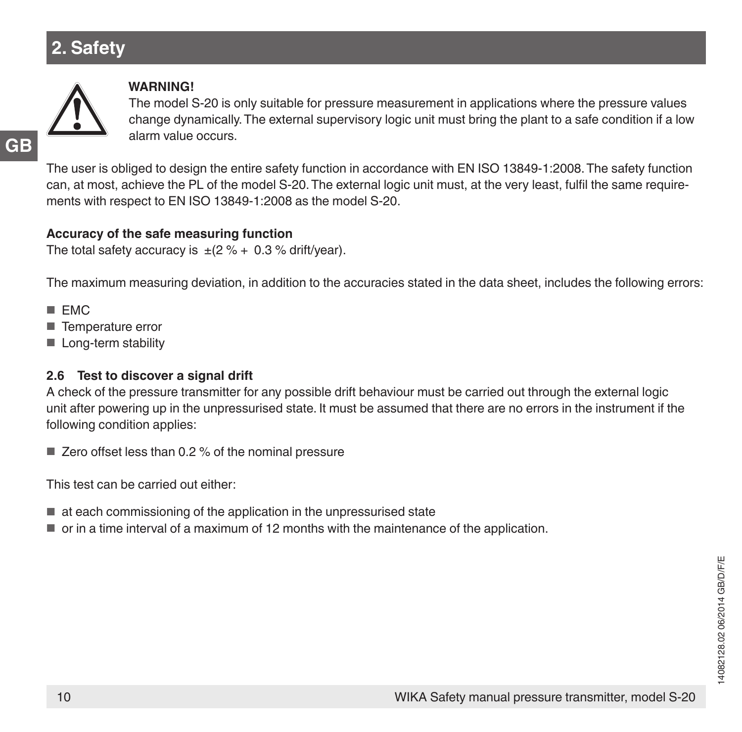## 2. Safety

**WARNING!**
The model S-20 is only suitable for pressure measurement in applications where the pressure values change dynamically. The external supervisory logic unit must bring the plant to a safe condition if a low alarm value occurs.

The user is obliged to design the entire safety function in accordance with EN ISO 13849-1:2008. The safety function can, at most, achieve the PL of the model S-20. The external logic unit must, at the very least, fulfil the same requirements with respect to EN ISO 13849-1:2008 as the model S-20.

**Accuracy of the safe measuring function**
The total safety accuracy is ±(2 % + 0.3 % drift/year).

The maximum measuring deviation, in addition to the accuracies stated in the data sheet, includes the following errors:

- EMC
- Temperature error
- Long-term stability

### 2.6 Test to discover a signal drift

A check of the pressure transmitter for any possible drift behaviour must be carried out through the external logic unit after powering up in the unpressurised state. It must be assumed that there are no errors in the instrument if the following condition applies:

- Zero offset less than 0.2 % of the nominal pressure

This test can be carried out either:

- at each commissioning of the application in the unpressurised state
- or in a time interval of a maximum of 12 months with the maintenance of the application.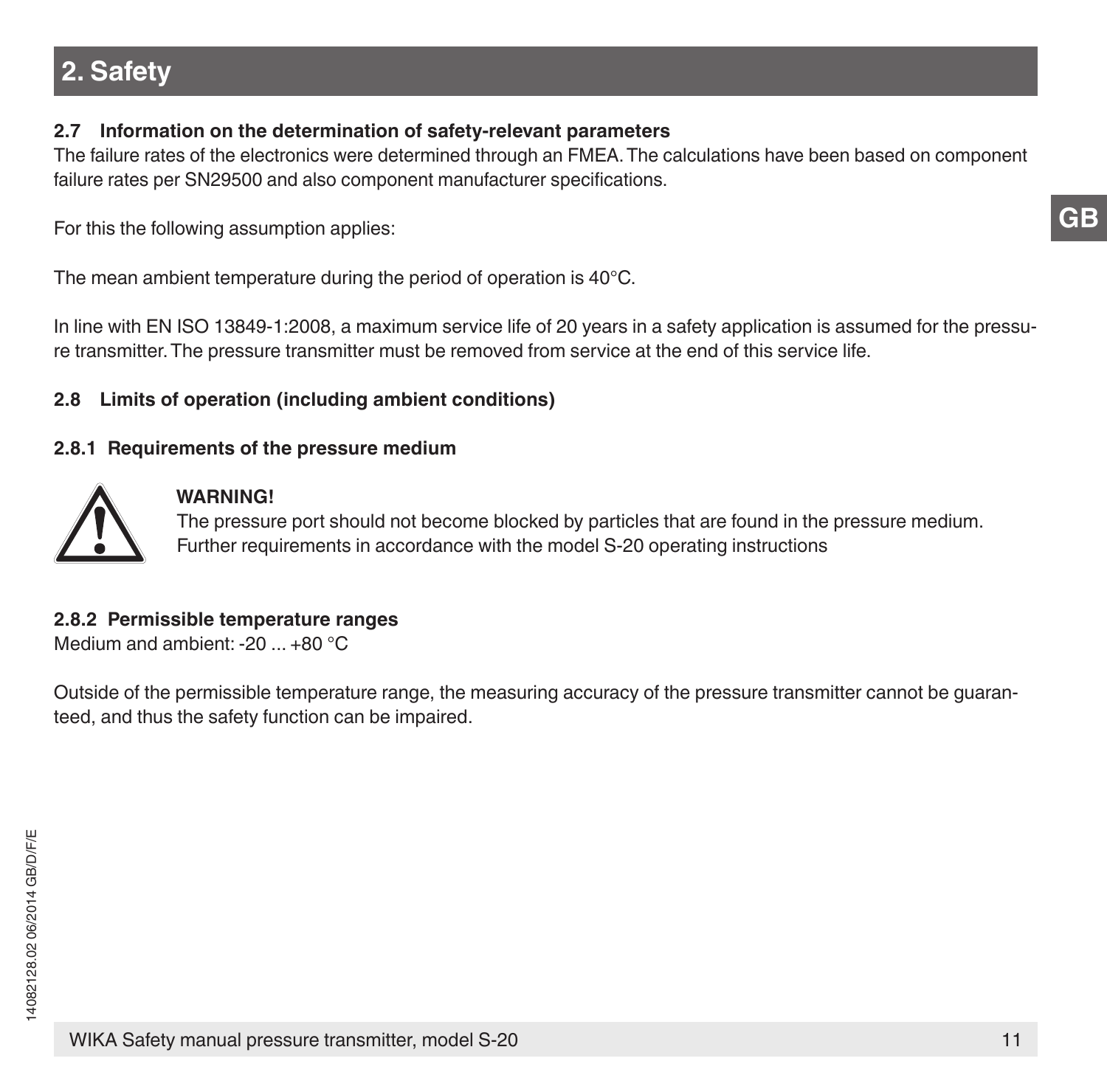## 2. Safety

### 2.7 Information on the determination of safety-relevant parameters

The failure rates of the electronics were determined through an FMEA. The calculations have been based on component failure rates per SN29500 and also component manufacturer specifications.

For this the following assumption applies:

The mean ambient temperature during the period of operation is 40°C.

In line with EN ISO 13849-1:2008, a maximum service life of 20 years in a safety application is assumed for the pressure transmitter. The pressure transmitter must be removed from service at the end of this service life.

### 2.8 Limits of operation (including ambient conditions)

#### 2.8.1 Requirements of the pressure medium

**WARNING!**
The pressure port should not become blocked by particles that are found in the pressure medium.
Further requirements in accordance with the model S-20 operating instructions

#### 2.8.2 Permissible temperature ranges

Medium and ambient: -20 ... +80 °C

Outside of the permissible temperature range, the measuring accuracy of the pressure transmitter cannot be guaranteed, and thus the safety function can be impaired.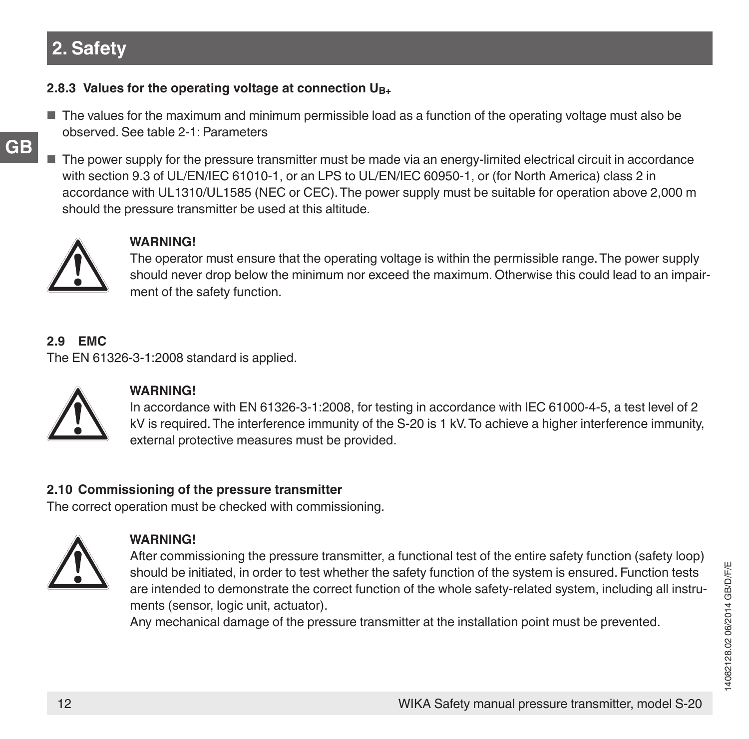## 2. Safety

### 2.8.3 Values for the operating voltage at connection $U_{B+}$

- The values for the maximum and minimum permissible load as a function of the operating voltage must also be observed. See table 2-1: Parameters
- The power supply for the pressure transmitter must be made via an energy-limited electrical circuit in accordance with section 9.3 of UL/EN/IEC 61010-1, or an LPS to UL/EN/IEC 60950-1, or (for North America) class 2 in accordance with UL1310/UL1585 (NEC or CEC). The power supply must be suitable for operation above 2,000 m should the pressure transmitter be used at this altitude.

**WARNING!**
The operator must ensure that the operating voltage is within the permissible range. The power supply should never drop below the minimum nor exceed the maximum. Otherwise this could lead to an impairment of the safety function.

### 2.9 EMC

The EN 61326-3-1:2008 standard is applied.

**WARNING!**
In accordance with EN 61326-3-1:2008, for testing in accordance with IEC 61000-4-5, a test level of 2 kV is required. The interference immunity of the S-20 is 1 kV. To achieve a higher interference immunity, external protective measures must be provided.

### 2.10 Commissioning of the pressure transmitter

The correct operation must be checked with commissioning.

**WARNING!**
After commissioning the pressure transmitter, a functional test of the entire safety function (safety loop) should be initiated, in order to test whether the safety function of the system is ensured. Function tests are intended to demonstrate the correct function of the whole safety-related system, including all instruments (sensor, logic unit, actuator).
Any mechanical damage of the pressure transmitter at the installation point must be prevented.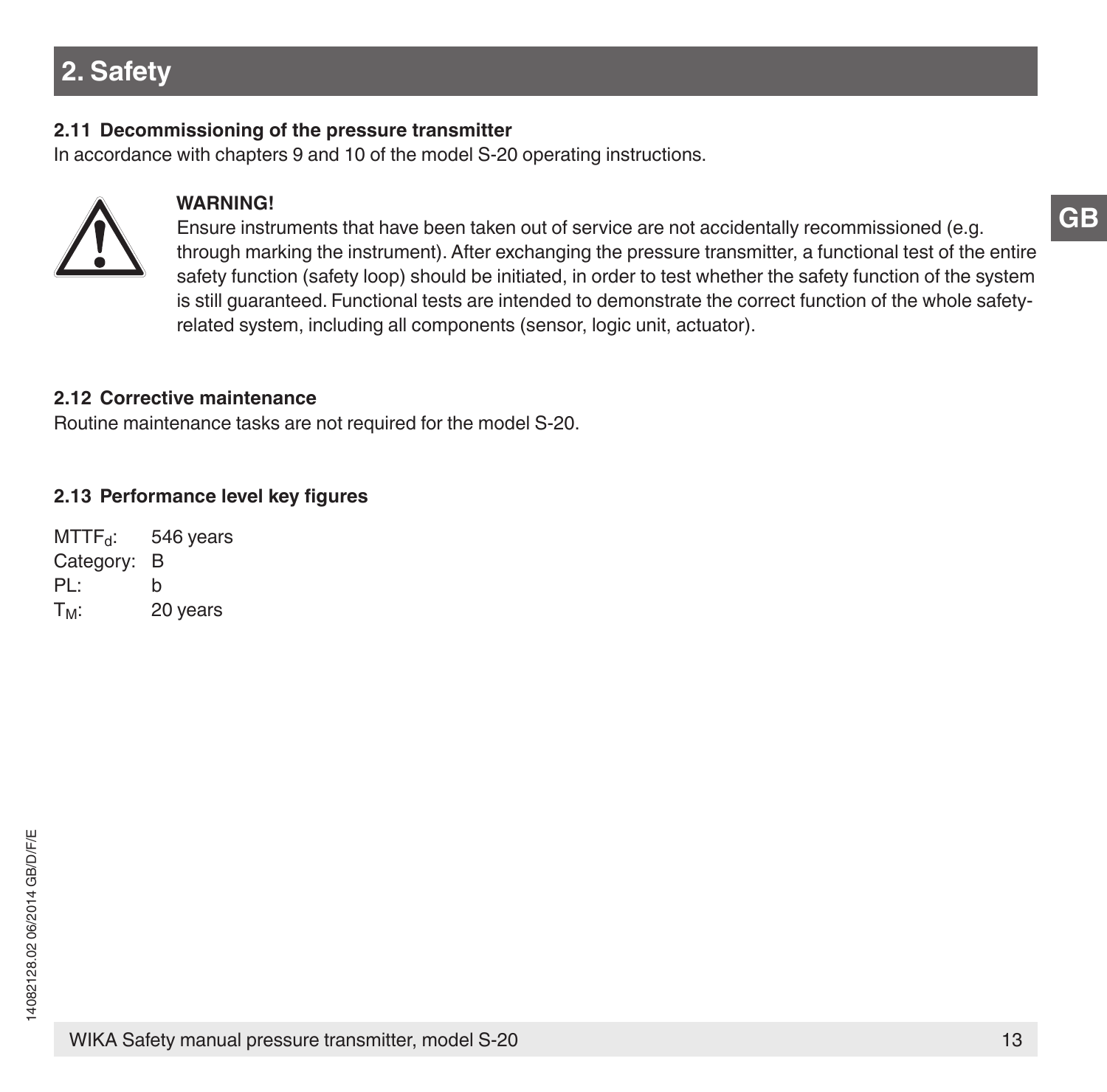## 2. Safety

### 2.11 Decommissioning of the pressure transmitter

In accordance with chapters 9 and 10 of the model S-20 operating instructions.

**WARNING!**
Ensure instruments that have been taken out of service are not accidentally recommissioned (e.g. through marking the instrument). After exchanging the pressure transmitter, a functional test of the entire safety function (safety loop) should be initiated, in order to test whether the safety function of the system is still guaranteed. Functional tests are intended to demonstrate the correct function of the whole safety-related system, including all components (sensor, logic unit, actuator).

### 2.12 Corrective maintenance

Routine maintenance tasks are not required for the model S-20.

### 2.13 Performance level key figures

$MTTF_d$: 546 years
Category: B
PL: b
$T_M$: 20 years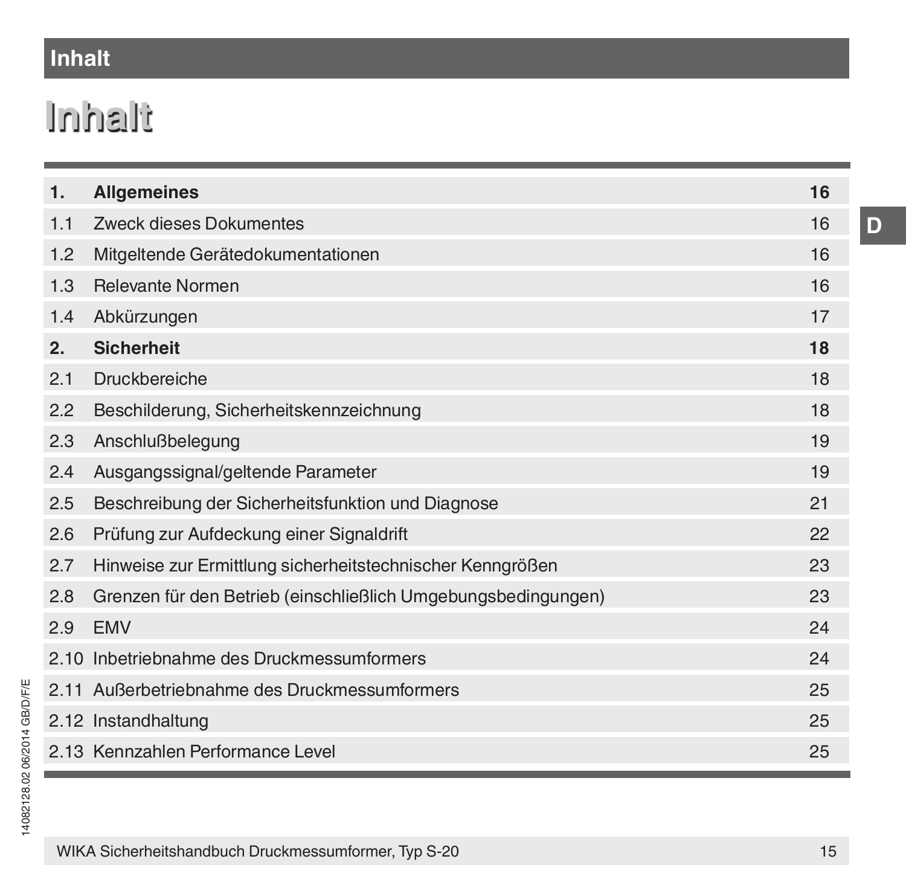# Inhalt

| | | |
|---|---|---|
| **1.** | **Allgemeines** | **16** |
| 1.1 | Zweck dieses Dokumentes | 16 |
| 1.2 | Mitgeltende Gerätedokumentationen | 16 |
| 1.3 | Relevante Normen | 16 |
| 1.4 | Abkürzungen | 17 |
| **2.** | **Sicherheit** | **18** |
| 2.1 | Druckbereiche | 18 |
| 2.2 | Beschilderung, Sicherheitskennzeichnung | 18 |
| 2.3 | Anschlußbelegung | 19 |
| 2.4 | Ausgangssignal/geltende Parameter | 19 |
| 2.5 | Beschreibung der Sicherheitsfunktion und Diagnose | 21 |
| 2.6 | Prüfung zur Aufdeckung einer Signaldrift | 22 |
| 2.7 | Hinweise zur Ermittlung sicherheitstechnischer Kenngrößen | 23 |
| 2.8 | Grenzen für den Betrieb (einschließlich Umgebungsbedingungen) | 23 |
| 2.9 | EMV | 24 |
| 2.10 | Inbetriebnahme des Druckmessumformers | 24 |
| 2.11 | Außerbetriebnahme des Druckmessumformers | 25 |
| 2.12 | Instandhaltung | 25 |
| 2.13 | Kennzahlen Performance Level | 25 |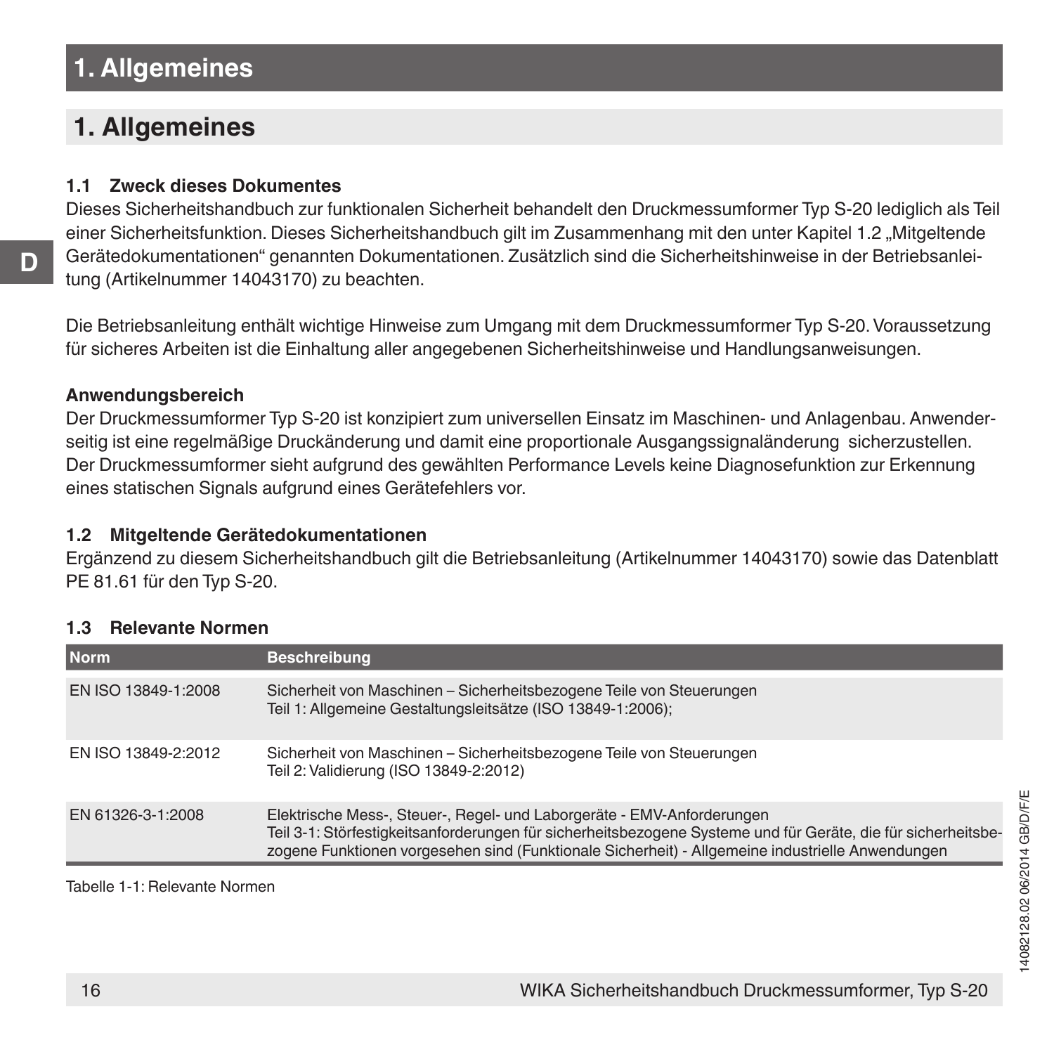# 1. Allgemeines

## 1. Allgemeines

### 1.1 Zweck dieses Dokumentes

Dieses Sicherheitshandbuch zur funktionalen Sicherheit behandelt den Druckmessumformer Typ S-20 lediglich als Teil einer Sicherheitsfunktion. Dieses Sicherheitshandbuch gilt im Zusammenhang mit den unter Kapitel 1.2 „Mitgeltende Gerätedokumentationen" genannten Dokumentationen. Zusätzlich sind die Sicherheitshinweise in der Betriebsanleitung (Artikelnummer 14043170) zu beachten.

Die Betriebsanleitung enthält wichtige Hinweise zum Umgang mit dem Druckmessumformer Typ S-20. Voraussetzung für sicheres Arbeiten ist die Einhaltung aller angegebenen Sicherheitshinweise und Handlungsanweisungen.

**Anwendungsbereich**

Der Druckmessumformer Typ S-20 ist konzipiert zum universellen Einsatz im Maschinen- und Anlagenbau. Anwenderseitig ist eine regelmäßige Druckänderung und damit eine proportionale Ausgangssignaländerung sicherzustellen. Der Druckmessumformer sieht aufgrund des gewählten Performance Levels keine Diagnosefunktion zur Erkennung eines statischen Signals aufgrund eines Gerätefehlers vor.

### 1.2 Mitgeltende Gerätedokumentationen

Ergänzend zu diesem Sicherheitshandbuch gilt die Betriebsanleitung (Artikelnummer 14043170) sowie das Datenblatt PE 81.61 für den Typ S-20.

### 1.3 Relevante Normen

| Norm | Beschreibung |
|---|---|
| EN ISO 13849-1:2008 | Sicherheit von Maschinen – Sicherheitsbezogene Teile von Steuerungen<br>Teil 1: Allgemeine Gestaltungsleitsätze (ISO 13849-1:2006); |
| EN ISO 13849-2:2012 | Sicherheit von Maschinen – Sicherheitsbezogene Teile von Steuerungen<br>Teil 2: Validierung (ISO 13849-2:2012) |
| EN 61326-3-1:2008 | Elektrische Mess-, Steuer-, Regel- und Laborgeräte - EMV-Anforderungen<br>Teil 3-1: Störfestigkeitsanforderungen für sicherheitsbezogene Systeme und für Geräte, die für sicherheitsbezogene Funktionen vorgesehen sind (Funktionale Sicherheit) - Allgemeine industrielle Anwendungen |

Tabelle 1-1: Relevante Normen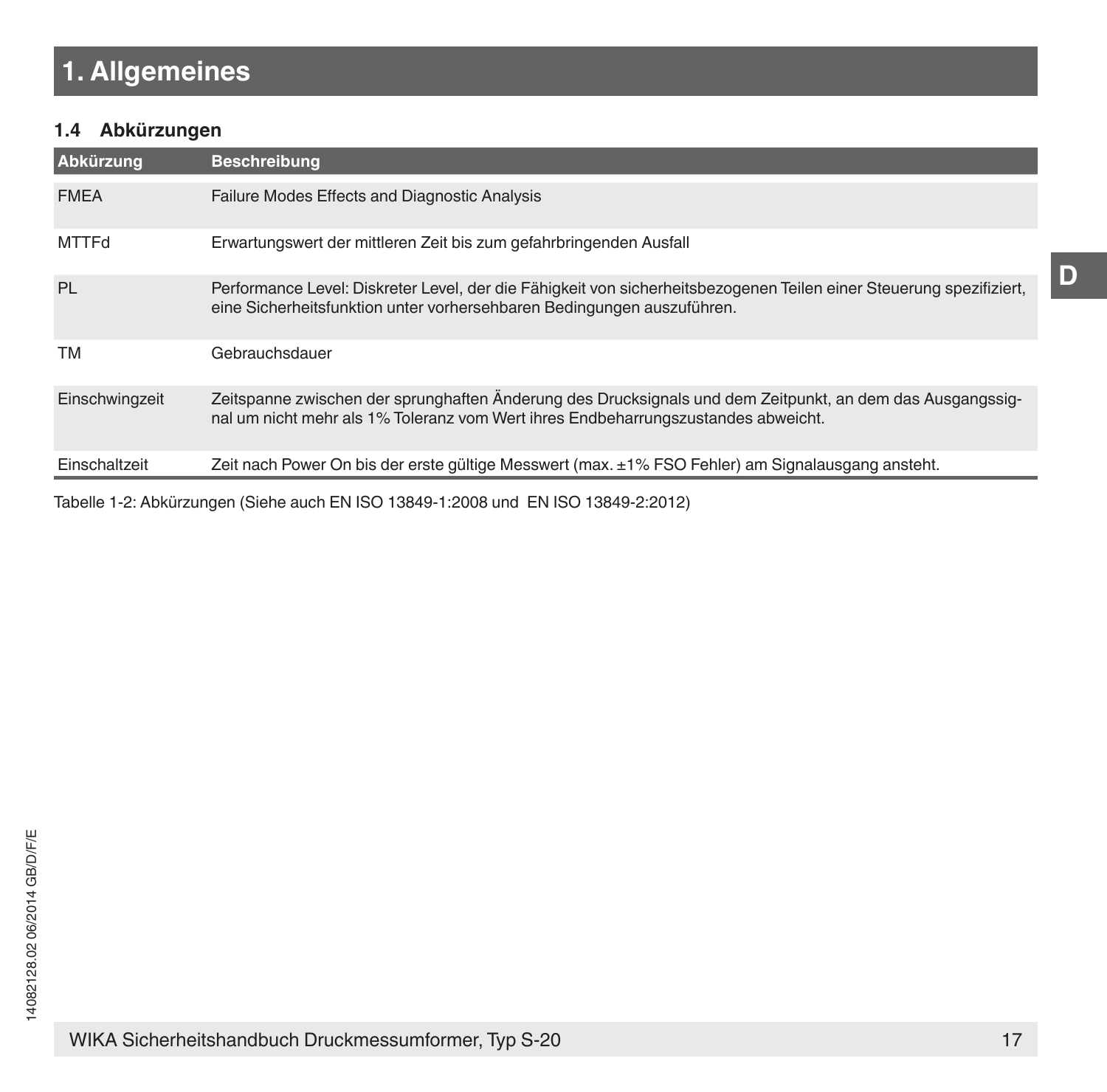# 1. Allgemeines

## 1.4 Abkürzungen

| Abkürzung | Beschreibung |
|---|---|
| FMEA | Failure Modes Effects and Diagnostic Analysis |
| MTTFd | Erwartungswert der mittleren Zeit bis zum gefahrbringenden Ausfall |
| PL | Performance Level: Diskreter Level, der die Fähigkeit von sicherheitsbezogenen Teilen einer Steuerung spezifiziert, eine Sicherheitsfunktion unter vorhersehbaren Bedingungen auszuführen. |
| TM | Gebrauchsdauer |
| Einschwingzeit | Zeitspanne zwischen der sprunghaften Änderung des Drucksignals und dem Zeitpunkt, an dem das Ausgangssignal um nicht mehr als 1% Toleranz vom Wert ihres Endbeharrungszustandes abweicht. |
| Einschaltzeit | Zeit nach Power On bis der erste gültige Messwert (max. ±1% FSO Fehler) am Signalausgang ansteht. |

Tabelle 1-2: Abkürzungen (Siehe auch EN ISO 13849-1:2008 und EN ISO 13849-2:2012)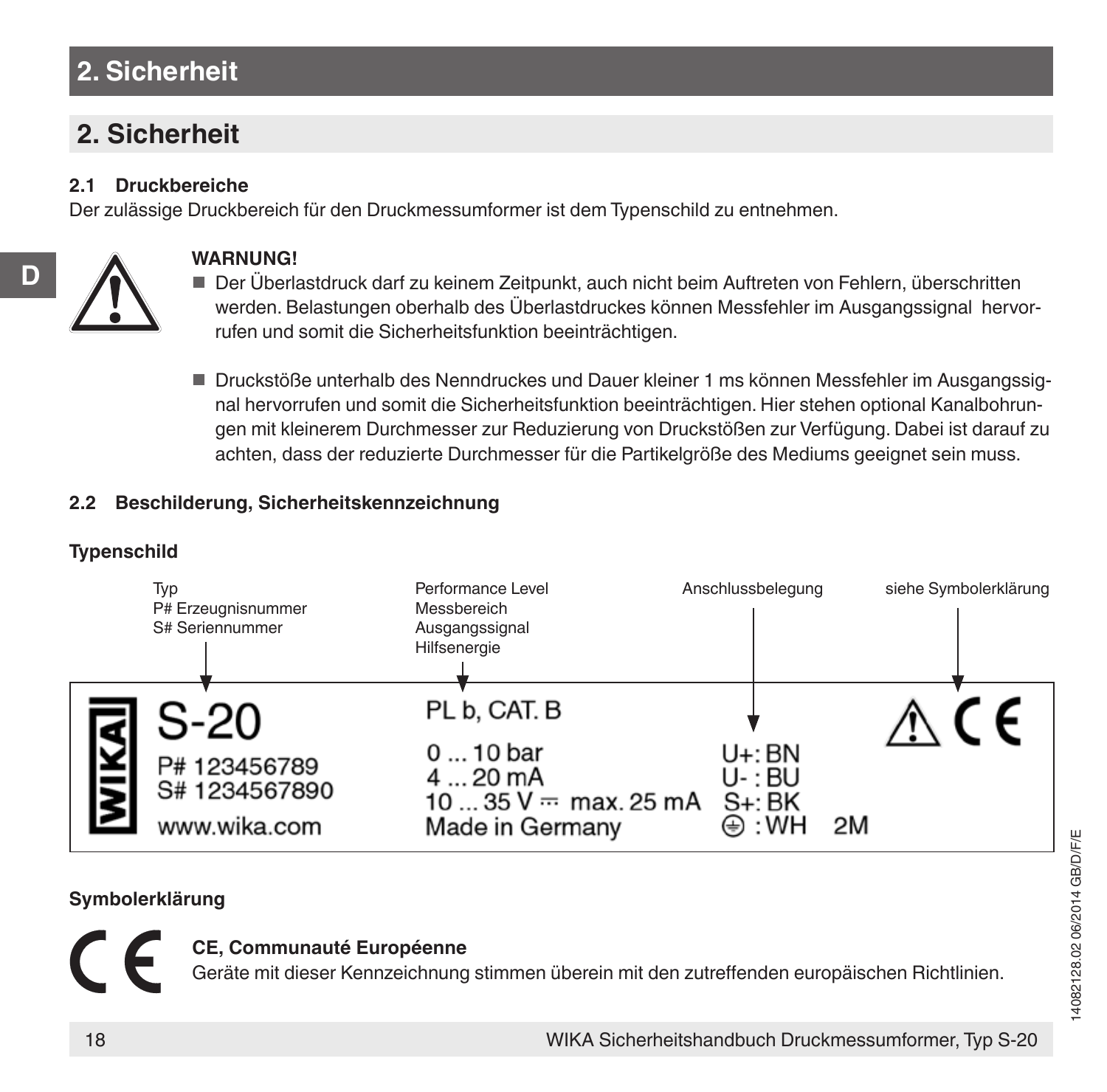# 2. Sicherheit

## 2. Sicherheit

### 2.1 Druckbereiche

Der zulässige Druckbereich für den Druckmessumformer ist dem Typenschild zu entnehmen.

**WARNUNG!**

- Der Überlastdruck darf zu keinem Zeitpunkt, auch nicht beim Auftreten von Fehlern, überschritten werden. Belastungen oberhalb des Überlastdruckes können Messfehler im Ausgangssignal hervorrufen und somit die Sicherheitsfunktion beeinträchtigen.

- Druckstöße unterhalb des Nenndruckes und Dauer kleiner 1 ms können Messfehler im Ausgangssignal hervorrufen und somit die Sicherheitsfunktion beeinträchtigen. Hier stehen optional Kanalbohrungen mit kleinerem Durchmesser zur Reduzierung von Druckstößen zur Verfügung. Dabei ist darauf zu achten, dass der reduzierte Durchmesser für die Partikelgröße des Mediums geeignet sein muss.

### 2.2 Beschilderung, Sicherheitskennzeichnung

**Typenschild**

Typ
P# Erzeugnisnummer
S# Seriennummer

Performance Level
Messbereich
Ausgangssignal
Hilfsenergie

Anschlussbelegung

siehe Symbolerklärung

WIKA
S-20
P# 123456789
S# 1234567890
www.wika.com

PL b, CAT. B
0 ... 10 bar
4 ... 20 mA
10 ... 35 V ⎓ max. 25 mA
Made in Germany

U+: BN
U- : BU
S+: BK
⏚ : WH 2M

⚠ CE

**Symbolerklärung**

**CE, Communauté Européenne**
Geräte mit dieser Kennzeichnung stimmen überein mit den zutreffenden europäischen Richtlinien.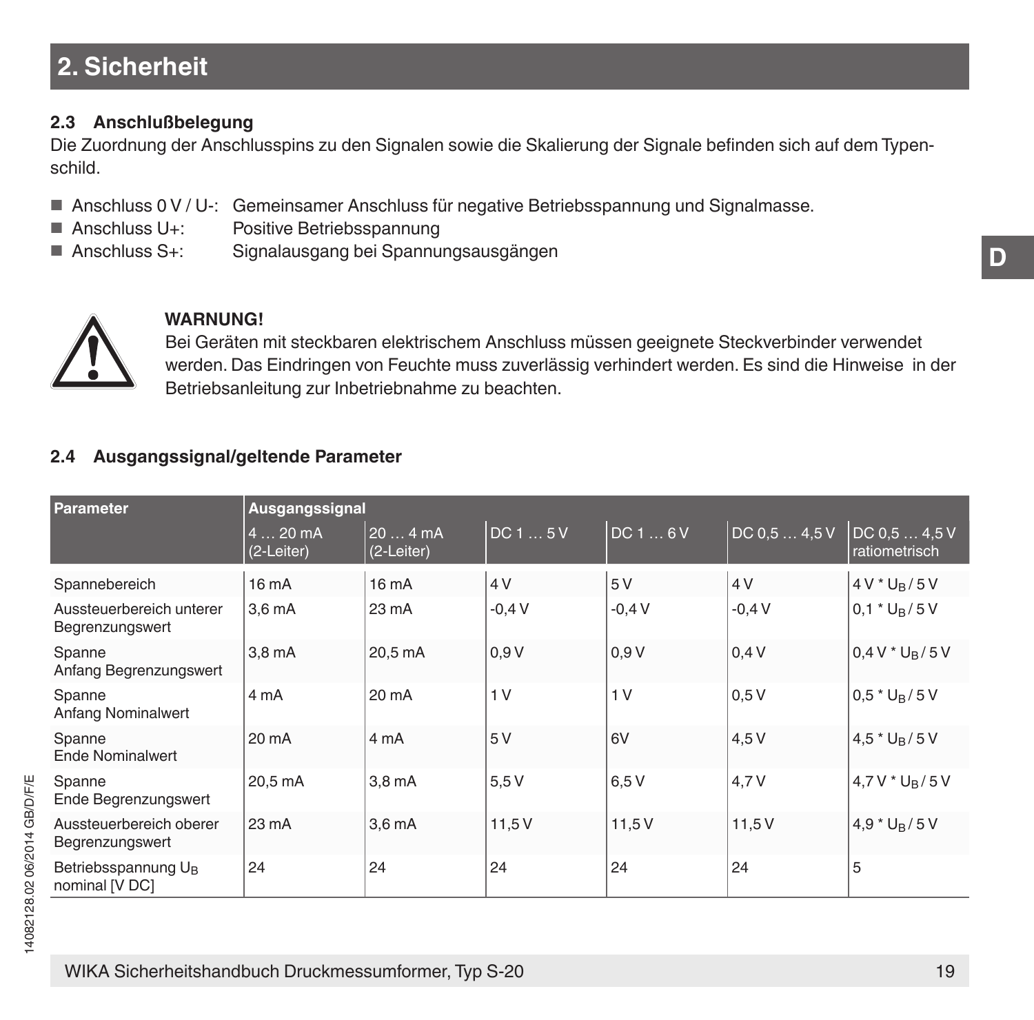## 2. Sicherheit

### 2.3 Anschlußbelegung

Die Zuordnung der Anschlusspins zu den Signalen sowie die Skalierung der Signale befinden sich auf dem Typenschild.

- Anschluss 0 V / U-: Gemeinsamer Anschluss für negative Betriebsspannung und Signalmasse.
- Anschluss U+: Positive Betriebsspannung
- Anschluss S+: Signalausgang bei Spannungsausgängen

**WARNUNG!**
Bei Geräten mit steckbaren elektrischem Anschluss müssen geeignete Steckverbinder verwendet werden. Das Eindringen von Feuchte muss zuverlässig verhindert werden. Es sind die Hinweise in der Betriebsanleitung zur Inbetriebnahme zu beachten.

### 2.4 Ausgangssignal/geltende Parameter

| Parameter | Ausgangssignal | | | | | |
|---|---|---|---|---|---|---|
| | 4 … 20 mA (2-Leiter) | 20 … 4 mA (2-Leiter) | DC 1 … 5 V | DC 1 … 6 V | DC 0,5 … 4,5 V | DC 0,5 … 4,5 V ratiometrisch |
| Spannebereich | 16 mA | 16 mA | 4 V | 5 V | 4 V | 4 V * $U_B$ / 5 V |
| Aussteuerbereich unterer Begrenzungswert | 3,6 mA | 23 mA | -0,4 V | -0,4 V | -0,4 V | 0,1 * $U_B$ / 5 V |
| Spanne Anfang Begrenzungswert | 3,8 mA | 20,5 mA | 0,9 V | 0,9 V | 0,4 V | 0,4 V * $U_B$ / 5 V |
| Spanne Anfang Nominalwert | 4 mA | 20 mA | 1 V | 1 V | 0,5 V | 0,5 * $U_B$ / 5 V |
| Spanne Ende Nominalwert | 20 mA | 4 mA | 5 V | 6V | 4,5 V | 4,5 * $U_B$ / 5 V |
| Spanne Ende Begrenzungswert | 20,5 mA | 3,8 mA | 5,5 V | 6,5 V | 4,7 V | 4,7 V * $U_B$ / 5 V |
| Aussteuerbereich oberer Begrenzungswert | 23 mA | 3,6 mA | 11,5 V | 11,5 V | 11,5 V | 4,9 * $U_B$ / 5 V |
| Betriebsspannung $U_B$ nominal [V DC] | 24 | 24 | 24 | 24 | 24 | 5 |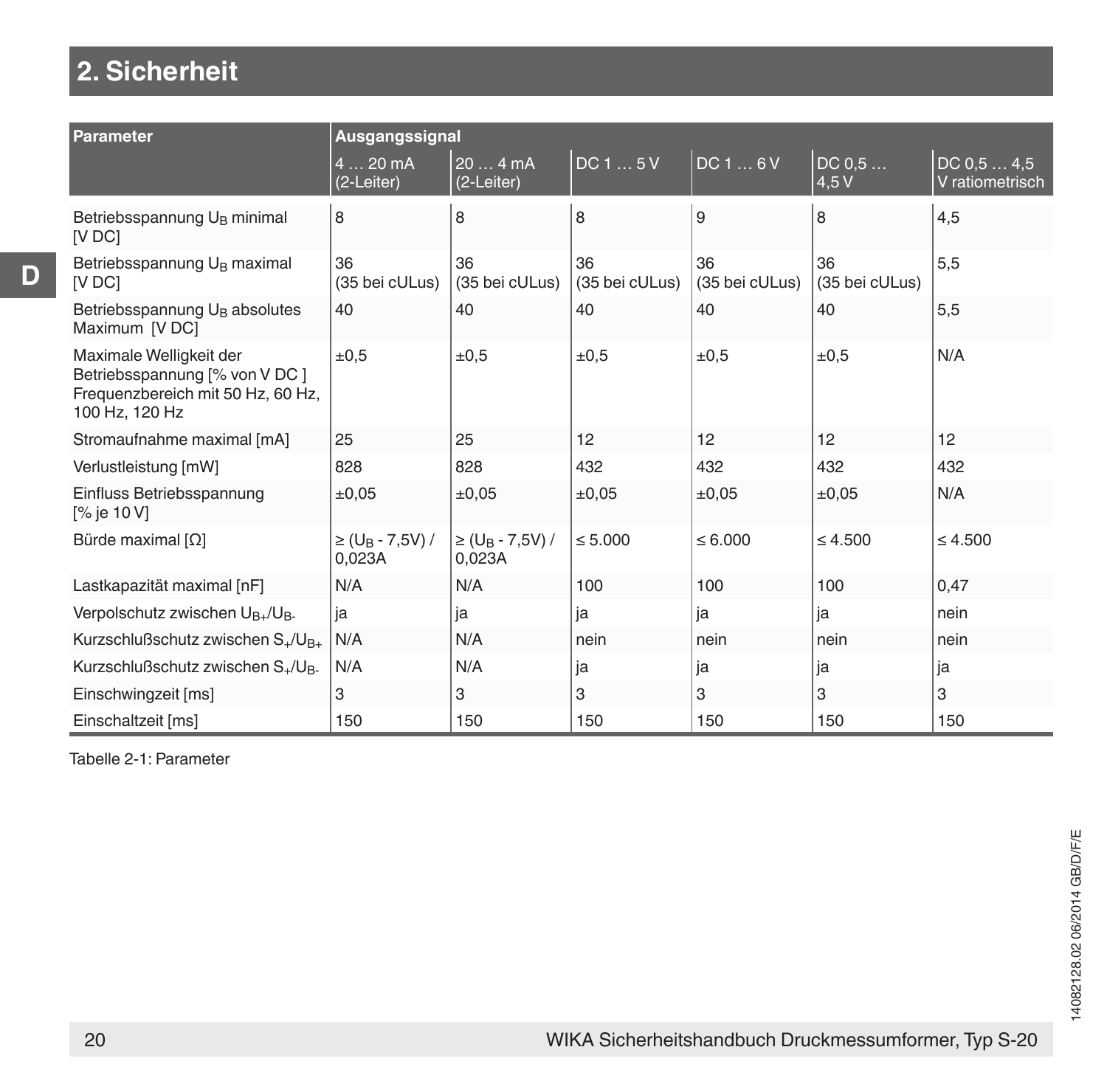## 2. Sicherheit

| Parameter | Ausgangssignal | | | | | |
|---|---|---|---|---|---|---|
| | 4 … 20 mA (2-Leiter) | 20 … 4 mA (2-Leiter) | DC 1 … 5 V | DC 1 … 6 V | DC 0,5 … 4,5 V | DC 0,5 … 4,5 V ratiometrisch |
| Betriebsspannung $U_B$ minimal [V DC] | 8 | 8 | 8 | 9 | 8 | 4,5 |
| Betriebsspannung $U_B$ maximal [V DC] | 36 (35 bei cULus) | 36 (35 bei cULus) | 36 (35 bei cULus) | 36 (35 bei cULus) | 36 (35 bei cULus) | 5,5 |
| Betriebsspannung $U_B$ absolutes Maximum [V DC] | 40 | 40 | 40 | 40 | 40 | 5,5 |
| Maximale Welligkeit der Betriebsspannung [% von V DC ] Frequenzbereich mit 50 Hz, 60 Hz, 100 Hz, 120 Hz | ±0,5 | ±0,5 | ±0,5 | ±0,5 | ±0,5 | N/A |
| Stromaufnahme maximal [mA] | 25 | 25 | 12 | 12 | 12 | 12 |
| Verlustleistung [mW] | 828 | 828 | 432 | 432 | 432 | 432 |
| Einfluss Betriebsspannung [% je 10 V] | ±0,05 | ±0,05 | ±0,05 | ±0,05 | ±0,05 | N/A |
| Bürde maximal [Ω] | ≥ ($U_B$ - 7,5V) / 0,023A | ≥ ($U_B$ - 7,5V) / 0,023A | ≤ 5.000 | ≤ 6.000 | ≤ 4.500 | ≤ 4.500 |
| Lastkapazität maximal [nF] | N/A | N/A | 100 | 100 | 100 | 0,47 |
| Verpolschutz zwischen $U_{B+}$/$U_{B-}$ | ja | ja | ja | ja | ja | nein |
| Kurzschlußschutz zwischen $S_+$/$U_{B+}$ | N/A | N/A | nein | nein | nein | nein |
| Kurzschlußschutz zwischen $S_+$/$U_{B-}$ | N/A | N/A | ja | ja | ja | ja |
| Einschwingzeit [ms] | 3 | 3 | 3 | 3 | 3 | 3 |
| Einschaltzeit [ms] | 150 | 150 | 150 | 150 | 150 | 150 |

Tabelle 2-1: Parameter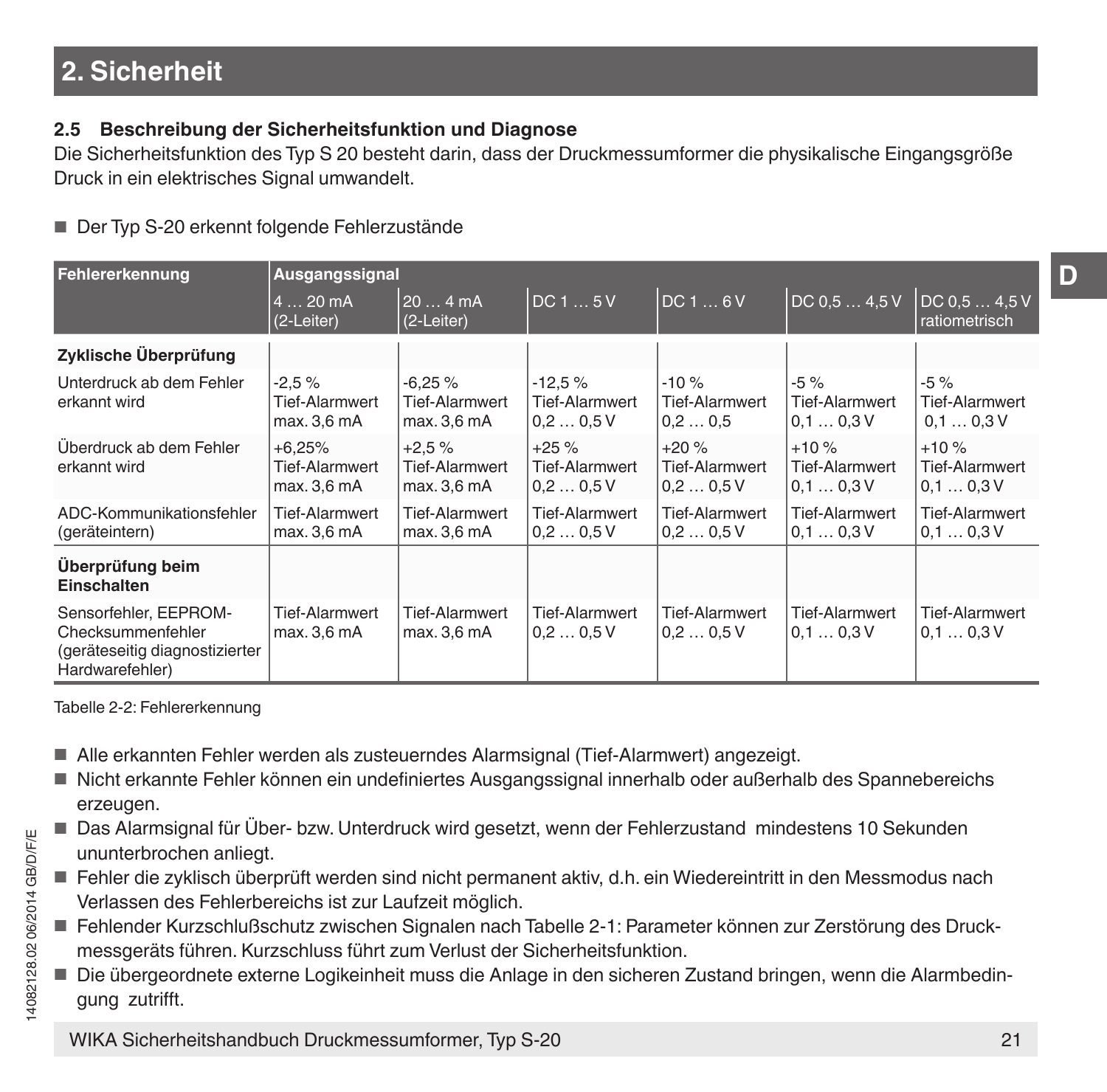## 2. Sicherheit

### 2.5 Beschreibung der Sicherheitsfunktion und Diagnose

Die Sicherheitsfunktion des Typ S 20 besteht darin, dass der Druckmessumformer die physikalische Eingangsgröße Druck in ein elektrisches Signal umwandelt.

- Der Typ S-20 erkennt folgende Fehlerzustände

| Fehlererkennung | Ausgangssignal | | | | | |
|---|---|---|---|---|---|---|
| | 4 … 20 mA (2-Leiter) | 20 … 4 mA (2-Leiter) | DC 1 … 5 V | DC 1 … 6 V | DC 0,5 … 4,5 V | DC 0,5 … 4,5 V ratiometrisch |
| **Zyklische Überprüfung** | | | | | | |
| Unterdruck ab dem Fehler erkannt wird | -2,5 % Tief-Alarmwert max. 3,6 mA | -6,25 % Tief-Alarmwert max. 3,6 mA | -12,5 % Tief-Alarmwert 0,2 … 0,5 V | -10 % Tief-Alarmwert 0,2 … 0,5 | -5 % Tief-Alarmwert 0,1 … 0,3 V | -5 % Tief-Alarmwert 0,1 … 0,3 V |
| Überdruck ab dem Fehler erkannt wird | +6,25% Tief-Alarmwert max. 3,6 mA | +2,5 % Tief-Alarmwert max. 3,6 mA | +25 % Tief-Alarmwert 0,2 … 0,5 V | +20 % Tief-Alarmwert 0,2 … 0,5 V | +10 % Tief-Alarmwert 0,1 … 0,3 V | +10 % Tief-Alarmwert 0,1 … 0,3 V |
| ADC-Kommunikationsfehler (geräteintern) | Tief-Alarmwert max. 3,6 mA | Tief-Alarmwert max. 3,6 mA | Tief-Alarmwert 0,2 … 0,5 V | Tief-Alarmwert 0,2 … 0,5 V | Tief-Alarmwert 0,1 … 0,3 V | Tief-Alarmwert 0,1 … 0,3 V |
| **Überprüfung beim Einschalten** | | | | | | |
| Sensorfehler, EEPROM-Checksummenfehler (geräteseitig diagnostizierter Hardwarefehler) | Tief-Alarmwert max. 3,6 mA | Tief-Alarmwert max. 3,6 mA | Tief-Alarmwert 0,2 … 0,5 V | Tief-Alarmwert 0,2 … 0,5 V | Tief-Alarmwert 0,1 … 0,3 V | Tief-Alarmwert 0,1 … 0,3 V |

Tabelle 2-2: Fehlererkennung

- Alle erkannten Fehler werden als zusteuerndes Alarmsignal (Tief-Alarmwert) angezeigt.
- Nicht erkannte Fehler können ein undefiniertes Ausgangssignal innerhalb oder außerhalb des Spannebereichs erzeugen.
- Das Alarmsignal für Über- bzw. Unterdruck wird gesetzt, wenn der Fehlerzustand mindestens 10 Sekunden ununterbrochen anliegt.
- Fehler die zyklisch überprüft werden sind nicht permanent aktiv, d.h. ein Wiedereintritt in den Messmodus nach Verlassen des Fehlerbereichs ist zur Laufzeit möglich.
- Fehlender Kurzschlußschutz zwischen Signalen nach Tabelle 2-1: Parameter können zur Zerstörung des Druckmessgeräts führen. Kurzschluss führt zum Verlust der Sicherheitsfunktion.
- Die übergeordnete externe Logikeinheit muss die Anlage in den sicheren Zustand bringen, wenn die Alarmbedingung zutrifft.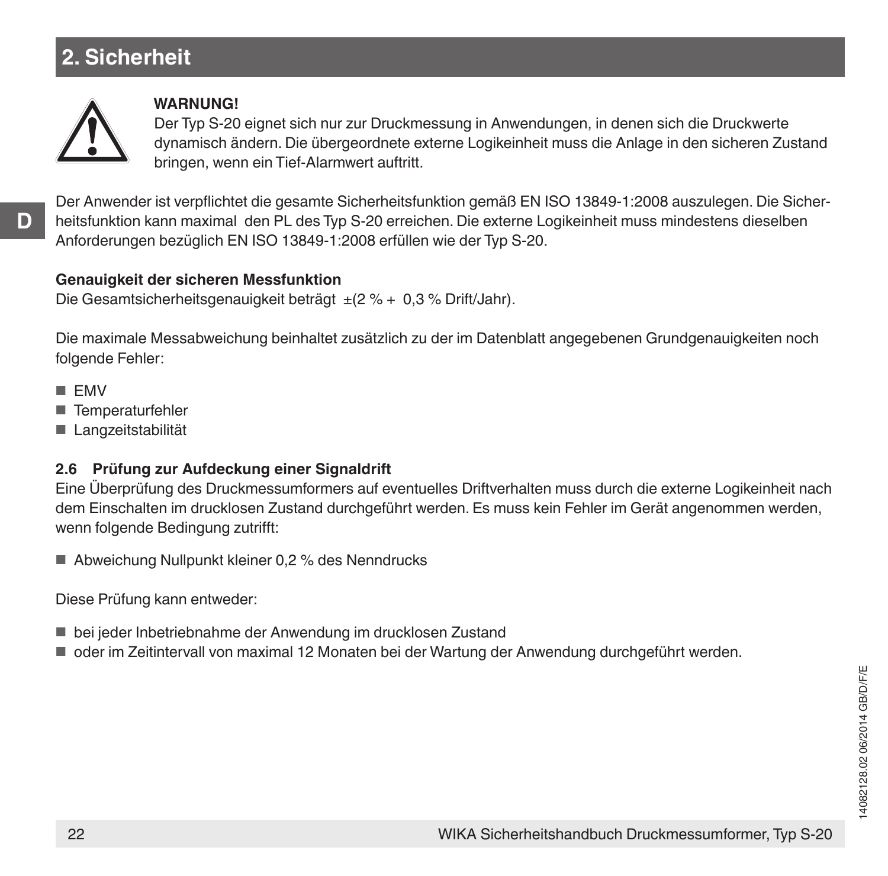## 2. Sicherheit

**WARNUNG!**
Der Typ S-20 eignet sich nur zur Druckmessung in Anwendungen, in denen sich die Druckwerte dynamisch ändern. Die übergeordnete externe Logikeinheit muss die Anlage in den sicheren Zustand bringen, wenn ein Tief-Alarmwert auftritt.

Der Anwender ist verpflichtet die gesamte Sicherheitsfunktion gemäß EN ISO 13849-1:2008 auszulegen. Die Sicherheitsfunktion kann maximal den PL des Typ S-20 erreichen. Die externe Logikeinheit muss mindestens dieselben Anforderungen bezüglich EN ISO 13849-1:2008 erfüllen wie der Typ S-20.

**Genauigkeit der sicheren Messfunktion**
Die Gesamtsicherheitsgenauigkeit beträgt ±(2 % + 0,3 % Drift/Jahr).

Die maximale Messabweichung beinhaltet zusätzlich zu der im Datenblatt angegebenen Grundgenauigkeiten noch folgende Fehler:

- EMV
- Temperaturfehler
- Langzeitstabilität

### 2.6 Prüfung zur Aufdeckung einer Signaldrift

Eine Überprüfung des Druckmessumformers auf eventuelles Driftverhalten muss durch die externe Logikeinheit nach dem Einschalten im drucklosen Zustand durchgeführt werden. Es muss kein Fehler im Gerät angenommen werden, wenn folgende Bedingung zutrifft:

- Abweichung Nullpunkt kleiner 0,2 % des Nenndrucks

Diese Prüfung kann entweder:

- bei jeder Inbetriebnahme der Anwendung im drucklosen Zustand
- oder im Zeitintervall von maximal 12 Monaten bei der Wartung der Anwendung durchgeführt werden.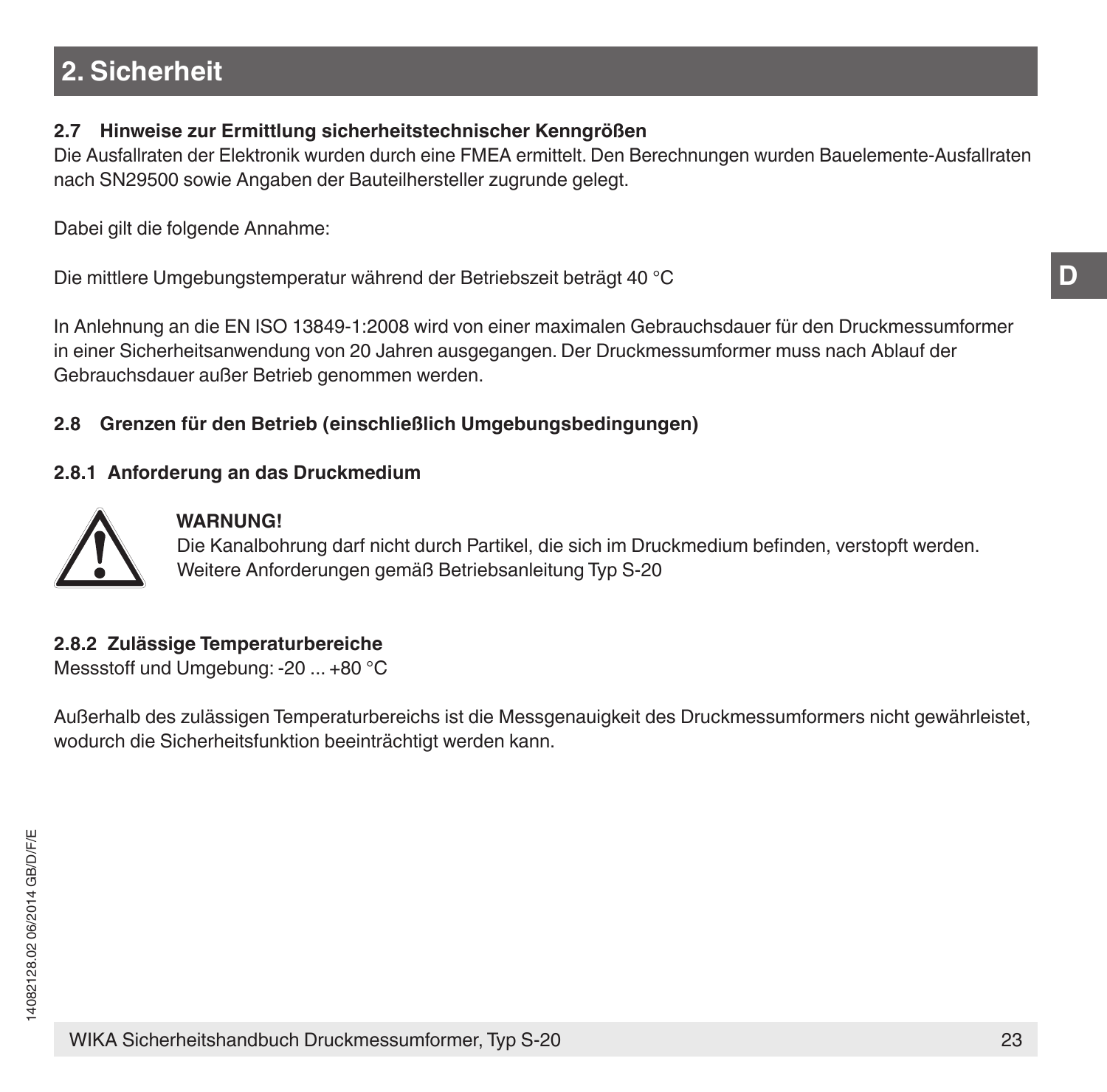## 2. Sicherheit

### 2.7 Hinweise zur Ermittlung sicherheitstechnischer Kenngrößen

Die Ausfallraten der Elektronik wurden durch eine FMEA ermittelt. Den Berechnungen wurden Bauelemente-Ausfallraten nach SN29500 sowie Angaben der Bauteilhersteller zugrunde gelegt.

Dabei gilt die folgende Annahme:

Die mittlere Umgebungstemperatur während der Betriebszeit beträgt 40 °C

In Anlehnung an die EN ISO 13849-1:2008 wird von einer maximalen Gebrauchsdauer für den Druckmessumformer in einer Sicherheitsanwendung von 20 Jahren ausgegangen. Der Druckmessumformer muss nach Ablauf der Gebrauchsdauer außer Betrieb genommen werden.

### 2.8 Grenzen für den Betrieb (einschließlich Umgebungsbedingungen)

#### 2.8.1 Anforderung an das Druckmedium

**WARNUNG!**
Die Kanalbohrung darf nicht durch Partikel, die sich im Druckmedium befinden, verstopft werden.
Weitere Anforderungen gemäß Betriebsanleitung Typ S-20

#### 2.8.2 Zulässige Temperaturbereiche

Messstoff und Umgebung: -20 ... +80 °C

Außerhalb des zulässigen Temperaturbereichs ist die Messgenauigkeit des Druckmessumformers nicht gewährleistet, wodurch die Sicherheitsfunktion beeinträchtigt werden kann.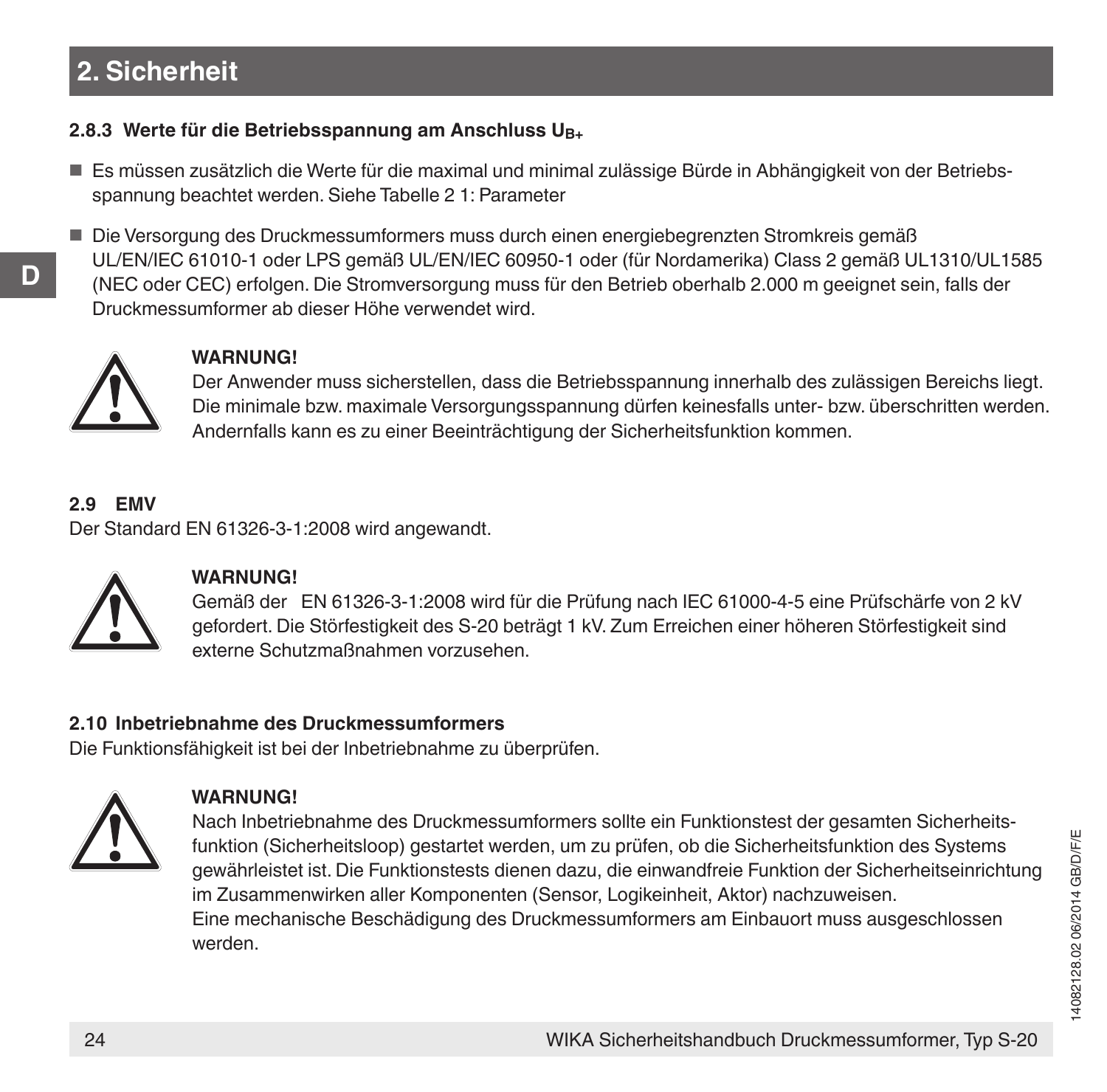## 2. Sicherheit

### 2.8.3 Werte für die Betriebsspannung am Anschluss $U_{B+}$

- Es müssen zusätzlich die Werte für die maximal und minimal zulässige Bürde in Abhängigkeit von der Betriebsspannung beachtet werden. Siehe Tabelle 2 1: Parameter
- Die Versorgung des Druckmessumformers muss durch einen energiebegrenzten Stromkreis gemäß UL/EN/IEC 61010-1 oder LPS gemäß UL/EN/IEC 60950-1 oder (für Nordamerika) Class 2 gemäß UL1310/UL1585 (NEC oder CEC) erfolgen. Die Stromversorgung muss für den Betrieb oberhalb 2.000 m geeignet sein, falls der Druckmessumformer ab dieser Höhe verwendet wird.

**WARNUNG!**
Der Anwender muss sicherstellen, dass die Betriebsspannung innerhalb des zulässigen Bereichs liegt. Die minimale bzw. maximale Versorgungsspannung dürfen keinesfalls unter- bzw. überschritten werden. Andernfalls kann es zu einer Beeinträchtigung der Sicherheitsfunktion kommen.

### 2.9 EMV

Der Standard EN 61326-3-1:2008 wird angewandt.

**WARNUNG!**
Gemäß der EN 61326-3-1:2008 wird für die Prüfung nach IEC 61000-4-5 eine Prüfschärfe von 2 kV gefordert. Die Störfestigkeit des S-20 beträgt 1 kV. Zum Erreichen einer höheren Störfestigkeit sind externe Schutzmaßnahmen vorzusehen.

### 2.10 Inbetriebnahme des Druckmessumformers

Die Funktionsfähigkeit ist bei der Inbetriebnahme zu überprüfen.

**WARNUNG!**
Nach Inbetriebnahme des Druckmessumformers sollte ein Funktionstest der gesamten Sicherheitsfunktion (Sicherheitsloop) gestartet werden, um zu prüfen, ob die Sicherheitsfunktion des Systems gewährleistet ist. Die Funktionstests dienen dazu, die einwandfreie Funktion der Sicherheitseinrichtung im Zusammenwirken aller Komponenten (Sensor, Logikeinheit, Aktor) nachzuweisen.
Eine mechanische Beschädigung des Druckmessumformers am Einbauort muss ausgeschlossen werden.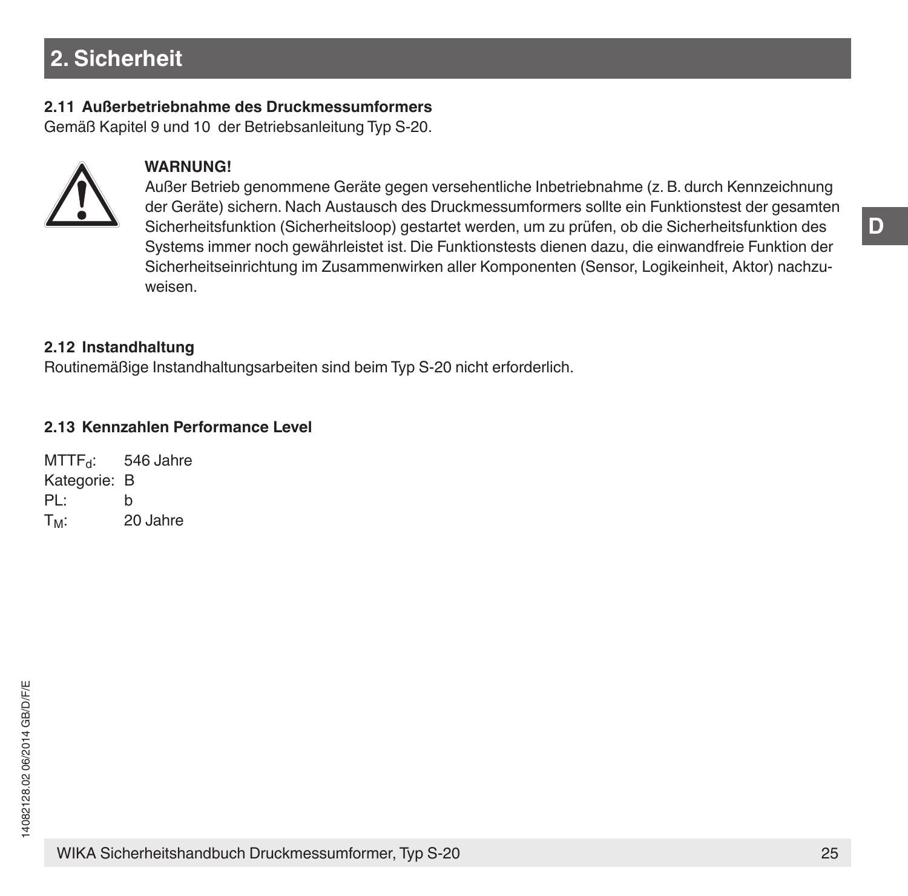## 2. Sicherheit

### 2.11 Außerbetriebnahme des Druckmessumformers

Gemäß Kapitel 9 und 10 der Betriebsanleitung Typ S-20.

**WARNUNG!**
Außer Betrieb genommene Geräte gegen versehentliche Inbetriebnahme (z. B. durch Kennzeichnung der Geräte) sichern. Nach Austausch des Druckmessumformers sollte ein Funktionstest der gesamten Sicherheitsfunktion (Sicherheitsloop) gestartet werden, um zu prüfen, ob die Sicherheitsfunktion des Systems immer noch gewährleistet ist. Die Funktionstests dienen dazu, die einwandfreie Funktion der Sicherheitseinrichtung im Zusammenwirken aller Komponenten (Sensor, Logikeinheit, Aktor) nachzuweisen.

### 2.12 Instandhaltung

Routinemäßige Instandhaltungsarbeiten sind beim Typ S-20 nicht erforderlich.

### 2.13 Kennzahlen Performance Level

$MTTF_d$: 546 Jahre
Kategorie: B
PL: b
$T_M$: 20 Jahre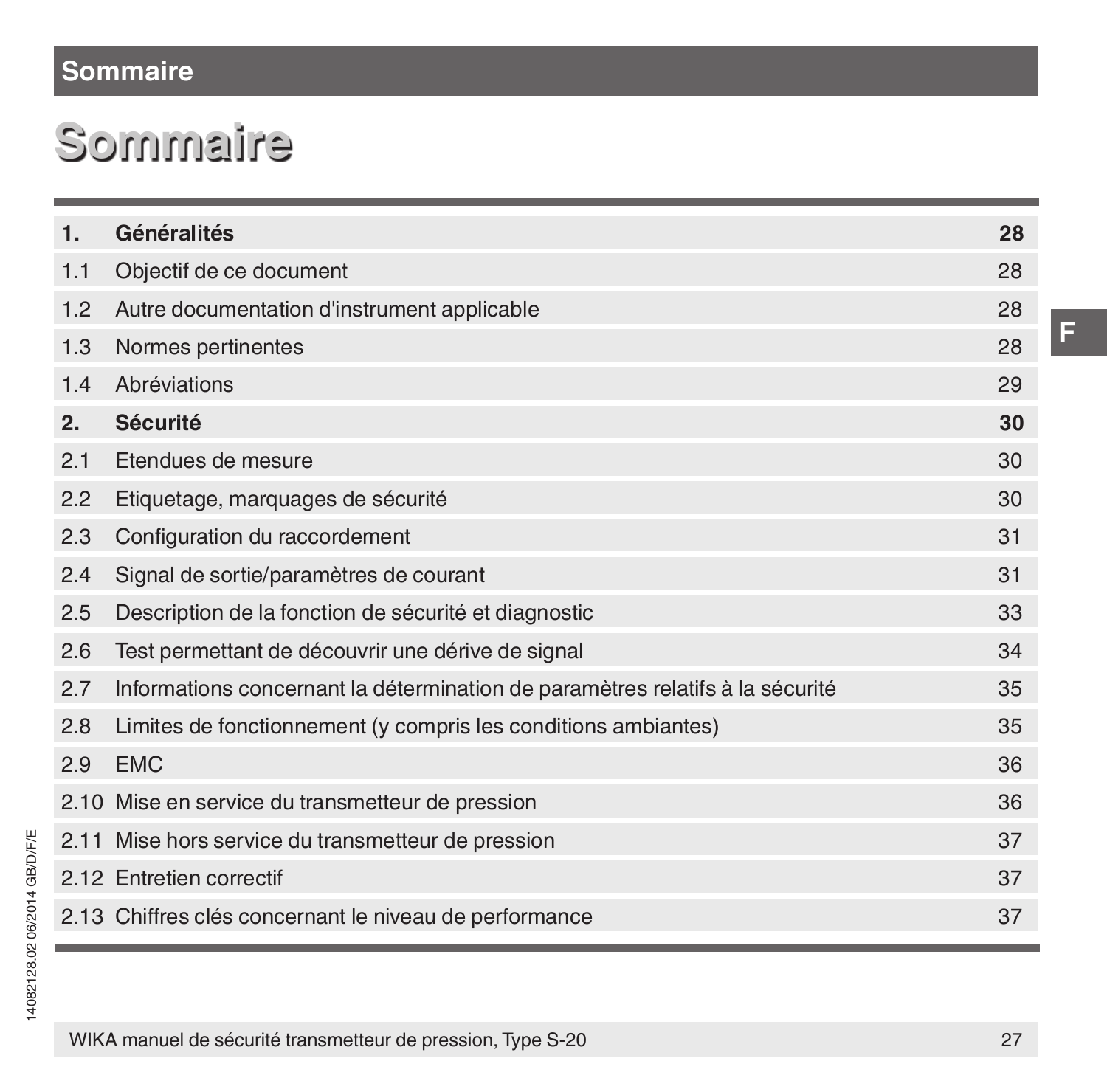# Sommaire

| | | |
|---|---|---|
| **1.** | **Généralités** | **28** |
| 1.1 | Objectif de ce document | 28 |
| 1.2 | Autre documentation d'instrument applicable | 28 |
| 1.3 | Normes pertinentes | 28 |
| 1.4 | Abréviations | 29 |
| **2.** | **Sécurité** | **30** |
| 2.1 | Etendues de mesure | 30 |
| 2.2 | Etiquetage, marquages de sécurité | 30 |
| 2.3 | Configuration du raccordement | 31 |
| 2.4 | Signal de sortie/paramètres de courant | 31 |
| 2.5 | Description de la fonction de sécurité et diagnostic | 33 |
| 2.6 | Test permettant de découvrir une dérive de signal | 34 |
| 2.7 | Informations concernant la détermination de paramètres relatifs à la sécurité | 35 |
| 2.8 | Limites de fonctionnement (y compris les conditions ambiantes) | 35 |
| 2.9 | EMC | 36 |
| 2.10 | Mise en service du transmetteur de pression | 36 |
| 2.11 | Mise hors service du transmetteur de pression | 37 |
| 2.12 | Entretien correctif | 37 |
| 2.13 | Chiffres clés concernant le niveau de performance | 37 |

14082128.02 06/2014 GB/D/F/E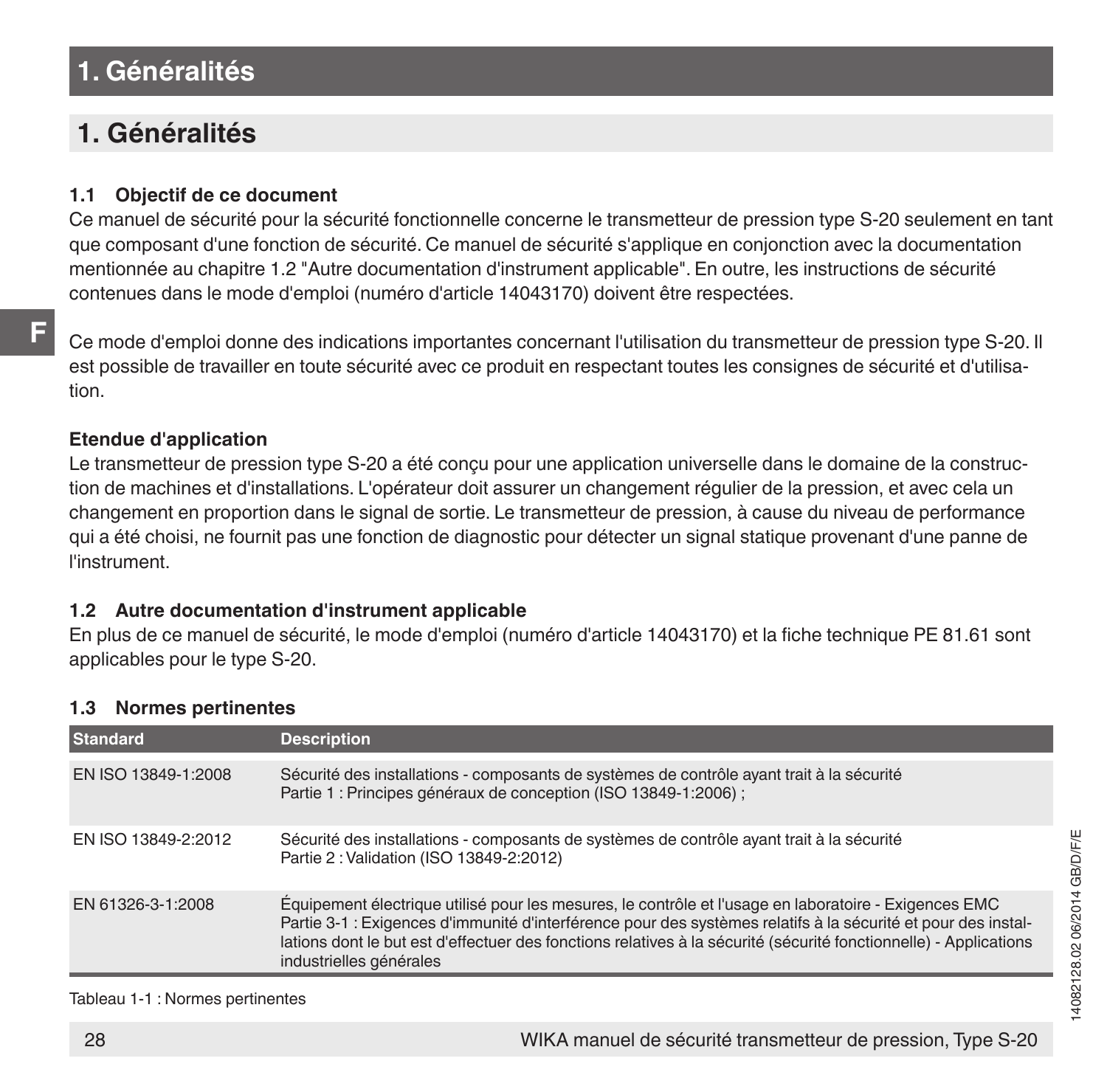# 1. Généralités

## 1. Généralités

### 1.1 Objectif de ce document

Ce manuel de sécurité pour la sécurité fonctionnelle concerne le transmetteur de pression type S-20 seulement en tant que composant d'une fonction de sécurité. Ce manuel de sécurité s'applique en conjonction avec la documentation mentionnée au chapitre 1.2 "Autre documentation d'instrument applicable". En outre, les instructions de sécurité contenues dans le mode d'emploi (numéro d'article 14043170) doivent être respectées.

Ce mode d'emploi donne des indications importantes concernant l'utilisation du transmetteur de pression type S-20. Il est possible de travailler en toute sécurité avec ce produit en respectant toutes les consignes de sécurité et d'utilisation.

**Etendue d'application**

Le transmetteur de pression type S-20 a été conçu pour une application universelle dans le domaine de la construction de machines et d'installations. L'opérateur doit assurer un changement régulier de la pression, et avec cela un changement en proportion dans le signal de sortie. Le transmetteur de pression, à cause du niveau de performance qui a été choisi, ne fournit pas une fonction de diagnostic pour détecter un signal statique provenant d'une panne de l'instrument.

### 1.2 Autre documentation d'instrument applicable

En plus de ce manuel de sécurité, le mode d'emploi (numéro d'article 14043170) et la fiche technique PE 81.61 sont applicables pour le type S-20.

### 1.3 Normes pertinentes

| Standard | Description |
|---|---|
| EN ISO 13849-1:2008 | Sécurité des installations - composants de systèmes de contrôle ayant trait à la sécurité<br>Partie 1 : Principes généraux de conception (ISO 13849-1:2006) ; |
| EN ISO 13849-2:2012 | Sécurité des installations - composants de systèmes de contrôle ayant trait à la sécurité<br>Partie 2 : Validation (ISO 13849-2:2012) |
| EN 61326-3-1:2008 | Équipement électrique utilisé pour les mesures, le contrôle et l'usage en laboratoire - Exigences EMC<br>Partie 3-1 : Exigences d'immunité d'interférence pour des systèmes relatifs à la sécurité et pour des installations dont le but est d'effectuer des fonctions relatives à la sécurité (sécurité fonctionnelle) - Applications industrielles générales |

Tableau 1-1 : Normes pertinentes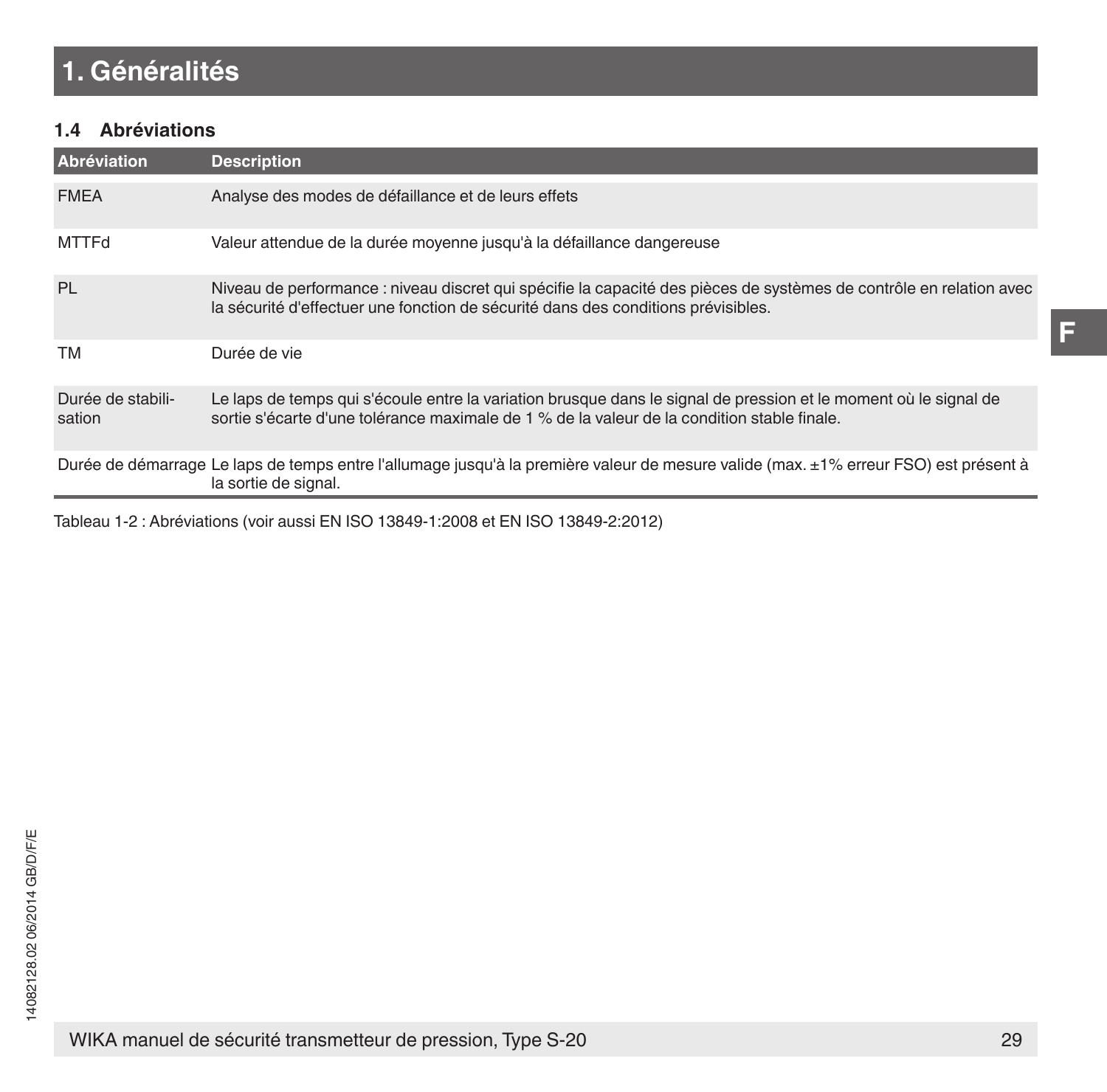# 1. Généralités

## 1.4 Abréviations

| Abréviation | Description |
|---|---|
| FMEA | Analyse des modes de défaillance et de leurs effets |
| MTTFd | Valeur attendue de la durée moyenne jusqu'à la défaillance dangereuse |
| PL | Niveau de performance : niveau discret qui spécifie la capacité des pièces de systèmes de contrôle en relation avec la sécurité d'effectuer une fonction de sécurité dans des conditions prévisibles. |
| TM | Durée de vie |
| Durée de stabilisation | Le laps de temps qui s'écoule entre la variation brusque dans le signal de pression et le moment où le signal de sortie s'écarte d'une tolérance maximale de 1 % de la valeur de la condition stable finale. |
| Durée de démarrage | Le laps de temps entre l'allumage jusqu'à la première valeur de mesure valide (max. ±1% erreur FSO) est présent à la sortie de signal. |

Tableau 1-2 : Abréviations (voir aussi EN ISO 13849-1:2008 et EN ISO 13849-2:2012)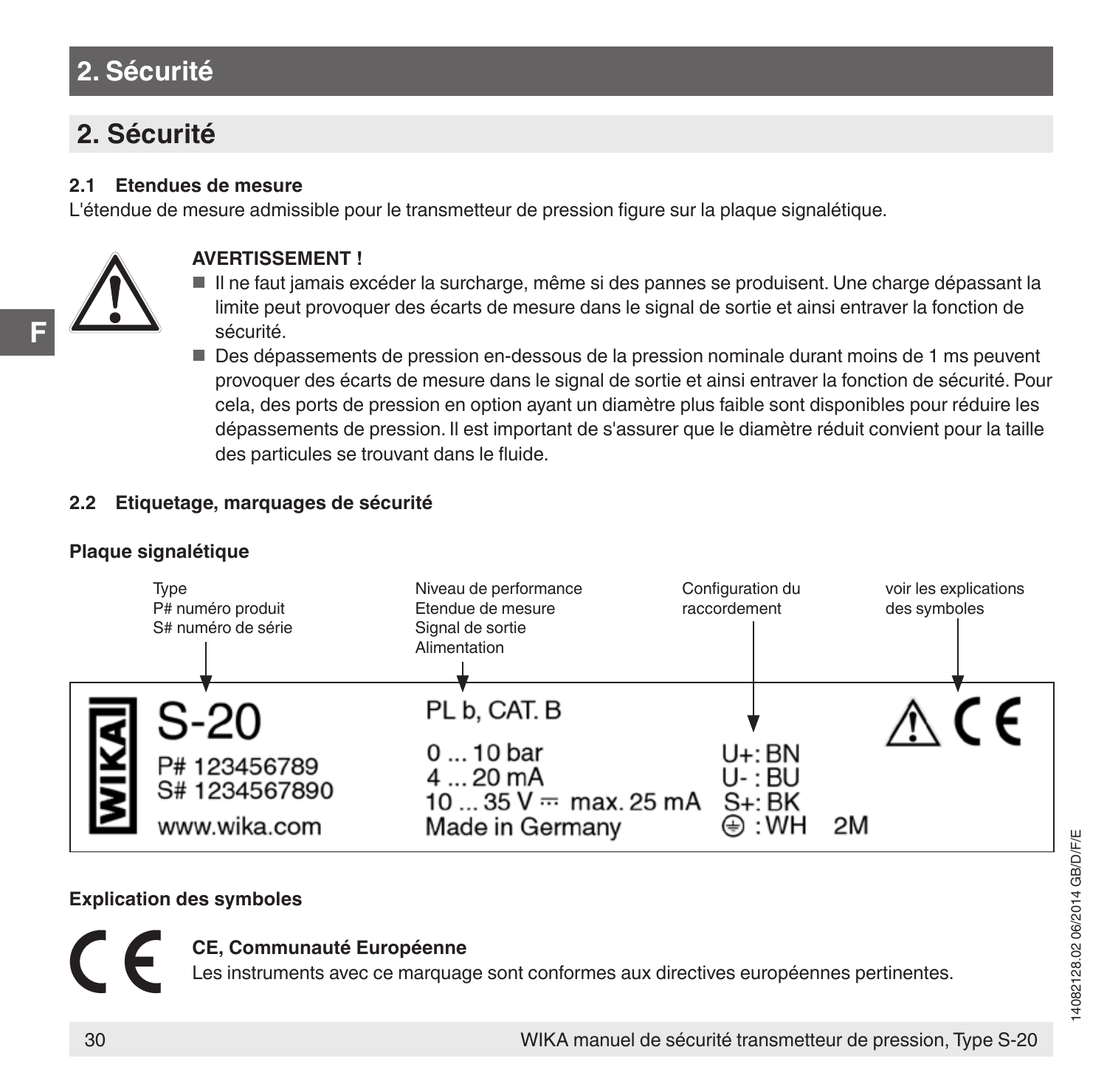## 2. Sécurité

### 2.1 Etendues de mesure

L'étendue de mesure admissible pour le transmetteur de pression figure sur la plaque signalétique.

**AVERTISSEMENT !**

- Il ne faut jamais excéder la surcharge, même si des pannes se produisent. Une charge dépassant la limite peut provoquer des écarts de mesure dans le signal de sortie et ainsi entraver la fonction de sécurité.
- Des dépassements de pression en-dessous de la pression nominale durant moins de 1 ms peuvent provoquer des écarts de mesure dans le signal de sortie et ainsi entraver la fonction de sécurité. Pour cela, des ports de pression en option ayant un diamètre plus faible sont disponibles pour réduire les dépassements de pression. Il est important de s'assurer que le diamètre réduit convient pour la taille des particules se trouvant dans le fluide.

### 2.2 Etiquetage, marquages de sécurité

**Plaque signalétique**

Type
P# numéro produit
S# numéro de série

Niveau de performance
Etendue de mesure
Signal de sortie
Alimentation

Configuration du raccordement

voir les explications des symboles

WIKA
S-20
P# 123456789
S# 1234567890
www.wika.com

PL b, CAT. B
0 ... 10 bar
4 ... 20 mA
10 ... 35 V ⎓ max. 25 mA
Made in Germany

U+: BN
U- : BU
S+: BK
⏚ : WH 2M

⚠ CE

**Explication des symboles**

**CE, Communauté Européenne**
Les instruments avec ce marquage sont conformes aux directives européennes pertinentes.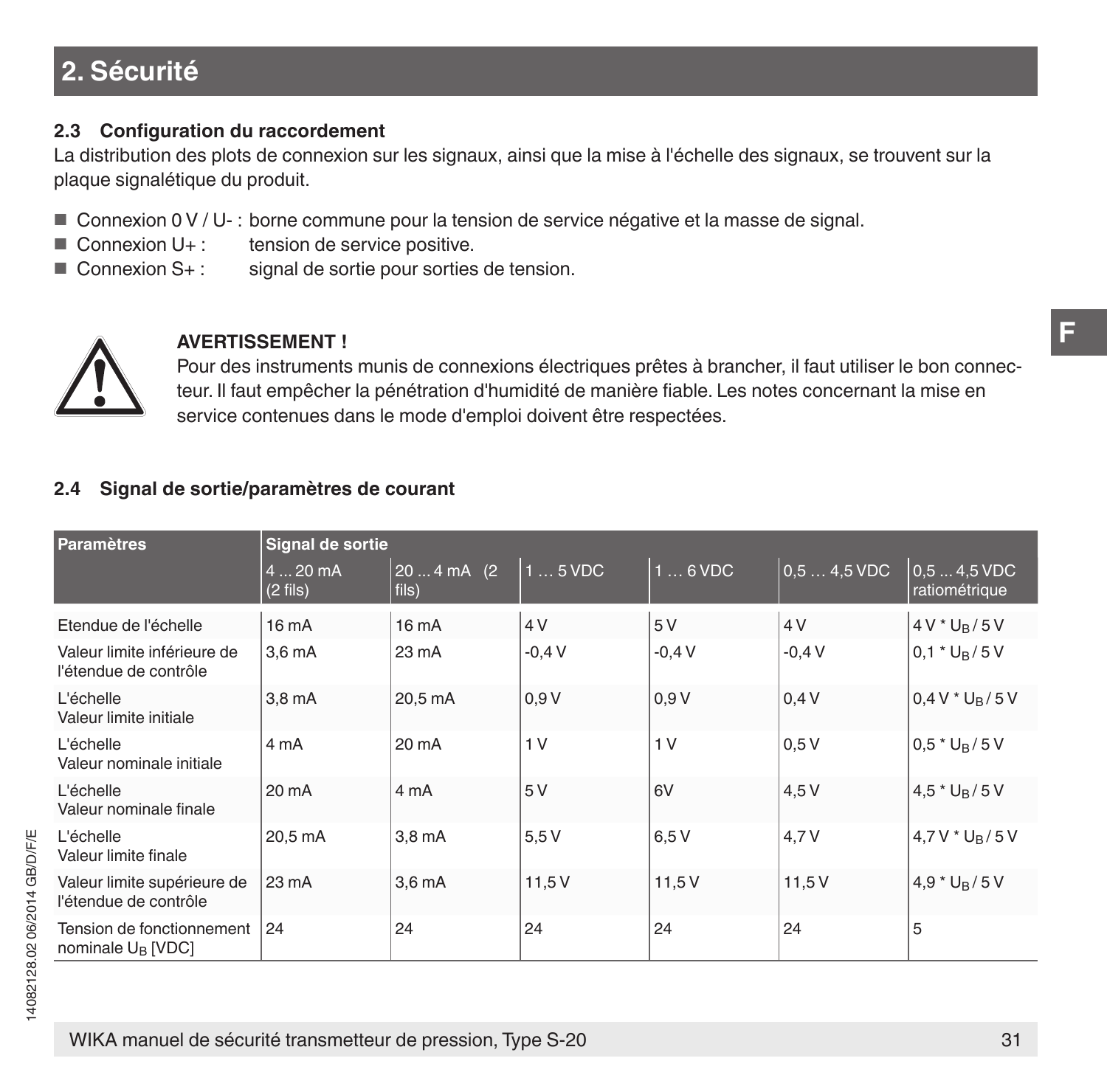## 2. Sécurité

### 2.3 Configuration du raccordement

La distribution des plots de connexion sur les signaux, ainsi que la mise à l'échelle des signaux, se trouvent sur la plaque signalétique du produit.

- Connexion 0 V / U- : borne commune pour la tension de service négative et la masse de signal.
- Connexion U+ : tension de service positive.
- Connexion S+ : signal de sortie pour sorties de tension.

**AVERTISSEMENT !**

Pour des instruments munis de connexions électriques prêtes à brancher, il faut utiliser le bon connecteur. Il faut empêcher la pénétration d'humidité de manière fiable. Les notes concernant la mise en service contenues dans le mode d'emploi doivent être respectées.

### 2.4 Signal de sortie/paramètres de courant

| Paramètres | Signal de sortie | | | | | |
|---|---|---|---|---|---|---|
| | 4 ... 20 mA (2 fils) | 20 ... 4 mA (2 fils) | 1 … 5 VDC | 1 … 6 VDC | 0,5 … 4,5 VDC | 0,5 ... 4,5 VDC ratiométrique |
| Etendue de l'échelle | 16 mA | 16 mA | 4 V | 5 V | 4 V | 4 V * $U_B$ / 5 V |
| Valeur limite inférieure de l'étendue de contrôle | 3,6 mA | 23 mA | -0,4 V | -0,4 V | -0,4 V | 0,1 * $U_B$ / 5 V |
| L'échelle Valeur limite initiale | 3,8 mA | 20,5 mA | 0,9 V | 0,9 V | 0,4 V | 0,4 V * $U_B$ / 5 V |
| L'échelle Valeur nominale initiale | 4 mA | 20 mA | 1 V | 1 V | 0,5 V | 0,5 * $U_B$ / 5 V |
| L'échelle Valeur nominale finale | 20 mA | 4 mA | 5 V | 6V | 4,5 V | 4,5 * $U_B$ / 5 V |
| L'échelle Valeur limite finale | 20,5 mA | 3,8 mA | 5,5 V | 6,5 V | 4,7 V | 4,7 V * $U_B$ / 5 V |
| Valeur limite supérieure de l'étendue de contrôle | 23 mA | 3,6 mA | 11,5 V | 11,5 V | 11,5 V | 4,9 * $U_B$ / 5 V |
| Tension de fonctionnement nominale $U_B$ [VDC] | 24 | 24 | 24 | 24 | 24 | 5 |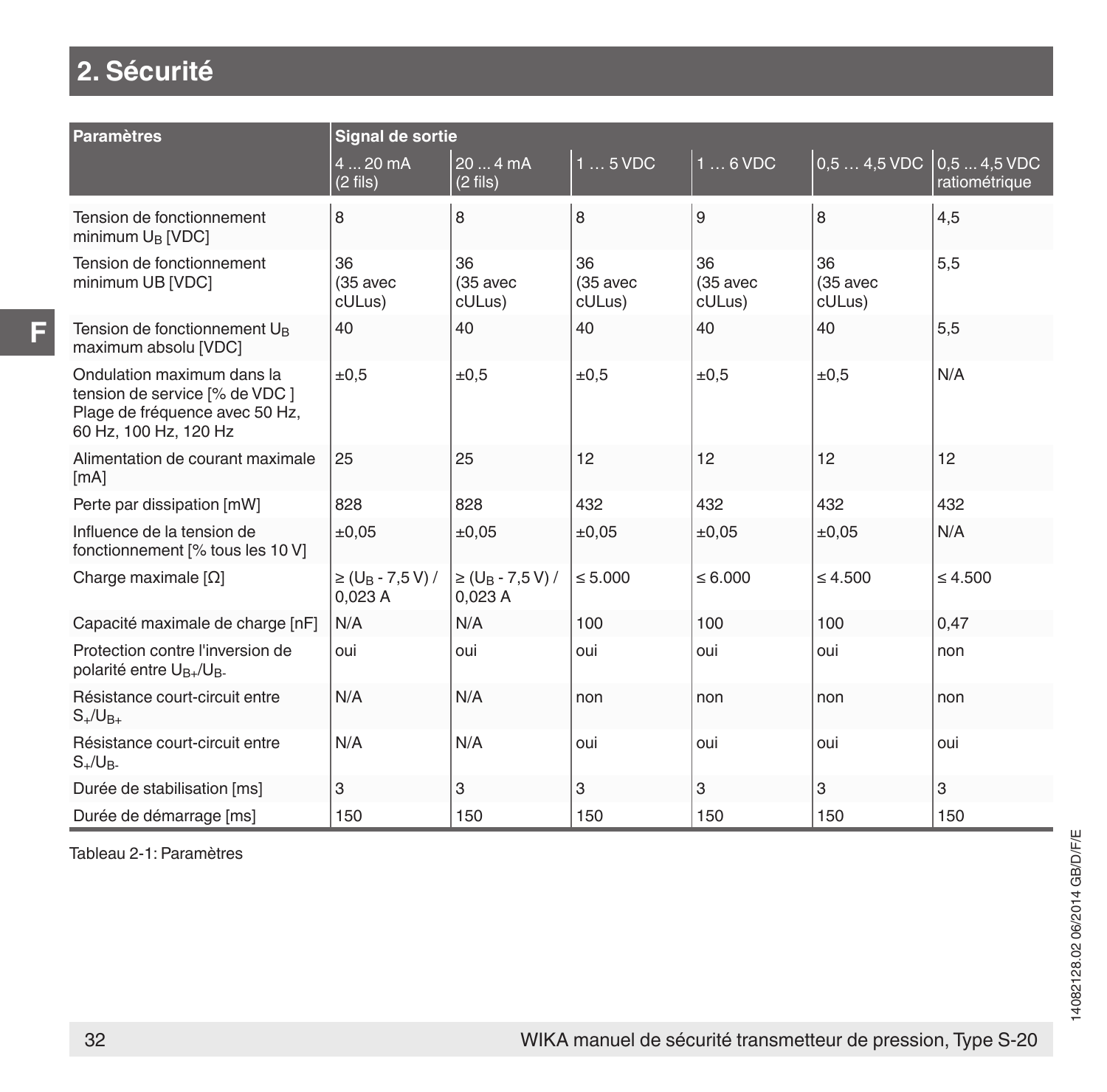# 2. Sécurité

| Paramètres | Signal de sortie | | | | | |
|---|---|---|---|---|---|---|
| | 4 ... 20 mA (2 fils) | 20 ... 4 mA (2 fils) | 1 … 5 VDC | 1 … 6 VDC | 0,5 … 4,5 VDC | 0,5 ... 4,5 VDC ratiométrique |
| Tension de fonctionnement minimum $U_B$ [VDC] | 8 | 8 | 8 | 9 | 8 | 4,5 |
| Tension de fonctionnement minimum UB [VDC] | 36 (35 avec cULus) | 36 (35 avec cULus) | 36 (35 avec cULus) | 36 (35 avec cULus) | 36 (35 avec cULus) | 5,5 |
| Tension de fonctionnement $U_B$ maximum absolu [VDC] | 40 | 40 | 40 | 40 | 40 | 5,5 |
| Ondulation maximum dans la tension de service [% de VDC ] Plage de fréquence avec 50 Hz, 60 Hz, 100 Hz, 120 Hz | ±0,5 | ±0,5 | ±0,5 | ±0,5 | ±0,5 | N/A |
| Alimentation de courant maximale [mA] | 25 | 25 | 12 | 12 | 12 | 12 |
| Perte par dissipation [mW] | 828 | 828 | 432 | 432 | 432 | 432 |
| Influence de la tension de fonctionnement [% tous les 10 V] | ±0,05 | ±0,05 | ±0,05 | ±0,05 | ±0,05 | N/A |
| Charge maximale [Ω] | ≥ ($U_B$ - 7,5 V) / 0,023 A | ≥ ($U_B$ - 7,5 V) / 0,023 A | ≤ 5.000 | ≤ 6.000 | ≤ 4.500 | ≤ 4.500 |
| Capacité maximale de charge [nF] | N/A | N/A | 100 | 100 | 100 | 0,47 |
| Protection contre l'inversion de polarité entre $U_{B+}/U_{B-}$ | oui | oui | oui | oui | oui | non |
| Résistance court-circuit entre $S_+/U_{B+}$ | N/A | N/A | non | non | non | non |
| Résistance court-circuit entre $S_+/U_{B-}$ | N/A | N/A | oui | oui | oui | oui |
| Durée de stabilisation [ms] | 3 | 3 | 3 | 3 | 3 | 3 |
| Durée de démarrage [ms] | 150 | 150 | 150 | 150 | 150 | 150 |

Tableau 2-1: Paramètres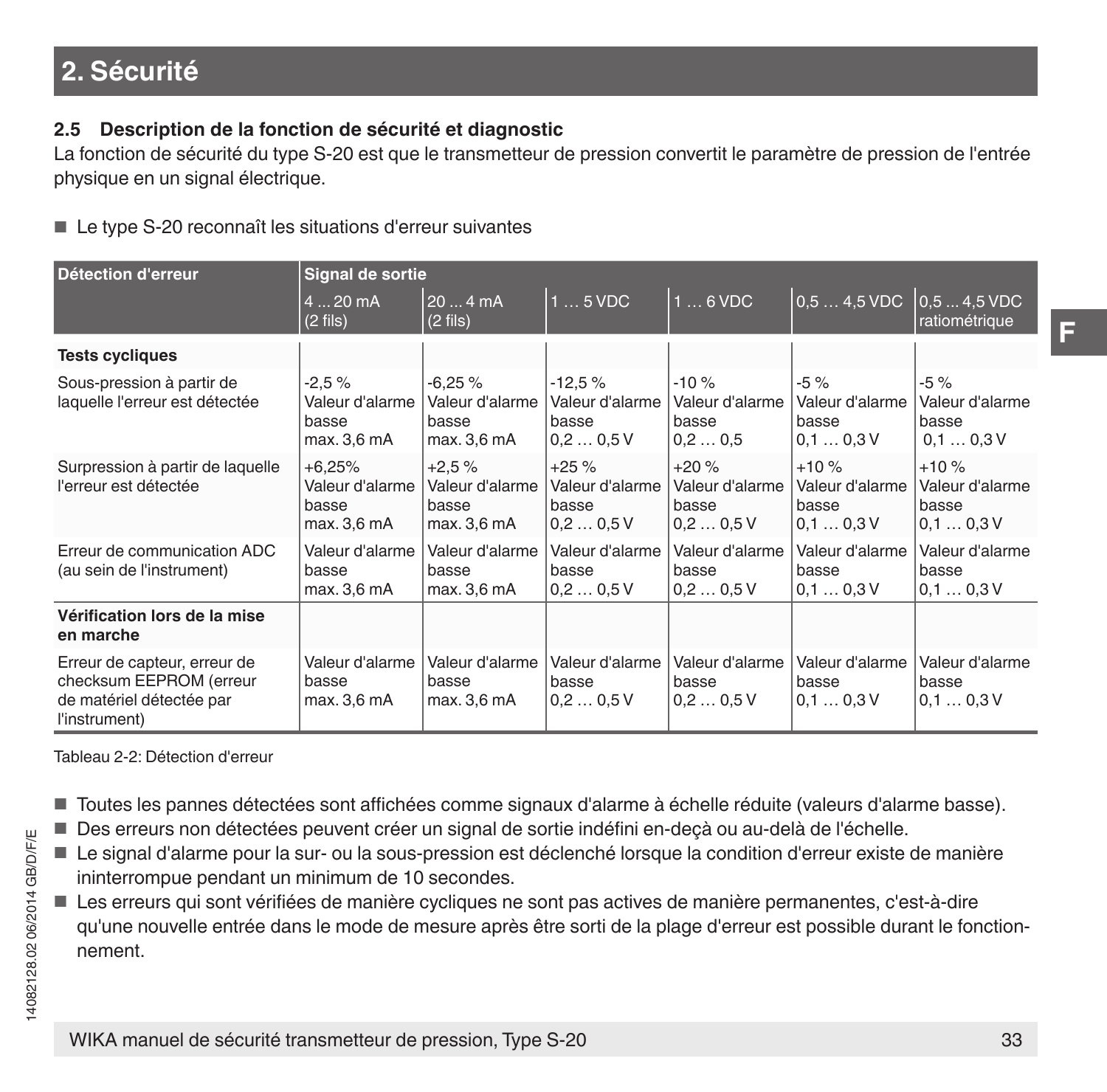## 2. Sécurité

### 2.5 Description de la fonction de sécurité et diagnostic

La fonction de sécurité du type S-20 est que le transmetteur de pression convertit le paramètre de pression de l'entrée physique en un signal électrique.

- Le type S-20 reconnaît les situations d'erreur suivantes

| Détection d'erreur | Signal de sortie | | | | | |
|---|---|---|---|---|---|---|
| | 4 ... 20 mA (2 fils) | 20 ... 4 mA (2 fils) | 1 … 5 VDC | 1 … 6 VDC | 0,5 … 4,5 VDC | 0,5 ... 4,5 VDC ratiométrique |
| **Tests cycliques** | | | | | | |
| Sous-pression à partir de laquelle l'erreur est détectée | -2,5 % Valeur d'alarme basse max. 3,6 mA | -6,25 % Valeur d'alarme basse max. 3,6 mA | -12,5 % Valeur d'alarme basse 0,2 … 0,5 V | -10 % Valeur d'alarme basse 0,2 … 0,5 | -5 % Valeur d'alarme basse 0,1 … 0,3 V | -5 % Valeur d'alarme basse 0,1 … 0,3 V |
| Surpression à partir de laquelle l'erreur est détectée | +6,25% Valeur d'alarme basse max. 3,6 mA | +2,5 % Valeur d'alarme basse max. 3,6 mA | +25 % Valeur d'alarme basse 0,2 … 0,5 V | +20 % Valeur d'alarme basse 0,2 … 0,5 V | +10 % Valeur d'alarme basse 0,1 … 0,3 V | +10 % Valeur d'alarme basse 0,1 … 0,3 V |
| Erreur de communication ADC (au sein de l'instrument) | Valeur d'alarme basse max. 3,6 mA | Valeur d'alarme basse max. 3,6 mA | Valeur d'alarme basse 0,2 … 0,5 V | Valeur d'alarme basse 0,2 … 0,5 V | Valeur d'alarme basse 0,1 … 0,3 V | Valeur d'alarme basse 0,1 … 0,3 V |
| **Vérification lors de la mise en marche** | | | | | | |
| Erreur de capteur, erreur de checksum EEPROM (erreur de matériel détectée par l'instrument) | Valeur d'alarme basse max. 3,6 mA | Valeur d'alarme basse max. 3,6 mA | Valeur d'alarme basse 0,2 … 0,5 V | Valeur d'alarme basse 0,2 … 0,5 V | Valeur d'alarme basse 0,1 … 0,3 V | Valeur d'alarme basse 0,1 … 0,3 V |

Tableau 2-2: Détection d'erreur

- Toutes les pannes détectées sont affichées comme signaux d'alarme à échelle réduite (valeurs d'alarme basse).
- Des erreurs non détectées peuvent créer un signal de sortie indéfini en-deçà ou au-delà de l'échelle.
- Le signal d'alarme pour la sur- ou la sous-pression est déclenché lorsque la condition d'erreur existe de manière ininterrompue pendant un minimum de 10 secondes.
- Les erreurs qui sont vérifiées de manière cycliques ne sont pas actives de manière permanentes, c'est-à-dire qu'une nouvelle entrée dans le mode de mesure après être sorti de la plage d'erreur est possible durant le fonctionnement.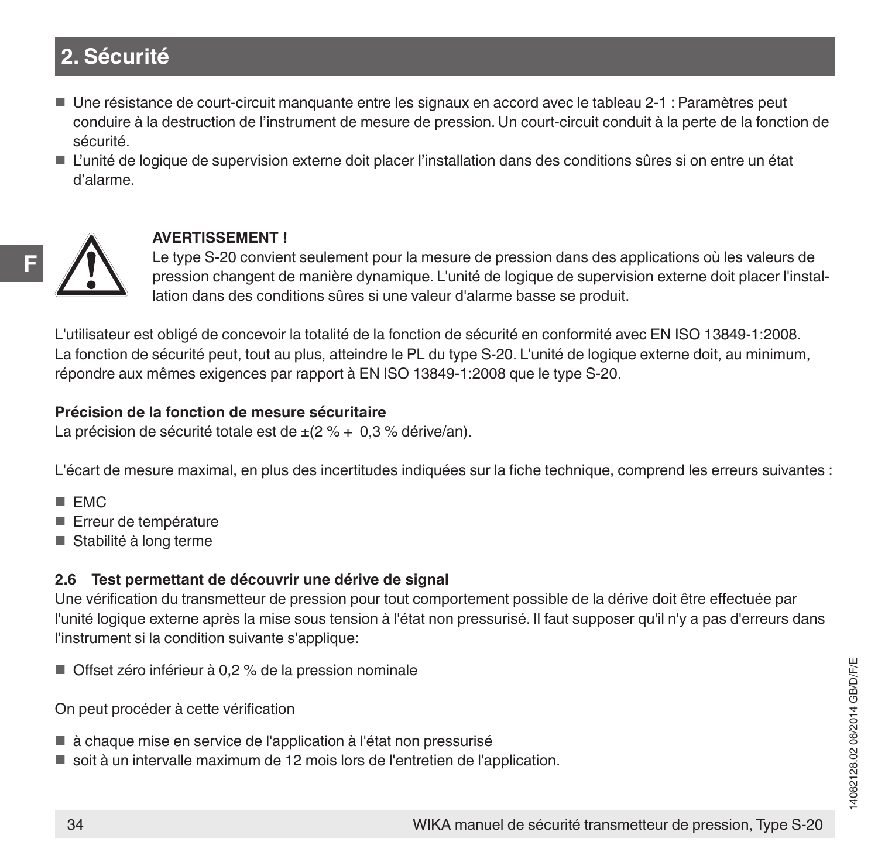## 2. Sécurité

- Une résistance de court-circuit manquante entre les signaux en accord avec le tableau 2-1 : Paramètres peut conduire à la destruction de l'instrument de mesure de pression. Un court-circuit conduit à la perte de la fonction de sécurité.
- L'unité de logique de supervision externe doit placer l'installation dans des conditions sûres si on entre un état d'alarme.

**AVERTISSEMENT !**
Le type S-20 convient seulement pour la mesure de pression dans des applications où les valeurs de pression changent de manière dynamique. L'unité de logique de supervision externe doit placer l'installation dans des conditions sûres si une valeur d'alarme basse se produit.

L'utilisateur est obligé de concevoir la totalité de la fonction de sécurité en conformité avec EN ISO 13849-1:2008. La fonction de sécurité peut, tout au plus, atteindre le PL du type S-20. L'unité de logique externe doit, au minimum, répondre aux mêmes exigences par rapport à EN ISO 13849-1:2008 que le type S-20.

**Précision de la fonction de mesure sécuritaire**
La précision de sécurité totale est de ±(2 % + 0,3 % dérive/an).

L'écart de mesure maximal, en plus des incertitudes indiquées sur la fiche technique, comprend les erreurs suivantes :

- EMC
- Erreur de température
- Stabilité à long terme

### 2.6 Test permettant de découvrir une dérive de signal

Une vérification du transmetteur de pression pour tout comportement possible de la dérive doit être effectuée par l'unité logique externe après la mise sous tension à l'état non pressurisé. Il faut supposer qu'il n'y a pas d'erreurs dans l'instrument si la condition suivante s'applique:

- Offset zéro inférieur à 0,2 % de la pression nominale

On peut procéder à cette vérification

- à chaque mise en service de l'application à l'état non pressurisé
- soit à un intervalle maximum de 12 mois lors de l'entretien de l'application.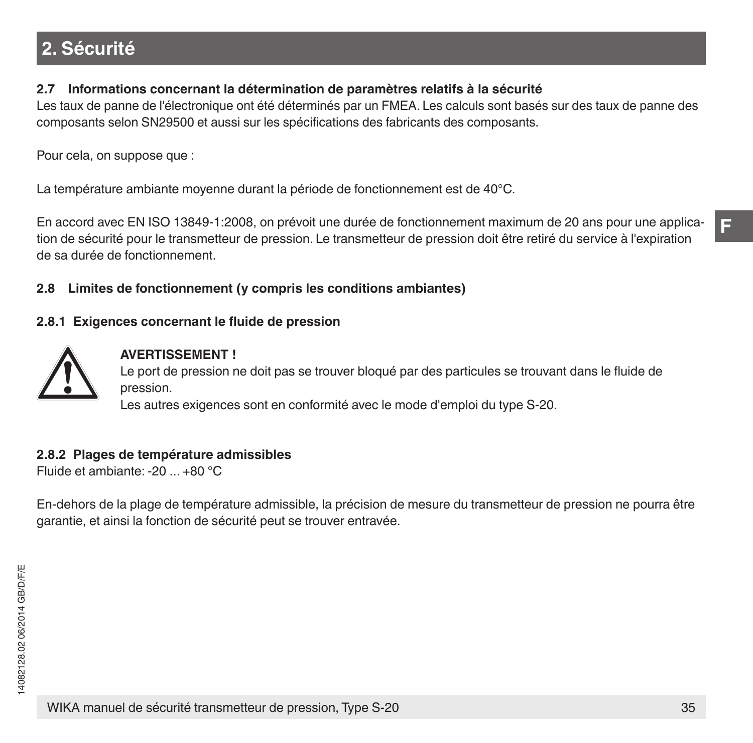## 2. Sécurité

### 2.7 Informations concernant la détermination de paramètres relatifs à la sécurité

Les taux de panne de l'électronique ont été déterminés par un FMEA. Les calculs sont basés sur des taux de panne des composants selon SN29500 et aussi sur les spécifications des fabricants des composants.

Pour cela, on suppose que :

La température ambiante moyenne durant la période de fonctionnement est de 40°C.

En accord avec EN ISO 13849-1:2008, on prévoit une durée de fonctionnement maximum de 20 ans pour une application de sécurité pour le transmetteur de pression. Le transmetteur de pression doit être retiré du service à l'expiration de sa durée de fonctionnement.

### 2.8 Limites de fonctionnement (y compris les conditions ambiantes)

#### 2.8.1 Exigences concernant le fluide de pression

**AVERTISSEMENT !**
Le port de pression ne doit pas se trouver bloqué par des particules se trouvant dans le fluide de pression.
Les autres exigences sont en conformité avec le mode d'emploi du type S-20.

#### 2.8.2 Plages de température admissibles

Fluide et ambiante: -20 ... +80 °C

En-dehors de la plage de température admissible, la précision de mesure du transmetteur de pression ne pourra être garantie, et ainsi la fonction de sécurité peut se trouver entravée.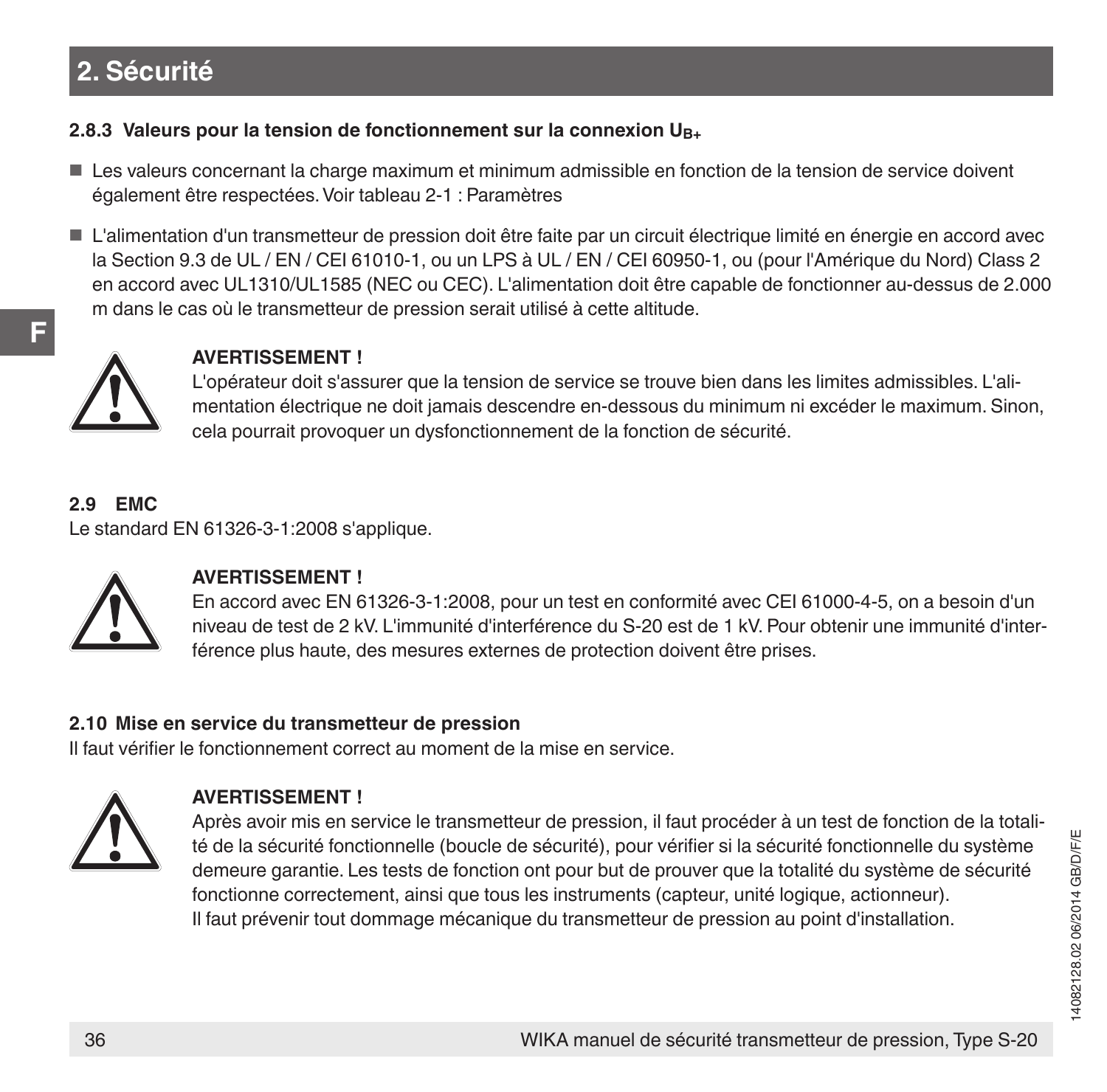### 2.8.3 Valeurs pour la tension de fonctionnement sur la connexion $U_{B+}$

- Les valeurs concernant la charge maximum et minimum admissible en fonction de la tension de service doivent également être respectées. Voir tableau 2-1 : Paramètres
- L'alimentation d'un transmetteur de pression doit être faite par un circuit électrique limité en énergie en accord avec la Section 9.3 de UL / EN / CEI 61010-1, ou un LPS à UL / EN / CEI 60950-1, ou (pour l'Amérique du Nord) Class 2 en accord avec UL1310/UL1585 (NEC ou CEC). L'alimentation doit être capable de fonctionner au-dessus de 2.000 m dans le cas où le transmetteur de pression serait utilisé à cette altitude.

**AVERTISSEMENT !**
L'opérateur doit s'assurer que la tension de service se trouve bien dans les limites admissibles. L'alimentation électrique ne doit jamais descendre en-dessous du minimum ni excéder le maximum. Sinon, cela pourrait provoquer un dysfonctionnement de la fonction de sécurité.

### 2.9 EMC

Le standard EN 61326-3-1:2008 s'applique.

**AVERTISSEMENT !**
En accord avec EN 61326-3-1:2008, pour un test en conformité avec CEI 61000-4-5, on a besoin d'un niveau de test de 2 kV. L'immunité d'interférence du S-20 est de 1 kV. Pour obtenir une immunité d'interférence plus haute, des mesures externes de protection doivent être prises.

### 2.10 Mise en service du transmetteur de pression

Il faut vérifier le fonctionnement correct au moment de la mise en service.

**AVERTISSEMENT !**
Après avoir mis en service le transmetteur de pression, il faut procéder à un test de fonction de la totalité de la sécurité fonctionnelle (boucle de sécurité), pour vérifier si la sécurité fonctionnelle du système demeure garantie. Les tests de fonction ont pour but de prouver que la totalité du système de sécurité fonctionne correctement, ainsi que tous les instruments (capteur, unité logique, actionneur).
Il faut prévenir tout dommage mécanique du transmetteur de pression au point d'installation.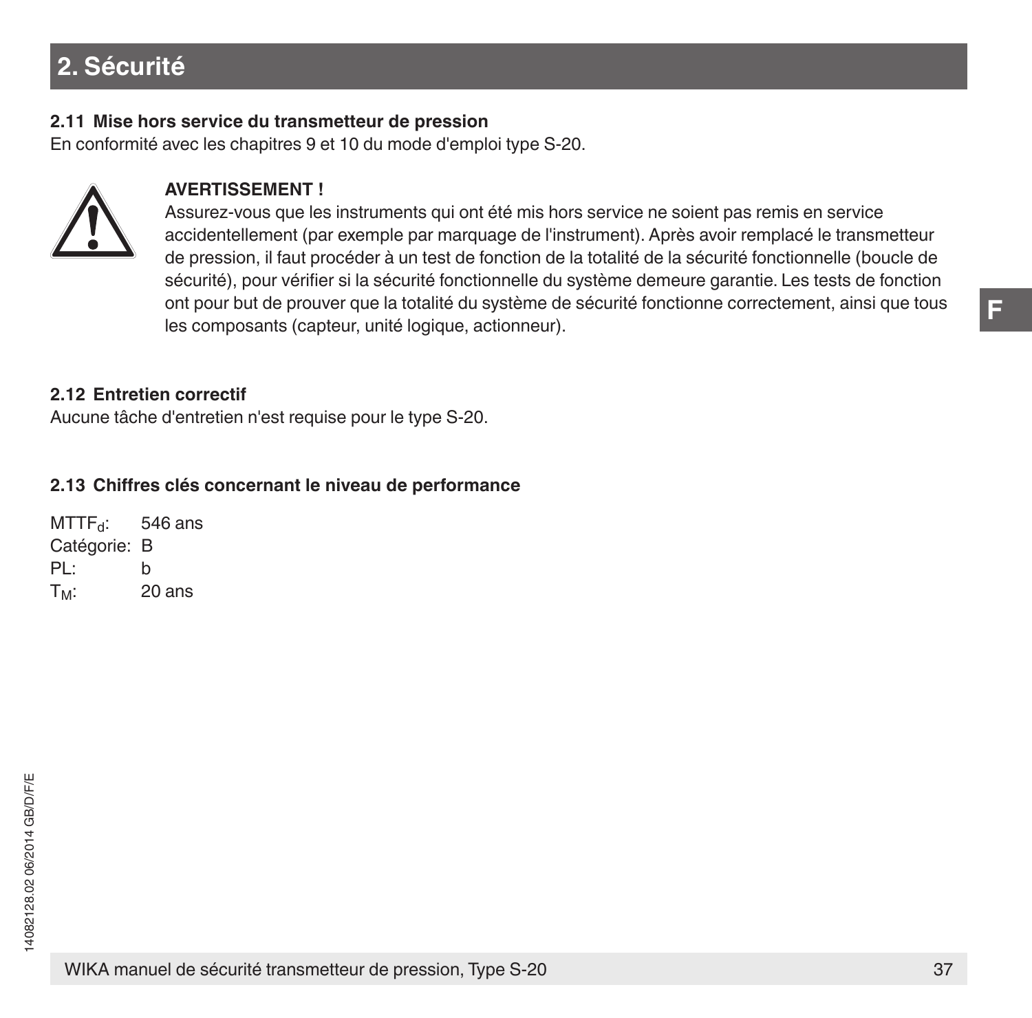## 2. Sécurité

### 2.11 Mise hors service du transmetteur de pression

En conformité avec les chapitres 9 et 10 du mode d'emploi type S-20.

**AVERTISSEMENT !**
Assurez-vous que les instruments qui ont été mis hors service ne soient pas remis en service accidentellement (par exemple par marquage de l'instrument). Après avoir remplacé le transmetteur de pression, il faut procéder à un test de fonction de la totalité de la sécurité fonctionnelle (boucle de sécurité), pour vérifier si la sécurité fonctionnelle du système demeure garantie. Les tests de fonction ont pour but de prouver que la totalité du système de sécurité fonctionne correctement, ainsi que tous les composants (capteur, unité logique, actionneur).

### 2.12 Entretien correctif

Aucune tâche d'entretien n'est requise pour le type S-20.

### 2.13 Chiffres clés concernant le niveau de performance

$MTTF_d$: 546 ans
Catégorie: B
PL: b
$T_M$: 20 ans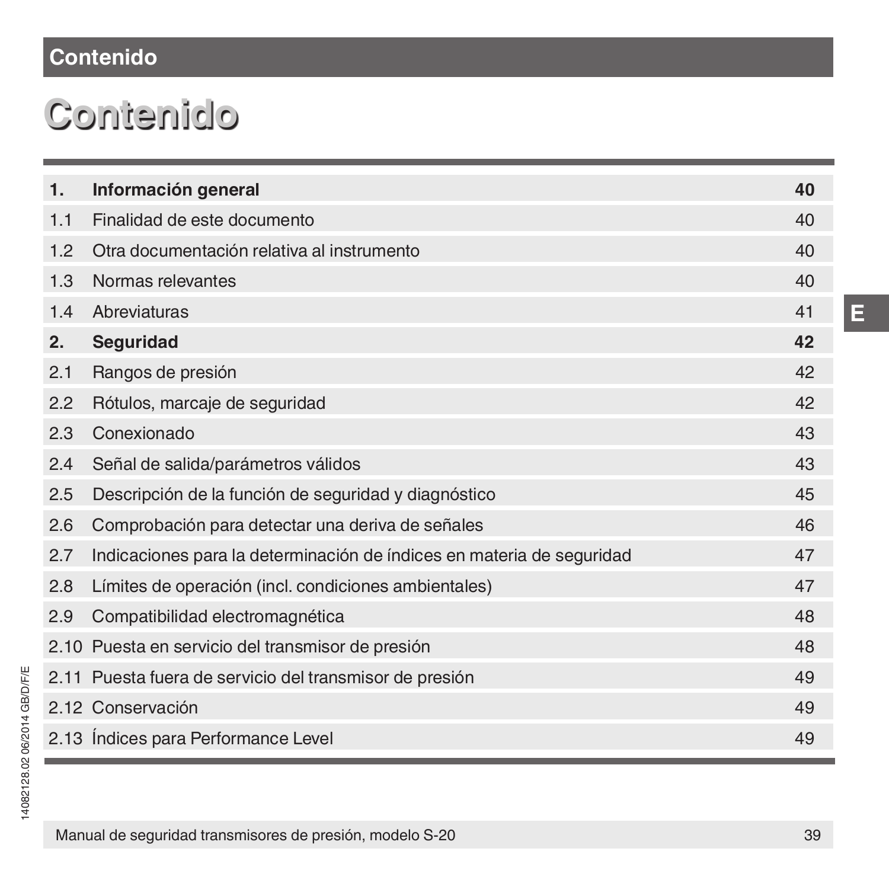# Contenido

| | | |
|---|---|---|
| **1.** | **Información general** | **40** |
| 1.1 | Finalidad de este documento | 40 |
| 1.2 | Otra documentación relativa al instrumento | 40 |
| 1.3 | Normas relevantes | 40 |
| 1.4 | Abreviaturas | 41 |
| **2.** | **Seguridad** | **42** |
| 2.1 | Rangos de presión | 42 |
| 2.2 | Rótulos, marcaje de seguridad | 42 |
| 2.3 | Conexionado | 43 |
| 2.4 | Señal de salida/parámetros válidos | 43 |
| 2.5 | Descripción de la función de seguridad y diagnóstico | 45 |
| 2.6 | Comprobación para detectar una deriva de señales | 46 |
| 2.7 | Indicaciones para la determinación de índices en materia de seguridad | 47 |
| 2.8 | Límites de operación (incl. condiciones ambientales) | 47 |
| 2.9 | Compatibilidad electromagnética | 48 |
| 2.10 | Puesta en servicio del transmisor de presión | 48 |
| 2.11 | Puesta fuera de servicio del transmisor de presión | 49 |
| 2.12 | Conservación | 49 |
| 2.13 | Índices para Performance Level | 49 |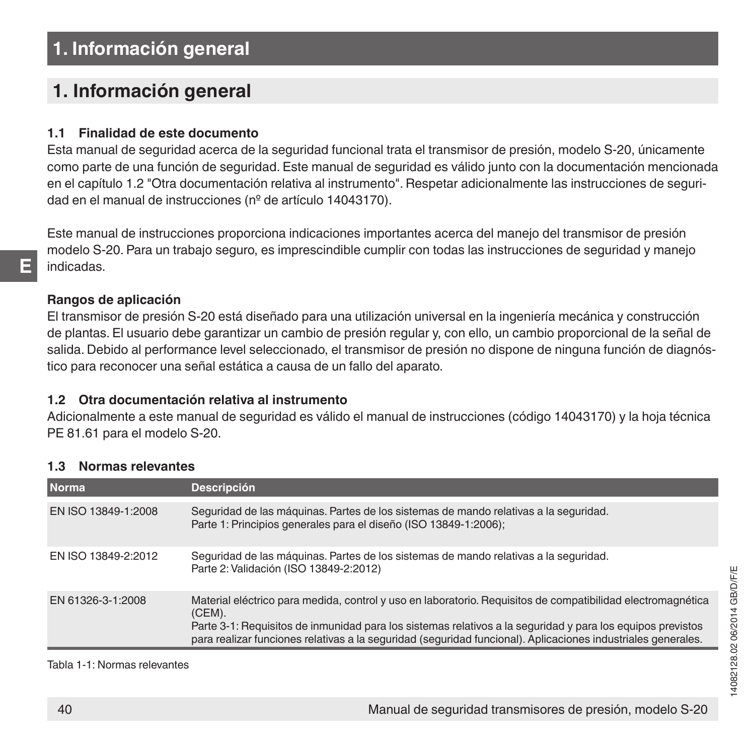# 1. Información general

## 1. Información general

### 1.1 Finalidad de este documento

Esta manual de seguridad acerca de la seguridad funcional trata el transmisor de presión, modelo S-20, únicamente como parte de una función de seguridad. Este manual de seguridad es válido junto con la documentación mencionada en el capítulo 1.2 "Otra documentación relativa al instrumento". Respetar adicionalmente las instrucciones de seguridad en el manual de instrucciones (nº de artículo 14043170).

Este manual de instrucciones proporciona indicaciones importantes acerca del manejo del transmisor de presión modelo S-20. Para un trabajo seguro, es imprescindible cumplir con todas las instrucciones de seguridad y manejo indicadas.

**Rangos de aplicación**

El transmisor de presión S-20 está diseñado para una utilización universal en la ingeniería mecánica y construcción de plantas. El usuario debe garantizar un cambio de presión regular y, con ello, un cambio proporcional de la señal de salida. Debido al performance level seleccionado, el transmisor de presión no dispone de ninguna función de diagnóstico para reconocer una señal estática a causa de un fallo del aparato.

### 1.2 Otra documentación relativa al instrumento

Adicionalmente a este manual de seguridad es válido el manual de instrucciones (código 14043170) y la hoja técnica PE 81.61 para el modelo S-20.

### 1.3 Normas relevantes

| Norma | Descripción |
|---|---|
| EN ISO 13849-1:2008 | Seguridad de las máquinas. Partes de los sistemas de mando relativas a la seguridad.<br>Parte 1: Principios generales para el diseño (ISO 13849-1:2006); |
| EN ISO 13849-2:2012 | Seguridad de las máquinas. Partes de los sistemas de mando relativas a la seguridad.<br>Parte 2: Validación (ISO 13849-2:2012) |
| EN 61326-3-1:2008 | Material eléctrico para medida, control y uso en laboratorio. Requisitos de compatibilidad electromagnética (CEM).<br>Parte 3-1: Requisitos de inmunidad para los sistemas relativos a la seguridad y para los equipos previstos para realizar funciones relativas a la seguridad (seguridad funcional). Aplicaciones industriales generales. |

Tabla 1-1: Normas relevantes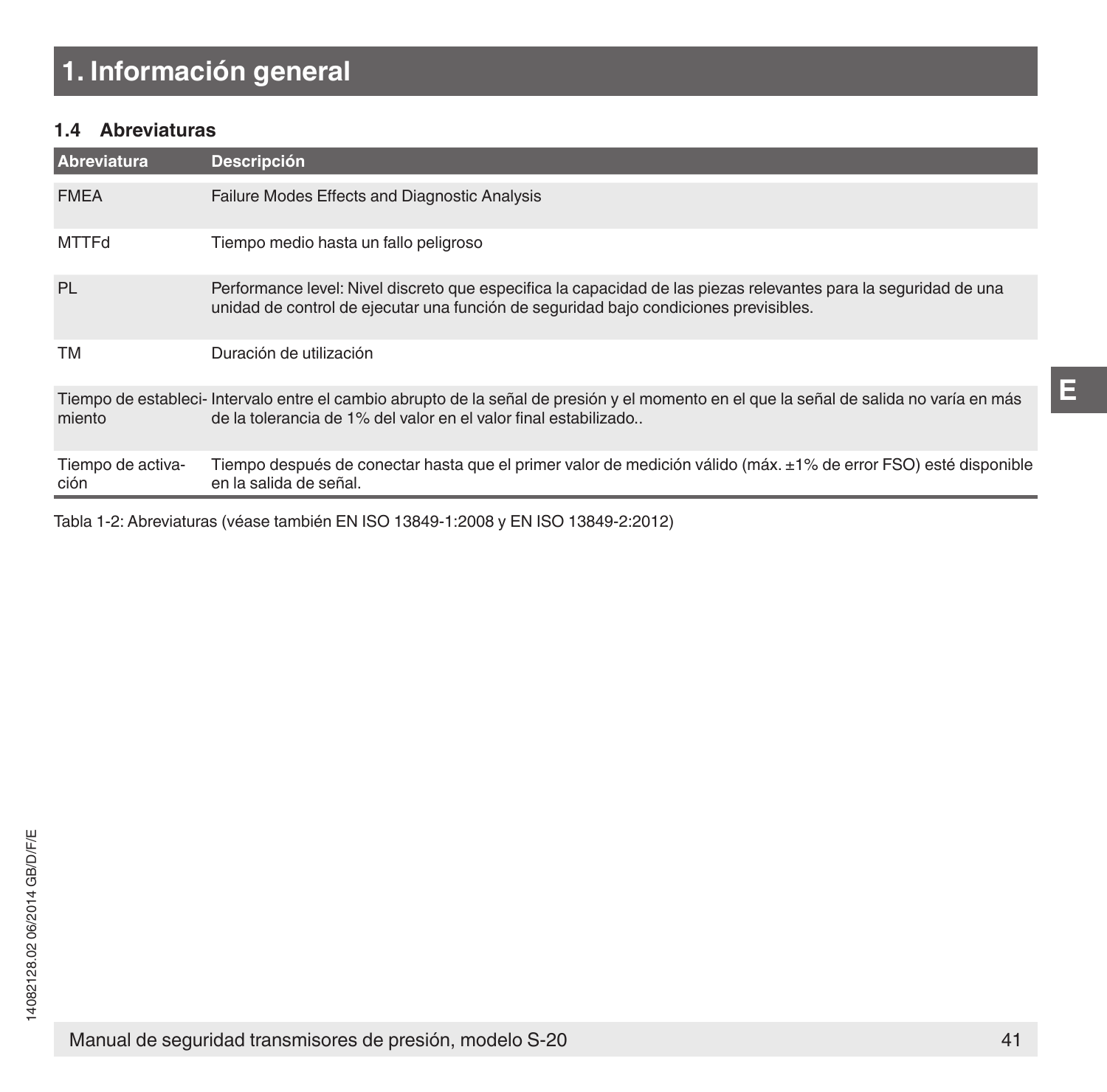# 1. Información general

## 1.4 Abreviaturas

| Abreviatura | Descripción |
|---|---|
| FMEA | Failure Modes Effects and Diagnostic Analysis |
| MTTFd | Tiempo medio hasta un fallo peligroso |
| PL | Performance level: Nivel discreto que especifica la capacidad de las piezas relevantes para la seguridad de una unidad de control de ejecutar una función de seguridad bajo condiciones previsibles. |
| TM | Duración de utilización |
| Tiempo de estableci­miento | Intervalo entre el cambio abrupto de la señal de presión y el momento en el que la señal de salida no varía en más de la tolerancia de 1% del valor en el valor final estabilizado.. |
| Tiempo de activa­ción | Tiempo después de conectar hasta que el primer valor de medición válido (máx. ±1% de error FSO) esté disponible en la salida de señal. |

Tabla 1-2: Abreviaturas (véase también EN ISO 13849-1:2008 y EN ISO 13849-2:2012)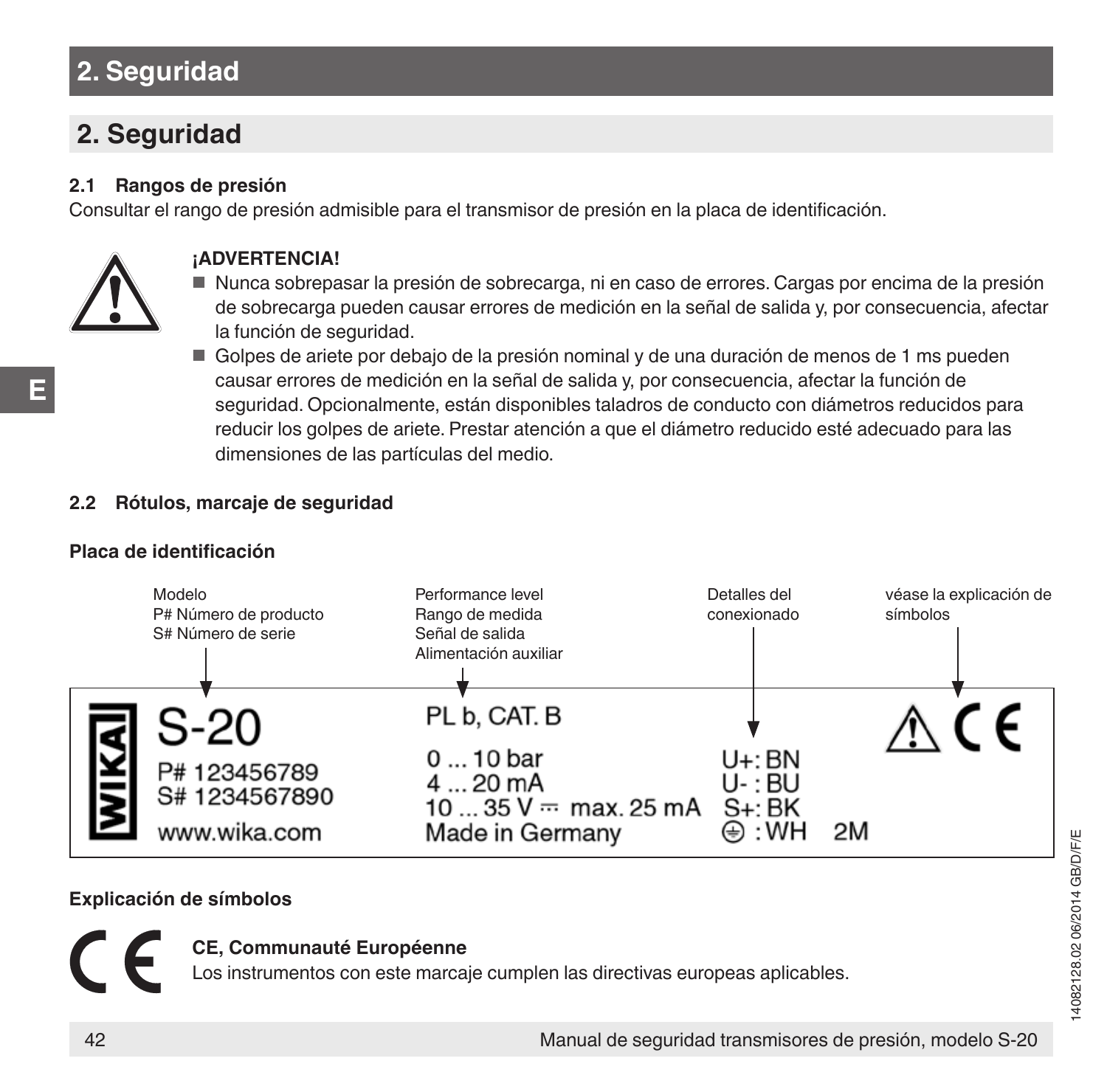# 2. Seguridad

## 2. Seguridad

### 2.1 Rangos de presión

Consultar el rango de presión admisible para el transmisor de presión en la placa de identificación.

**¡ADVERTENCIA!**

- Nunca sobrepasar la presión de sobrecarga, ni en caso de errores. Cargas por encima de la presión de sobrecarga pueden causar errores de medición en la señal de salida y, por consecuencia, afectar la función de seguridad.
- Golpes de ariete por debajo de la presión nominal y de una duración de menos de 1 ms pueden causar errores de medición en la señal de salida y, por consecuencia, afectar la función de seguridad. Opcionalmente, están disponibles taladros de conducto con diámetros reducidos para reducir los golpes de ariete. Prestar atención a que el diámetro reducido esté adecuado para las dimensiones de las partículas del medio.

### 2.2 Rótulos, marcaje de seguridad

**Placa de identificación**

Modelo
P# Número de producto
S# Número de serie

Performance level
Rango de medida
Señal de salida
Alimentación auxiliar

Detalles del conexionado

véase la explicación de símbolos

WIKA
S-20
P# 123456789
S# 1234567890
www.wika.com

PL b, CAT. B
0 ... 10 bar
4 ... 20 mA
10 ... 35 V ⎓ max. 25 mA
Made in Germany

U+: BN
U- : BU
S+: BK
⏚ : WH 2M

⚠ CE

**Explicación de símbolos**

**CE, Communauté Européenne**
Los instrumentos con este marcaje cumplen las directivas europeas aplicables.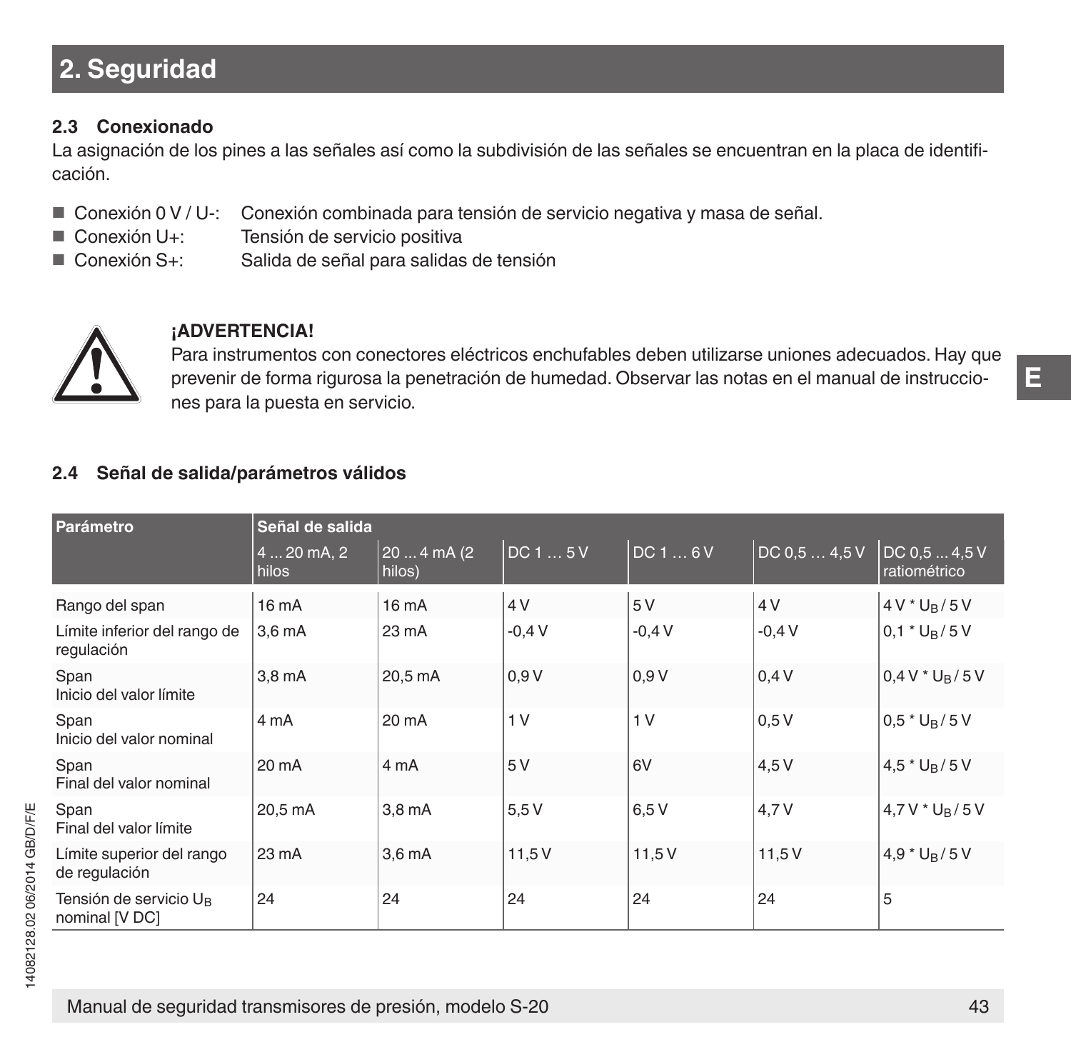## 2. Seguridad

### 2.3 Conexionado

La asignación de los pines a las señales así como la subdivisión de las señales se encuentran en la placa de identificación.

- Conexión 0 V / U-: Conexión combinada para tensión de servicio negativa y masa de señal.
- Conexión U+: Tensión de servicio positiva
- Conexión S+: Salida de señal para salidas de tensión

**¡ADVERTENCIA!**
Para instrumentos con conectores eléctricos enchufables deben utilizarse uniones adecuados. Hay que prevenir de forma rigurosa la penetración de humedad. Observar las notas en el manual de instrucciones para la puesta en servicio.

### 2.4 Señal de salida/parámetros válidos

| Parámetro | Señal de salida | | | | | |
|---|---|---|---|---|---|---|
| | 4 ... 20 mA, 2 hilos | 20 ... 4 mA (2 hilos) | DC 1 … 5 V | DC 1 … 6 V | DC 0,5 … 4,5 V | DC 0,5 ... 4,5 V ratiométrico |
| Rango del span | 16 mA | 16 mA | 4 V | 5 V | 4 V | 4 V * $U_B$ / 5 V |
| Límite inferior del rango de regulación | 3,6 mA | 23 mA | -0,4 V | -0,4 V | -0,4 V | 0,1 * $U_B$ / 5 V |
| Span Inicio del valor límite | 3,8 mA | 20,5 mA | 0,9 V | 0,9 V | 0,4 V | 0,4 V * $U_B$ / 5 V |
| Span Inicio del valor nominal | 4 mA | 20 mA | 1 V | 1 V | 0,5 V | 0,5 * $U_B$ / 5 V |
| Span Final del valor nominal | 20 mA | 4 mA | 5 V | 6V | 4,5 V | 4,5 * $U_B$ / 5 V |
| Span Final del valor límite | 20,5 mA | 3,8 mA | 5,5 V | 6,5 V | 4,7 V | 4,7 V * $U_B$ / 5 V |
| Límite superior del rango de regulación | 23 mA | 3,6 mA | 11,5 V | 11,5 V | 11,5 V | 4,9 * $U_B$ / 5 V |
| Tensión de servicio $U_B$ nominal [V DC] | 24 | 24 | 24 | 24 | 24 | 5 |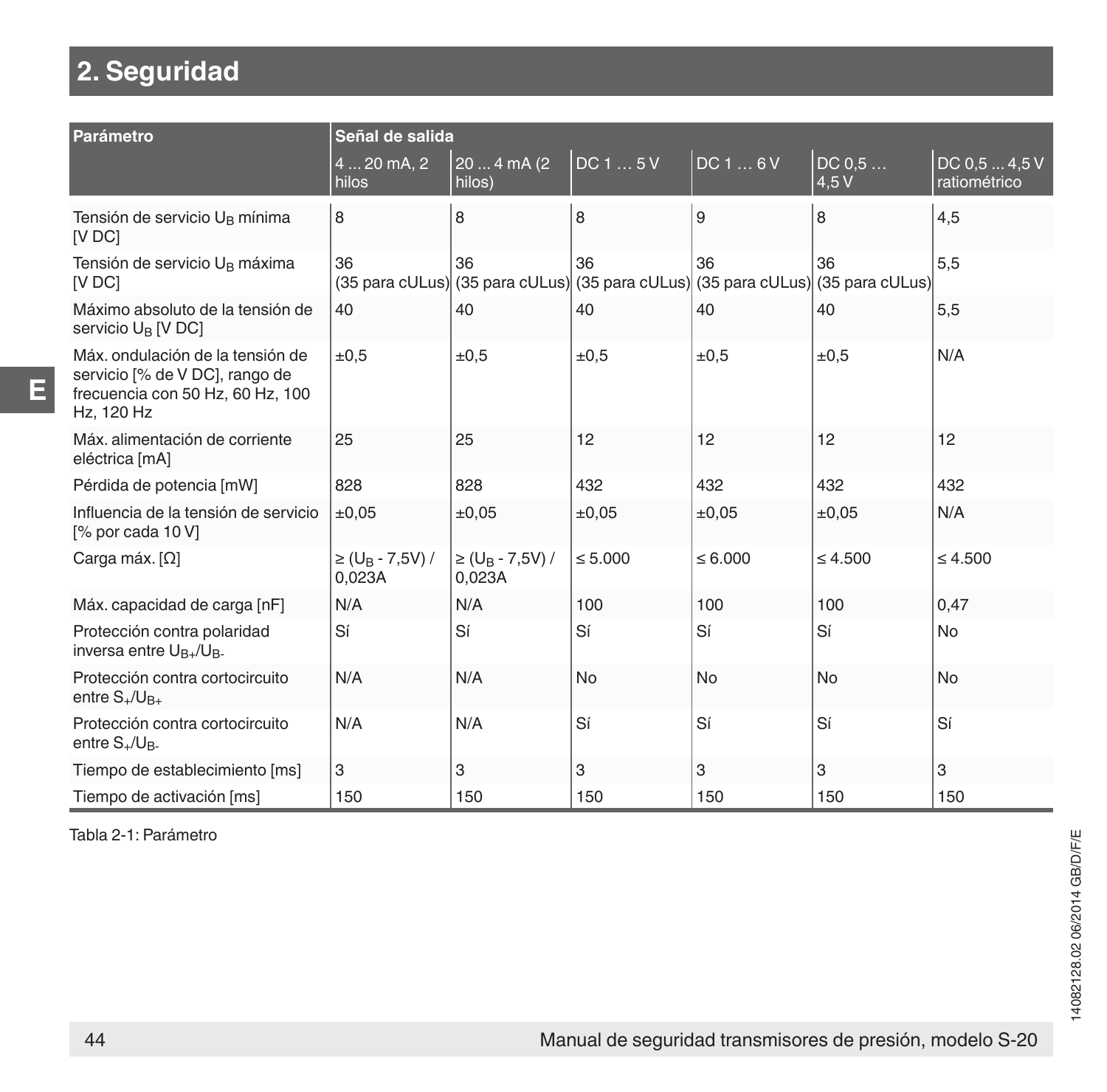## 2. Seguridad

| Parámetro | Señal de salida | | | | | |
|---|---|---|---|---|---|---|
| | 4 ... 20 mA, 2 hilos | 20 ... 4 mA (2 hilos) | DC 1 … 5 V | DC 1 … 6 V | DC 0,5 … 4,5 V | DC 0,5 ... 4,5 V ratiométrico |
| Tensión de servicio $U_B$ mínima [V DC] | 8 | 8 | 8 | 9 | 8 | 4,5 |
| Tensión de servicio $U_B$ máxima [V DC] | 36 (35 para cULus) | 36 (35 para cULus) | 36 (35 para cULus) | 36 (35 para cULus) | 36 (35 para cULus) | 5,5 |
| Máximo absoluto de la tensión de servicio $U_B$ [V DC] | 40 | 40 | 40 | 40 | 40 | 5,5 |
| Máx. ondulación de la tensión de servicio [% de V DC], rango de frecuencia con 50 Hz, 60 Hz, 100 Hz, 120 Hz | ±0,5 | ±0,5 | ±0,5 | ±0,5 | ±0,5 | N/A |
| Máx. alimentación de corriente eléctrica [mA] | 25 | 25 | 12 | 12 | 12 | 12 |
| Pérdida de potencia [mW] | 828 | 828 | 432 | 432 | 432 | 432 |
| Influencia de la tensión de servicio [% por cada 10 V] | ±0,05 | ±0,05 | ±0,05 | ±0,05 | ±0,05 | N/A |
| Carga máx. [Ω] | ≥ ($U_B$ - 7,5V) / 0,023A | ≥ ($U_B$ - 7,5V) / 0,023A | ≤ 5.000 | ≤ 6.000 | ≤ 4.500 | ≤ 4.500 |
| Máx. capacidad de carga [nF] | N/A | N/A | 100 | 100 | 100 | 0,47 |
| Protección contra polaridad inversa entre $U_{B+}$/$U_{B-}$ | Sí | Sí | Sí | Sí | Sí | No |
| Protección contra cortocircuito entre $S_+$/$U_{B+}$ | N/A | N/A | No | No | No | No |
| Protección contra cortocircuito entre $S_+$/$U_{B-}$ | N/A | N/A | Sí | Sí | Sí | Sí |
| Tiempo de establecimiento [ms] | 3 | 3 | 3 | 3 | 3 | 3 |
| Tiempo de activación [ms] | 150 | 150 | 150 | 150 | 150 | 150 |

Tabla 2-1: Parámetro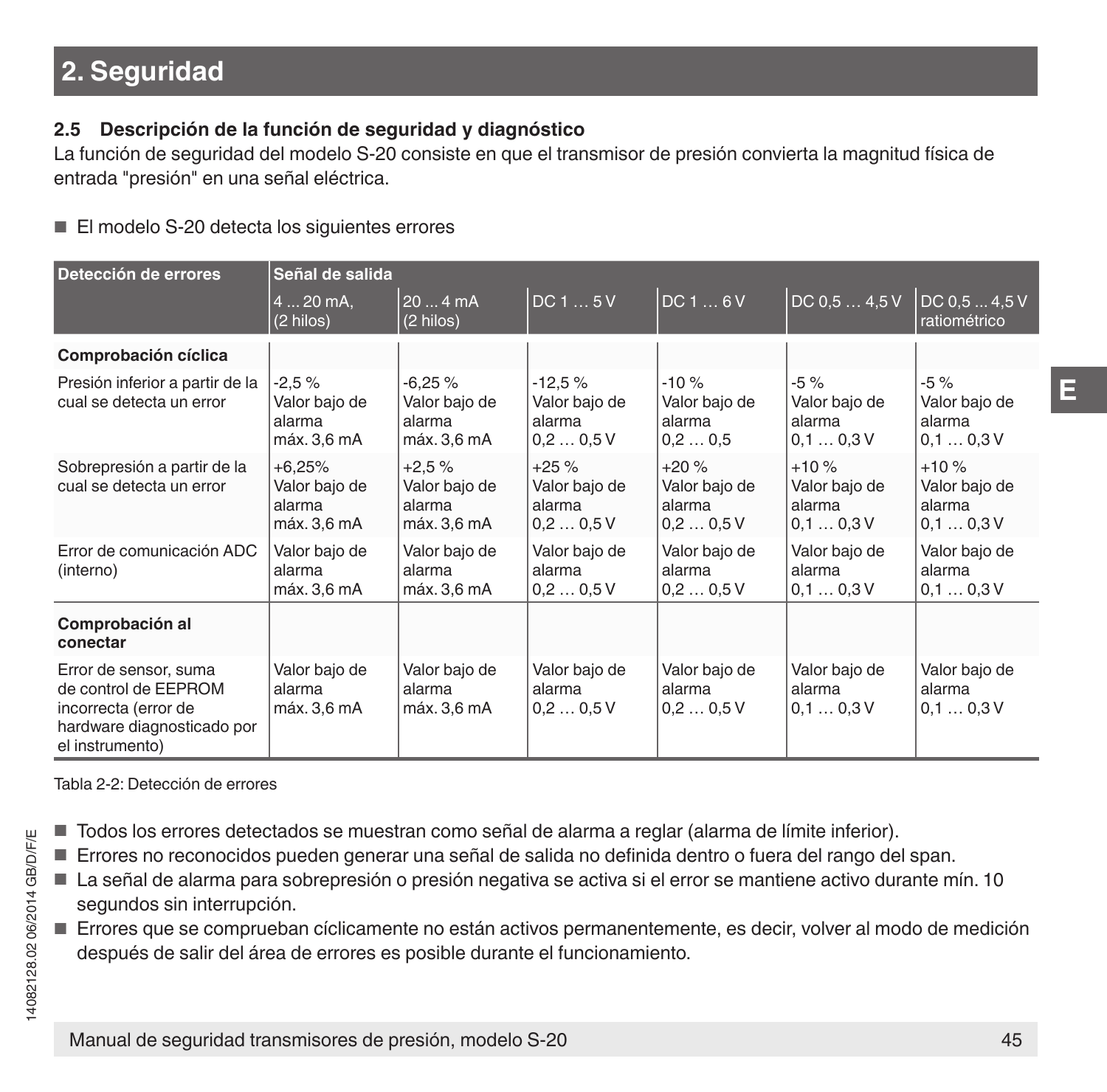## 2. Seguridad

### 2.5 Descripción de la función de seguridad y diagnóstico

La función de seguridad del modelo S-20 consiste en que el transmisor de presión convierta la magnitud física de entrada "presión" en una señal eléctrica.

- El modelo S-20 detecta los siguientes errores

| Detección de errores | Señal de salida | | | | | |
|---|---|---|---|---|---|---|
| | 4 ... 20 mA, (2 hilos) | 20 ... 4 mA (2 hilos) | DC 1 … 5 V | DC 1 … 6 V | DC 0,5 … 4,5 V | DC 0,5 ... 4,5 V ratiométrico |
| **Comprobación cíclica** | | | | | | |
| Presión inferior a partir de la cual se detecta un error | -2,5 % Valor bajo de alarma máx. 3,6 mA | -6,25 % Valor bajo de alarma máx. 3,6 mA | -12,5 % Valor bajo de alarma 0,2 … 0,5 V | -10 % Valor bajo de alarma 0,2 … 0,5 | -5 % Valor bajo de alarma 0,1 … 0,3 V | -5 % Valor bajo de alarma 0,1 … 0,3 V |
| Sobrepresión a partir de la cual se detecta un error | +6,25% Valor bajo de alarma máx. 3,6 mA | +2,5 % Valor bajo de alarma máx. 3,6 mA | +25 % Valor bajo de alarma 0,2 … 0,5 V | +20 % Valor bajo de alarma 0,2 … 0,5 V | +10 % Valor bajo de alarma 0,1 … 0,3 V | +10 % Valor bajo de alarma 0,1 … 0,3 V |
| Error de comunicación ADC (interno) | Valor bajo de alarma máx. 3,6 mA | Valor bajo de alarma máx. 3,6 mA | Valor bajo de alarma 0,2 … 0,5 V | Valor bajo de alarma 0,2 … 0,5 V | Valor bajo de alarma 0,1 … 0,3 V | Valor bajo de alarma 0,1 … 0,3 V |
| **Comprobación al conectar** | | | | | | |
| Error de sensor, suma de control de EEPROM incorrecta (error de hardware diagnosticado por el instrumento) | Valor bajo de alarma máx. 3,6 mA | Valor bajo de alarma máx. 3,6 mA | Valor bajo de alarma 0,2 … 0,5 V | Valor bajo de alarma 0,2 … 0,5 V | Valor bajo de alarma 0,1 … 0,3 V | Valor bajo de alarma 0,1 … 0,3 V |

Tabla 2-2: Detección de errores

- Todos los errores detectados se muestran como señal de alarma a reglar (alarma de límite inferior).
- Errores no reconocidos pueden generar una señal de salida no definida dentro o fuera del rango del span.
- La señal de alarma para sobrepresión o presión negativa se activa si el error se mantiene activo durante mín. 10 segundos sin interrupción.
- Errores que se comprueban cíclicamente no están activos permanentemente, es decir, volver al modo de medición después de salir del área de errores es posible durante el funcionamiento.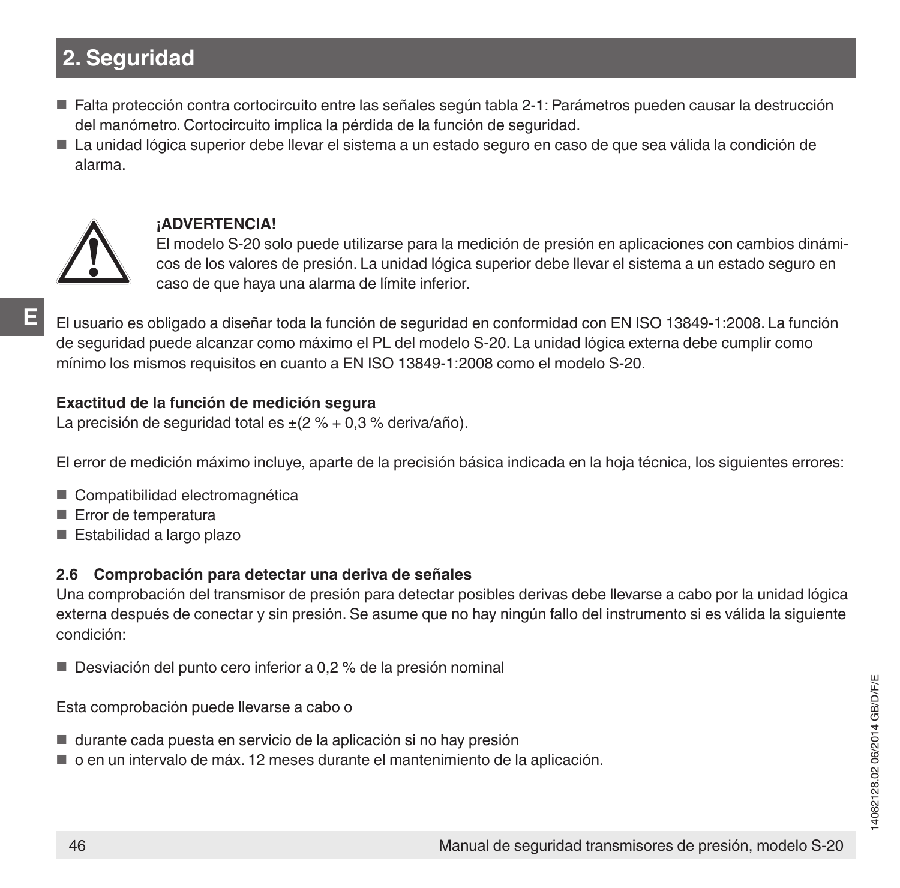## 2. Seguridad

- Falta protección contra cortocircuito entre las señales según tabla 2-1: Parámetros pueden causar la destrucción del manómetro. Cortocircuito implica la pérdida de la función de seguridad.
- La unidad lógica superior debe llevar el sistema a un estado seguro en caso de que sea válida la condición de alarma.

**¡ADVERTENCIA!**
El modelo S-20 solo puede utilizarse para la medición de presión en aplicaciones con cambios dinámicos de los valores de presión. La unidad lógica superior debe llevar el sistema a un estado seguro en caso de que haya una alarma de límite inferior.

El usuario es obligado a diseñar toda la función de seguridad en conformidad con EN ISO 13849-1:2008. La función de seguridad puede alcanzar como máximo el PL del modelo S-20. La unidad lógica externa debe cumplir como mínimo los mismos requisitos en cuanto a EN ISO 13849-1:2008 como el modelo S-20.

**Exactitud de la función de medición segura**
La precisión de seguridad total es ±(2 % + 0,3 % deriva/año).

El error de medición máximo incluye, aparte de la precisión básica indicada en la hoja técnica, los siguientes errores:

- Compatibilidad electromagnética
- Error de temperatura
- Estabilidad a largo plazo

### 2.6 Comprobación para detectar una deriva de señales

Una comprobación del transmisor de presión para detectar posibles derivas debe llevarse a cabo por la unidad lógica externa después de conectar y sin presión. Se asume que no hay ningún fallo del instrumento si es válida la siguiente condición:

- Desviación del punto cero inferior a 0,2 % de la presión nominal

Esta comprobación puede llevarse a cabo o

- durante cada puesta en servicio de la aplicación si no hay presión
- o en un intervalo de máx. 12 meses durante el mantenimiento de la aplicación.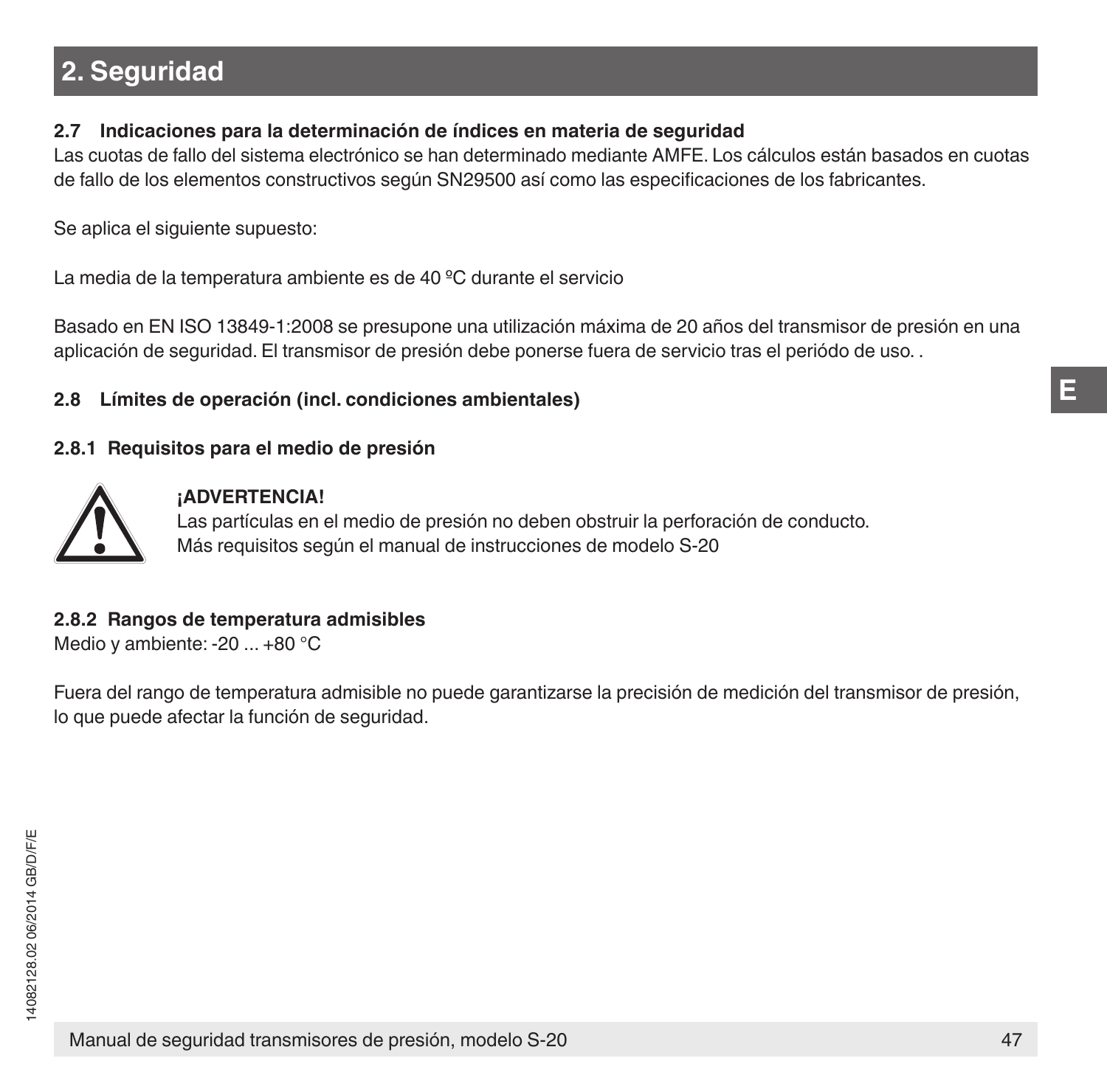# 2. Seguridad

### 2.7 Indicaciones para la determinación de índices en materia de seguridad

Las cuotas de fallo del sistema electrónico se han determinado mediante AMFE. Los cálculos están basados en cuotas de fallo de los elementos constructivos según SN29500 así como las especificaciones de los fabricantes.

Se aplica el siguiente supuesto:

La media de la temperatura ambiente es de 40 ºC durante el servicio

Basado en EN ISO 13849-1:2008 se presupone una utilización máxima de 20 años del transmisor de presión en una aplicación de seguridad. El transmisor de presión debe ponerse fuera de servicio tras el periódo de uso. .

### 2.8 Límites de operación (incl. condiciones ambientales)

#### 2.8.1 Requisitos para el medio de presión

**¡ADVERTENCIA!**
Las partículas en el medio de presión no deben obstruir la perforación de conducto.
Más requisitos según el manual de instrucciones de modelo S-20

#### 2.8.2 Rangos de temperatura admisibles

Medio y ambiente: -20 ... +80 °C

Fuera del rango de temperatura admisible no puede garantizarse la precisión de medición del transmisor de presión, lo que puede afectar la función de seguridad.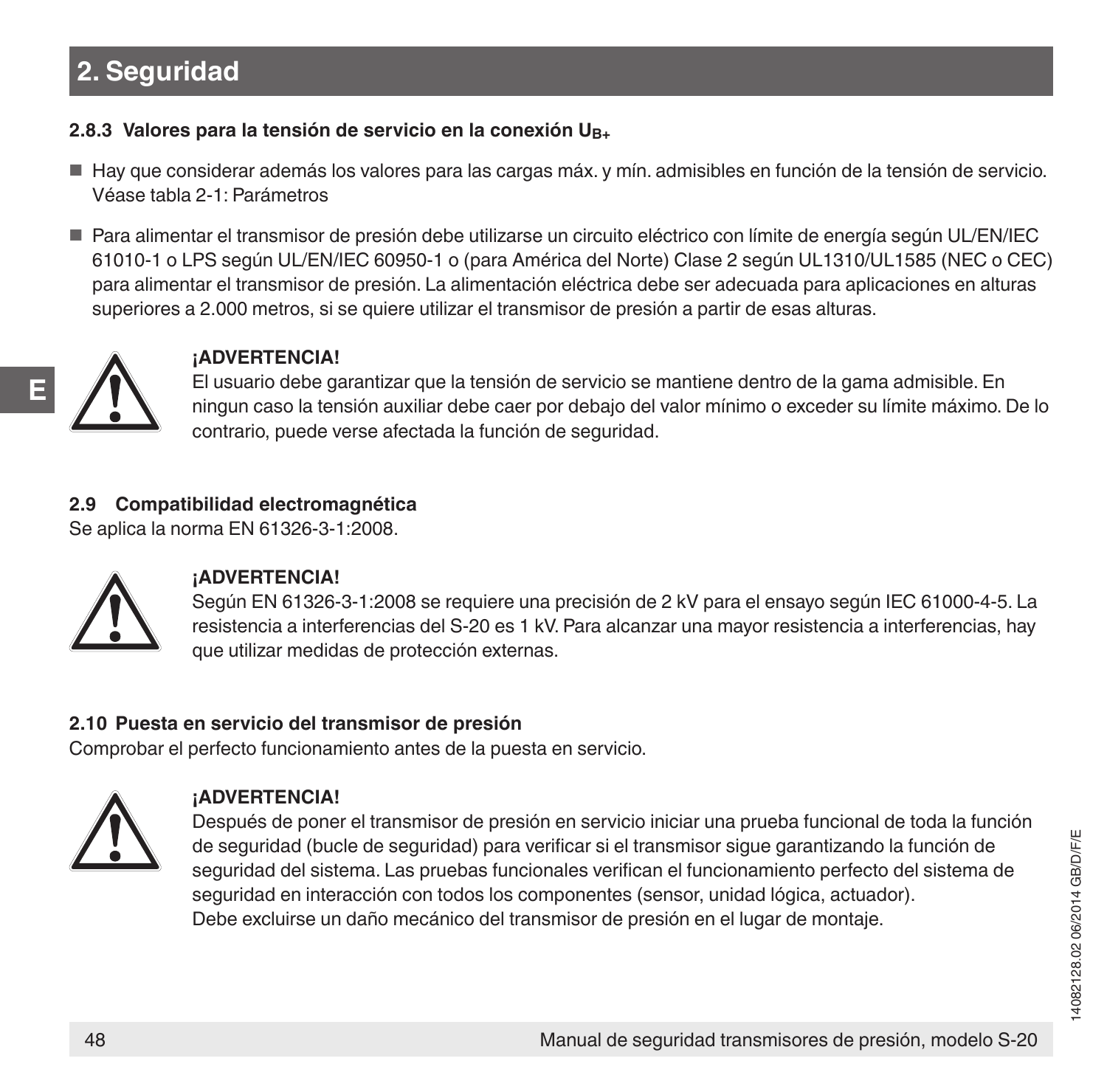# 2. Seguridad

### 2.8.3 Valores para la tensión de servicio en la conexión $U_{B+}$

- Hay que considerar además los valores para las cargas máx. y mín. admisibles en función de la tensión de servicio. Véase tabla 2-1: Parámetros
- Para alimentar el transmisor de presión debe utilizarse un circuito eléctrico con límite de energía según UL/EN/IEC 61010-1 o LPS según UL/EN/IEC 60950-1 o (para América del Norte) Clase 2 según UL1310/UL1585 (NEC o CEC) para alimentar el transmisor de presión. La alimentación eléctrica debe ser adecuada para aplicaciones en alturas superiores a 2.000 metros, si se quiere utilizar el transmisor de presión a partir de esas alturas.

**¡ADVERTENCIA!**
El usuario debe garantizar que la tensión de servicio se mantiene dentro de la gama admisible. En ningun caso la tensión auxiliar debe caer por debajo del valor mínimo o exceder su límite máximo. De lo contrario, puede verse afectada la función de seguridad.

### 2.9 Compatibilidad electromagnética

Se aplica la norma EN 61326-3-1:2008.

**¡ADVERTENCIA!**
Según EN 61326-3-1:2008 se requiere una precisión de 2 kV para el ensayo según IEC 61000-4-5. La resistencia a interferencias del S-20 es 1 kV. Para alcanzar una mayor resistencia a interferencias, hay que utilizar medidas de protección externas.

### 2.10 Puesta en servicio del transmisor de presión

Comprobar el perfecto funcionamiento antes de la puesta en servicio.

**¡ADVERTENCIA!**
Después de poner el transmisor de presión en servicio iniciar una prueba funcional de toda la función de seguridad (bucle de seguridad) para verificar si el transmisor sigue garantizando la función de seguridad del sistema. Las pruebas funcionales verifican el funcionamiento perfecto del sistema de seguridad en interacción con todos los componentes (sensor, unidad lógica, actuador).
Debe excluirse un daño mecánico del transmisor de presión en el lugar de montaje.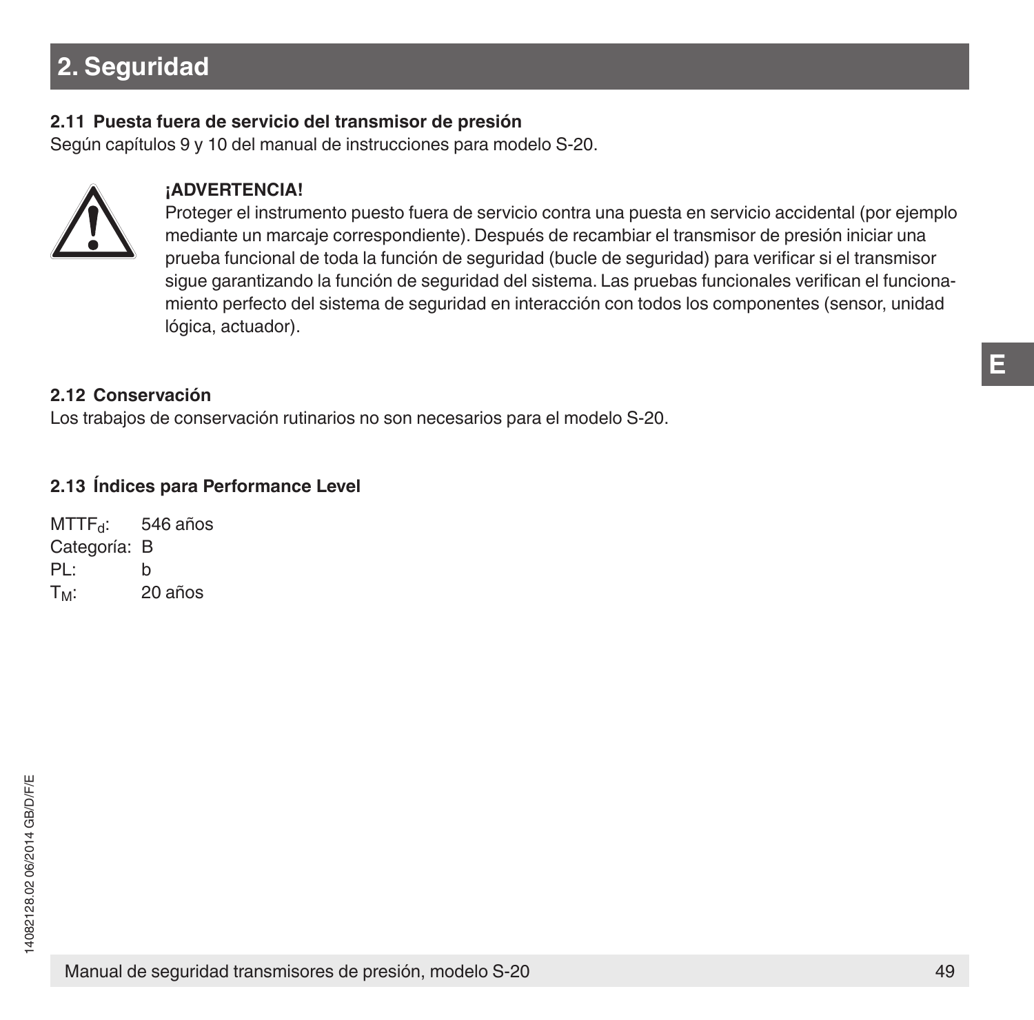# 2. Seguridad

### 2.11 Puesta fuera de servicio del transmisor de presión

Según capítulos 9 y 10 del manual de instrucciones para modelo S-20.

**¡ADVERTENCIA!**
Proteger el instrumento puesto fuera de servicio contra una puesta en servicio accidental (por ejemplo mediante un marcaje correspondiente). Después de recambiar el transmisor de presión iniciar una prueba funcional de toda la función de seguridad (bucle de seguridad) para verificar si el transmisor sigue garantizando la función de seguridad del sistema. Las pruebas funcionales verifican el funcionamiento perfecto del sistema de seguridad en interacción con todos los componentes (sensor, unidad lógica, actuador).

### 2.12 Conservación

Los trabajos de conservación rutinarios no son necesarios para el modelo S-20.

### 2.13 Índices para Performance Level

$MTTF_d$: 546 años
Categoría: B
PL: b
$T_M$: 20 años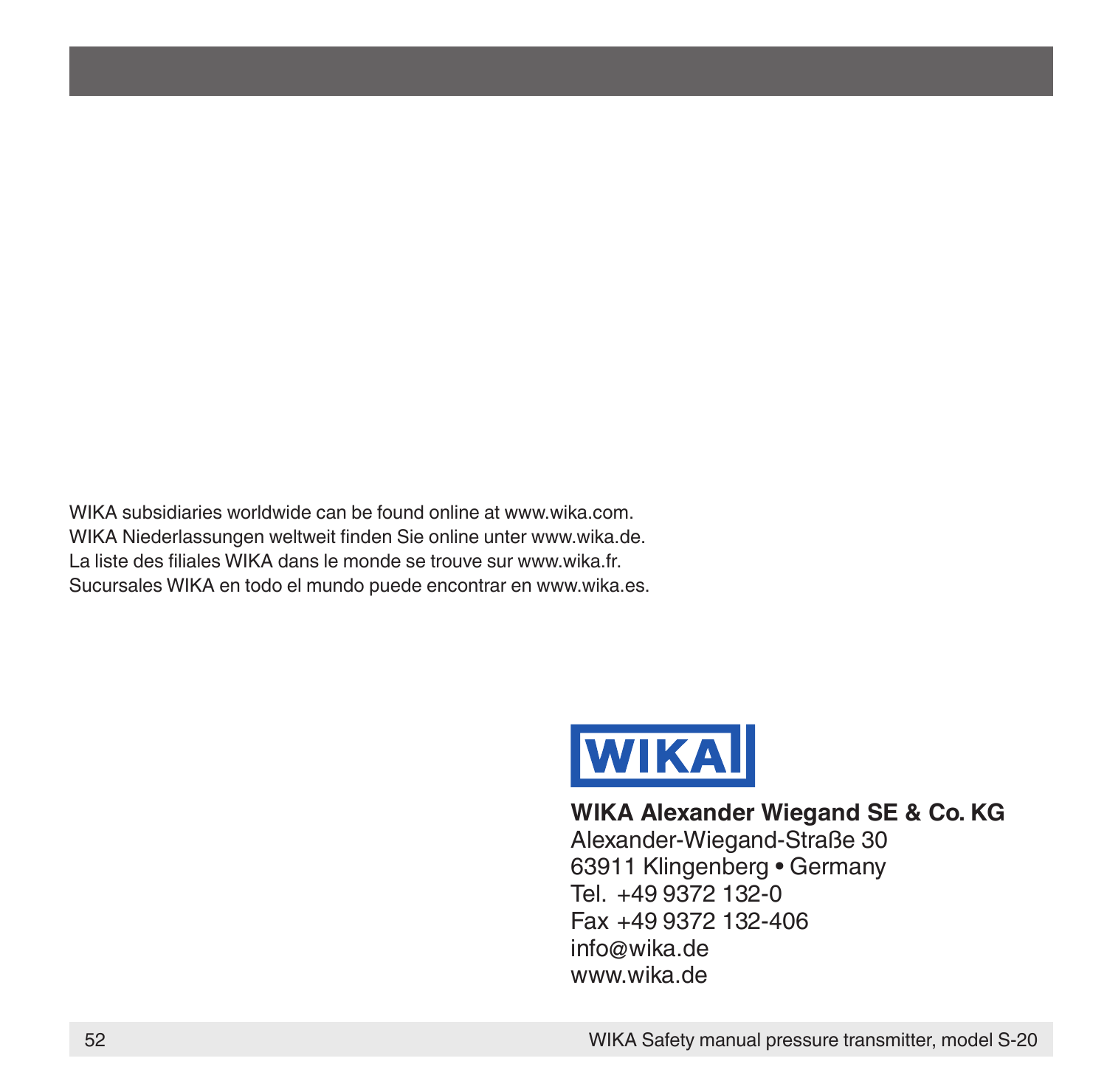WIKA subsidiaries worldwide can be found online at www.wika.com.
WIKA Niederlassungen weltweit finden Sie online unter www.wika.de.
La liste des filiales WIKA dans le monde se trouve sur www.wika.fr.
Sucursales WIKA en todo el mundo puede encontrar en www.wika.es.

WIKA

**WIKA Alexander Wiegand SE & Co. KG**
Alexander-Wiegand-Straße 30
63911 Klingenberg • Germany
Tel. +49 9372 132-0
Fax +49 9372 132-406
info@wika.de
www.wika.de